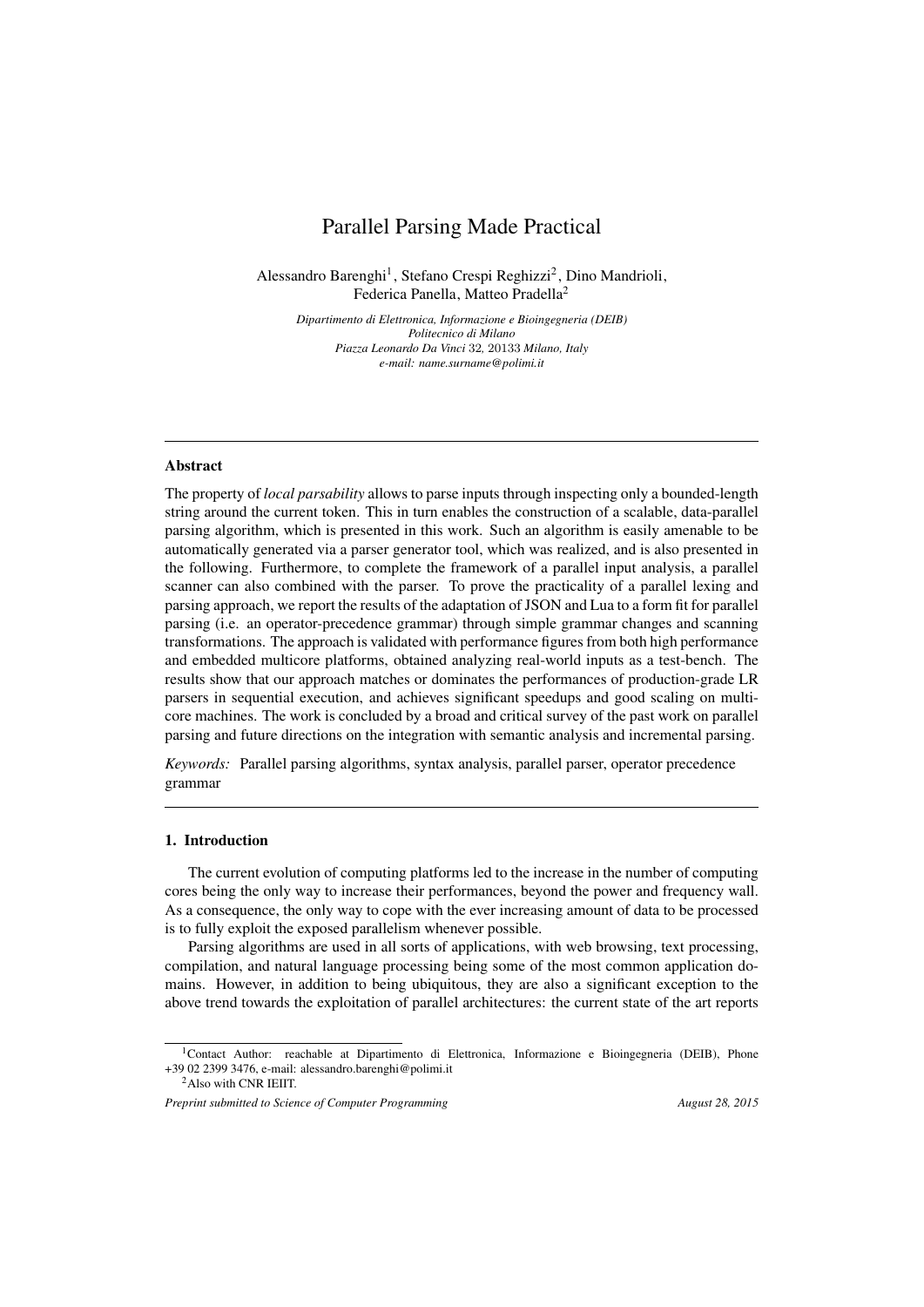# Parallel Parsing Made Practical

Alessandro Barenghi[1], Stefano Crespi Reghizzi[2], Dino Mandrioli, Federica Panella, Matteo Pradella[2]

*Dipartimento di Elettronica, Informazione e Bioingegneria (DEIB)*
*Politecnico di Milano*
*Piazza Leonardo Da Vinci 32, 20133 Milano, Italy*
*e-mail: name.surname@polimi.it*

---

### Abstract

The property of *local parsability* allows to parse inputs through inspecting only a bounded-length string around the current token. This in turn enables the construction of a scalable, data-parallel parsing algorithm, which is presented in this work. Such an algorithm is easily amenable to be automatically generated via a parser generator tool, which was realized, and is also presented in the following. Furthermore, to complete the framework of a parallel input analysis, a parallel scanner can also combined with the parser. To prove the practicality of a parallel lexing and parsing approach, we report the results of the adaptation of JSON and Lua to a form fit for parallel parsing (i.e. an operator-precedence grammar) through simple grammar changes and scanning transformations. The approach is validated with performance figures from both high performance and embedded multicore platforms, obtained analyzing real-world inputs as a test-bench. The results show that our approach matches or dominates the performances of production-grade LR parsers in sequential execution, and achieves significant speedups and good scaling on multi-core machines. The work is concluded by a broad and critical survey of the past work on parallel parsing and future directions on the integration with semantic analysis and incremental parsing.

*Keywords:* Parallel parsing algorithms, syntax analysis, parallel parser, operator precedence grammar

---

### 1. Introduction

The current evolution of computing platforms led to the increase in the number of computing cores being the only way to increase their performances, beyond the power and frequency wall. As a consequence, the only way to cope with the ever increasing amount of data to be processed is to fully exploit the exposed parallelism whenever possible.

Parsing algorithms are used in all sorts of applications, with web browsing, text processing, compilation, and natural language processing being some of the most common application domains. However, in addition to being ubiquitous, they are also a significant exception to the above trend towards the exploitation of parallel architectures: the current state of the art reports

[1] Contact Author: reachable at Dipartimento di Elettronica, Informazione e Bioingegneria (DEIB), Phone +39 02 2399 3476, e-mail: alessandro.barenghi@polimi.it

[2] Also with CNR IEIIT.

*Preprint submitted to Science of Computer Programming* *August 28, 2015*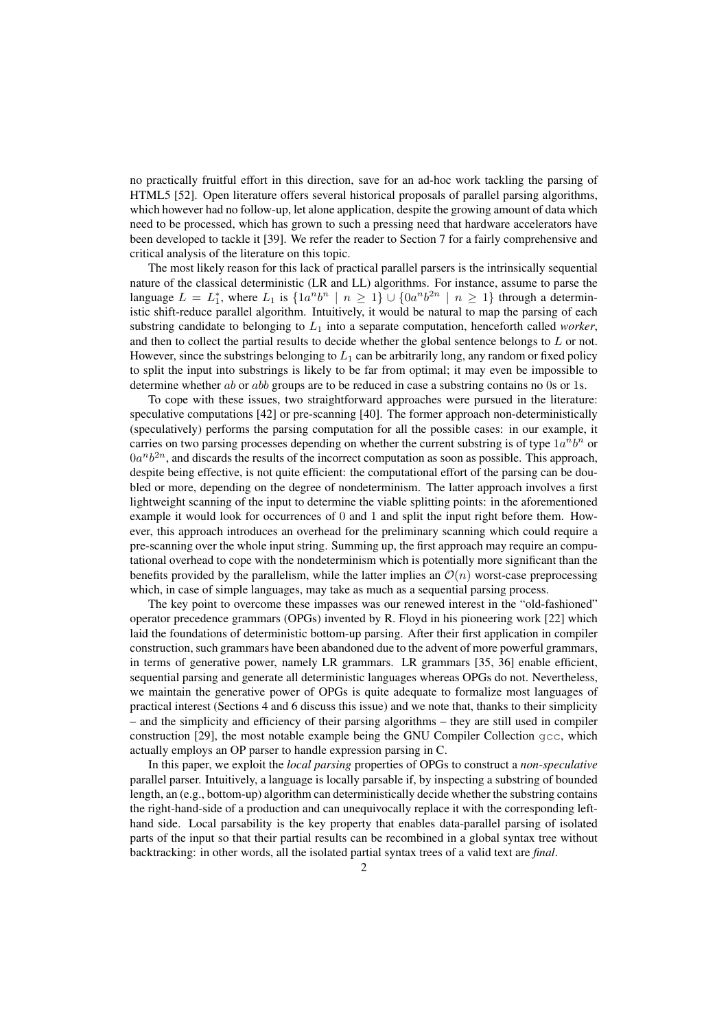no practically fruitful effort in this direction, save for an ad-hoc work tackling the parsing of HTML5 [52]. Open literature offers several historical proposals of parallel parsing algorithms, which however had no follow-up, let alone application, despite the growing amount of data which need to be processed, which has grown to such a pressing need that hardware accelerators have been developed to tackle it [39]. We refer the reader to Section 7 for a fairly comprehensive and critical analysis of the literature on this topic.

The most likely reason for this lack of practical parallel parsers is the intrinsically sequential nature of the classical deterministic (LR and LL) algorithms. For instance, assume to parse the language $L = L_1^*$, where $L_1$ is $\{1a^nb^n \mid n \geq 1\} \cup \{0a^nb^{2n} \mid n \geq 1\}$ through a deterministic shift-reduce parallel algorithm. Intuitively, it would be natural to map the parsing of each substring candidate to belonging to $L_1$ into a separate computation, henceforth called *worker*, and then to collect the partial results to decide whether the global sentence belongs to $L$ or not. However, since the substrings belonging to $L_1$ can be arbitrarily long, any random or fixed policy to split the input into substrings is likely to be far from optimal; it may even be impossible to determine whether $ab$ or $abb$ groups are to be reduced in case a substring contains no 0s or 1s.

To cope with these issues, two straightforward approaches were pursued in the literature: speculative computations [42] or pre-scanning [40]. The former approach non-deterministically (speculatively) performs the parsing computation for all the possible cases: in our example, it carries on two parsing processes depending on whether the current substring is of type $1a^nb^n$ or $0a^nb^{2n}$, and discards the results of the incorrect computation as soon as possible. This approach, despite being effective, is not quite efficient: the computational effort of the parsing can be doubled or more, depending on the degree of nondeterminism. The latter approach involves a first lightweight scanning of the input to determine the viable splitting points: in the aforementioned example it would look for occurrences of 0 and 1 and split the input right before them. However, this approach introduces an overhead for the preliminary scanning which could require a pre-scanning over the whole input string. Summing up, the first approach may require an computational overhead to cope with the nondeterminism which is potentially more significant than the benefits provided by the parallelism, while the latter implies an $\mathcal{O}(n)$ worst-case preprocessing which, in case of simple languages, may take as much as a sequential parsing process.

The key point to overcome these impasses was our renewed interest in the "old-fashioned" operator precedence grammars (OPGs) invented by R. Floyd in his pioneering work [22] which laid the foundations of deterministic bottom-up parsing. After their first application in compiler construction, such grammars have been abandoned due to the advent of more powerful grammars, in terms of generative power, namely LR grammars. LR grammars [35, 36] enable efficient, sequential parsing and generate all deterministic languages whereas OPGs do not. Nevertheless, we maintain the generative power of OPGs is quite adequate to formalize most languages of practical interest (Sections 4 and 6 discuss this issue) and we note that, thanks to their simplicity – and the simplicity and efficiency of their parsing algorithms – they are still used in compiler construction [29], the most notable example being the GNU Compiler Collection `gcc`, which actually employs an OP parser to handle expression parsing in C.

In this paper, we exploit the *local parsing* properties of OPGs to construct a *non-speculative* parallel parser. Intuitively, a language is locally parsable if, by inspecting a substring of bounded length, an (e.g., bottom-up) algorithm can deterministically decide whether the substring contains the right-hand-side of a production and can unequivocally replace it with the corresponding left-hand side. Local parsability is the key property that enables data-parallel parsing of isolated parts of the input so that their partial results can be recombined in a global syntax tree without backtracking: in other words, all the isolated partial syntax trees of a valid text are *final*.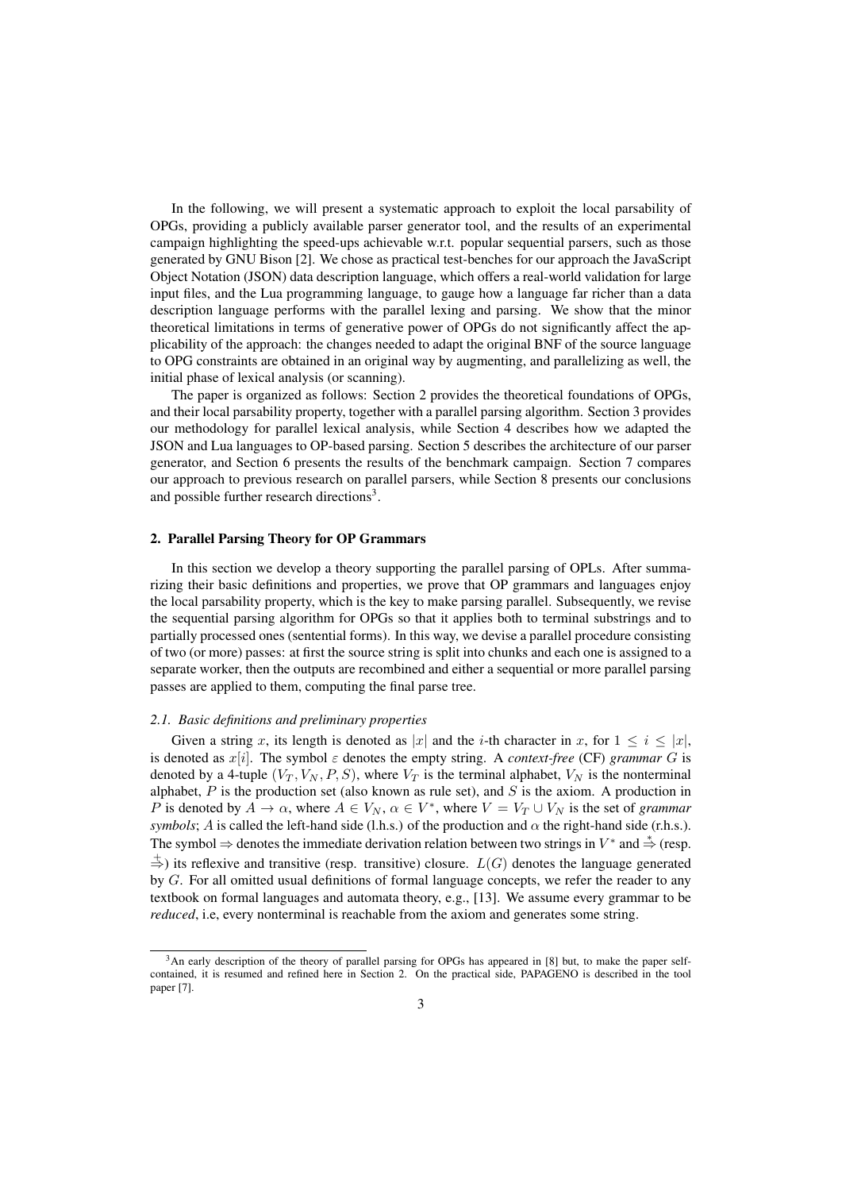In the following, we will present a systematic approach to exploit the local parsability of OPGs, providing a publicly available parser generator tool, and the results of an experimental campaign highlighting the speed-ups achievable w.r.t. popular sequential parsers, such as those generated by GNU Bison [2]. We chose as practical test-benches for our approach the JavaScript Object Notation (JSON) data description language, which offers a real-world validation for large input files, and the Lua programming language, to gauge how a language far richer than a data description language performs with the parallel lexing and parsing. We show that the minor theoretical limitations in terms of generative power of OPGs do not significantly affect the applicability of the approach: the changes needed to adapt the original BNF of the source language to OPG constraints are obtained in an original way by augmenting, and parallelizing as well, the initial phase of lexical analysis (or scanning).

The paper is organized as follows: Section 2 provides the theoretical foundations of OPGs, and their local parsability property, together with a parallel parsing algorithm. Section 3 provides our methodology for parallel lexical analysis, while Section 4 describes how we adapted the JSON and Lua languages to OP-based parsing. Section 5 describes the architecture of our parser generator, and Section 6 presents the results of the benchmark campaign. Section 7 compares our approach to previous research on parallel parsers, while Section 8 presents our conclusions and possible further research directions[3].

## 2. Parallel Parsing Theory for OP Grammars

In this section we develop a theory supporting the parallel parsing of OPLs. After summarizing their basic definitions and properties, we prove that OP grammars and languages enjoy the local parsability property, which is the key to make parsing parallel. Subsequently, we revise the sequential parsing algorithm for OPGs so that it applies both to terminal substrings and to partially processed ones (sentential forms). In this way, we devise a parallel procedure consisting of two (or more) passes: at first the source string is split into chunks and each one is assigned to a separate worker, then the outputs are recombined and either a sequential or more parallel parsing passes are applied to them, computing the final parse tree.

### *2.1. Basic definitions and preliminary properties*

Given a string $x$, its length is denoted as $|x|$ and the $i$-th character in $x$, for $1 \leq i \leq |x|$, is denoted as $x[i]$. The symbol $\varepsilon$ denotes the empty string. A *context-free* (CF) *grammar* $G$ is denoted by a 4-tuple $(V_T, V_N, P, S)$, where $V_T$ is the terminal alphabet, $V_N$ is the nonterminal alphabet, $P$ is the production set (also known as rule set), and $S$ is the axiom. A production in $P$ is denoted by $A \to \alpha$, where $A \in V_N$, $\alpha \in V^*$, where $V = V_T \cup V_N$ is the set of *grammar symbols*; $A$ is called the left-hand side (l.h.s.) of the production and $\alpha$ the right-hand side (r.h.s.). The symbol $\Rightarrow$ denotes the immediate derivation relation between two strings in $V^*$ and $\overset{*}{\Rightarrow}$ (resp. $\overset{+}{\Rightarrow}$) its reflexive and transitive (resp. transitive) closure. $L(G)$ denotes the language generated by $G$. For all omitted usual definitions of formal language concepts, we refer the reader to any textbook on formal languages and automata theory, e.g., [13]. We assume every grammar to be *reduced*, i.e, every nonterminal is reachable from the axiom and generates some string.

[3] An early description of the theory of parallel parsing for OPGs has appeared in [8] but, to make the paper self-contained, it is resumed and refined here in Section 2. On the practical side, PAPAGENO is described in the tool paper [7].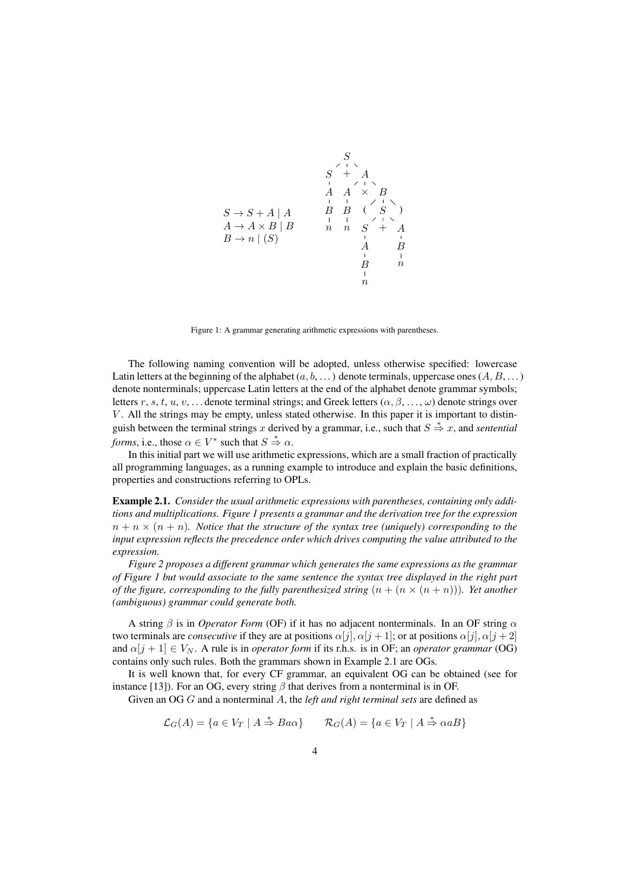$$S \to S + A \mid A$$
$$A \to A \times B \mid B$$
$$B \to n \mid (S)$$

Figure 1: A grammar generating arithmetic expressions with parentheses.

The following naming convention will be adopted, unless otherwise specified: lowercase Latin letters at the beginning of the alphabet ($a, b, \dots$) denote terminals, uppercase ones ($A, B, \dots$) denote nonterminals; uppercase Latin letters at the end of the alphabet denote grammar symbols; letters $r$, $s$, $t$, $u$, $v$, ... denote terminal strings; and Greek letters ($\alpha, \beta, \dots, \omega$) denote strings over $V$. All the strings may be empty, unless stated otherwise. In this paper it is important to distinguish between the terminal strings $x$ derived by a grammar, i.e., such that $S \overset{*}{\Rightarrow} x$, and *sentential forms*, i.e., those $\alpha \in V^*$ such that $S \overset{*}{\Rightarrow} \alpha$.

In this initial part we will use arithmetic expressions, which are a small fraction of practically all programming languages, as a running example to introduce and explain the basic definitions, properties and constructions referring to OPLs.

**Example 2.1.** *Consider the usual arithmetic expressions with parentheses, containing only additions and multiplications. Figure 1 presents a grammar and the derivation tree for the expression $n + n \times (n + n)$. Notice that the structure of the syntax tree (uniquely) corresponding to the input expression reflects the precedence order which drives computing the value attributed to the expression.*

*Figure 2 proposes a different grammar which generates the same expressions as the grammar of Figure 1 but would associate to the same sentence the syntax tree displayed in the right part of the figure, corresponding to the fully parenthesized string $(n + (n \times (n + n)))$. Yet another (ambiguous) grammar could generate both.*

A string $\beta$ is in *Operator Form* (OF) if it has no adjacent nonterminals. In an OF string $\alpha$ two terminals are *consecutive* if they are at positions $\alpha[j], \alpha[j+1]$; or at positions $\alpha[j], \alpha[j+2]$ and $\alpha[j+1] \in V_N$. A rule is in *operator form* if its r.h.s. is in OF; an *operator grammar* (OG) contains only such rules. Both the grammars shown in Example 2.1 are OGs.

It is well known that, for every CF grammar, an equivalent OG can be obtained (see for instance [13]). For an OG, every string $\beta$ that derives from a nonterminal is in OF.

Given an OG $G$ and a nonterminal $A$, the *left and right terminal sets* are defined as

$$\mathcal{L}_G(A) = \{a \in V_T \mid A \overset{*}{\Rightarrow} Ba\alpha\} \qquad \mathcal{R}_G(A) = \{a \in V_T \mid A \overset{*}{\Rightarrow} \alpha a B\}$$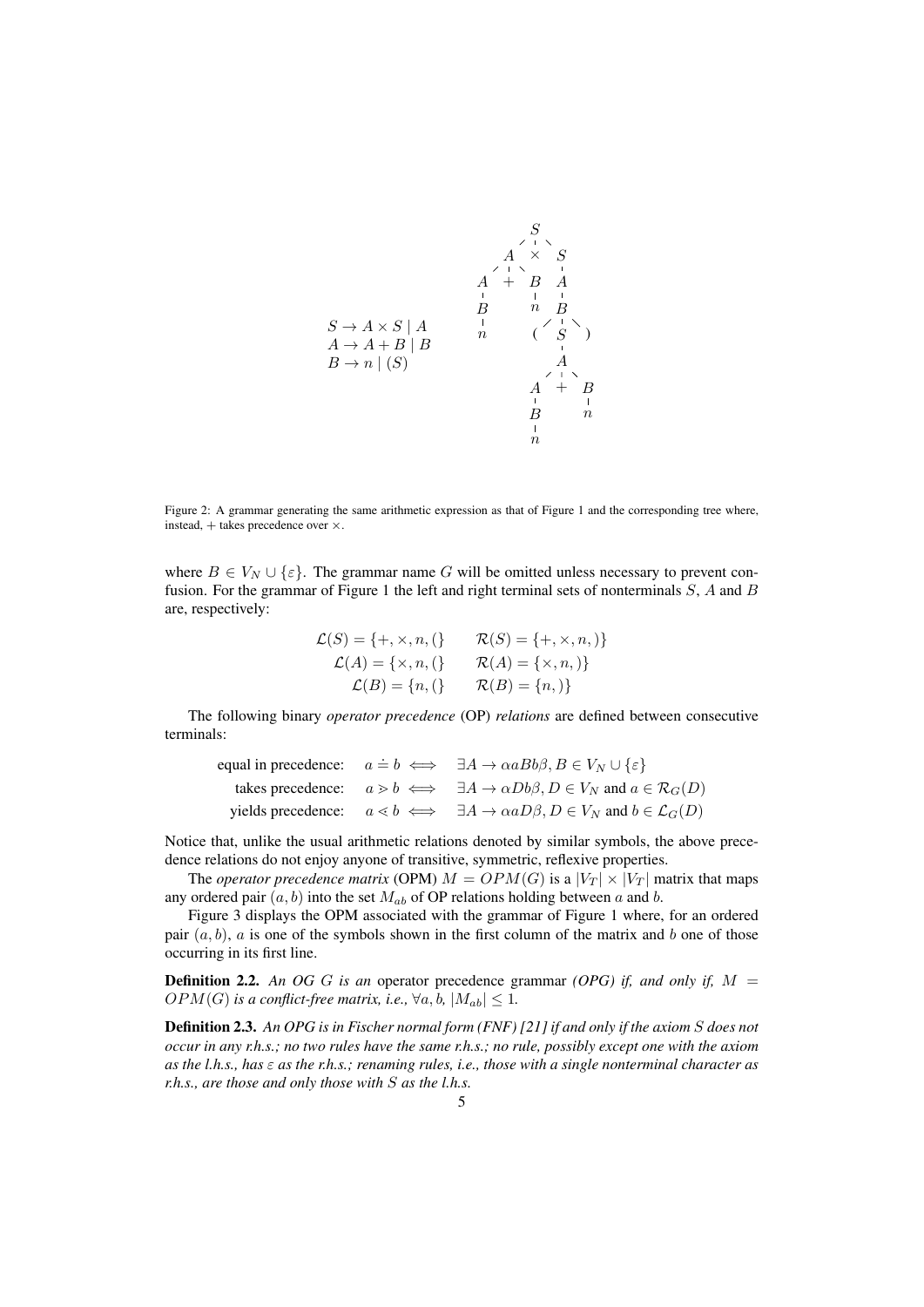$$
\begin{aligned}
S &\to A \times S \mid A \\
A &\to A + B \mid B \\
B &\to n \mid (S)
\end{aligned}
$$

Figure 2: A grammar generating the same arithmetic expression as that of Figure 1 and the corresponding tree where, instead, $+$ takes precedence over $\times$.

where $B \in V_N \cup \{\varepsilon\}$. The grammar name $G$ will be omitted unless necessary to prevent confusion. For the grammar of Figure 1 the left and right terminal sets of nonterminals $S$, $A$ and $B$ are, respectively:

$$
\begin{aligned}
\mathcal{L}(S) &= \{+, \times, n, (\} \qquad & \mathcal{R}(S) &= \{+, \times, n, )\} \\
\mathcal{L}(A) &= \{\times, n, (\} \qquad & \mathcal{R}(A) &= \{\times, n, )\} \\
\mathcal{L}(B) &= \{n, (\} \qquad & \mathcal{R}(B) &= \{n, )\}
\end{aligned}
$$

The following binary *operator precedence* (OP) *relations* are defined between consecutive terminals:

$$
\begin{aligned}
\text{equal in precedence:} \quad & a \doteq b \iff \exists A \to \alpha a B b \beta, B \in V_N \cup \{\varepsilon\} \\
\text{takes precedence:} \quad & a \gtrdot b \iff \exists A \to \alpha D b \beta, D \in V_N \text{ and } a \in \mathcal{R}_G(D) \\
\text{yields precedence:} \quad & a \lessdot b \iff \exists A \to \alpha a D \beta, D \in V_N \text{ and } b \in \mathcal{L}_G(D)
\end{aligned}
$$

Notice that, unlike the usual arithmetic relations denoted by similar symbols, the above precedence relations do not enjoy anyone of transitive, symmetric, reflexive properties.

The *operator precedence matrix* (OPM) $M = OPM(G)$ is a $|V_T| \times |V_T|$ matrix that maps any ordered pair $(a, b)$ into the set $M_{ab}$ of OP relations holding between $a$ and $b$.

Figure 3 displays the OPM associated with the grammar of Figure 1 where, for an ordered pair $(a, b)$, $a$ is one of the symbols shown in the first column of the matrix and $b$ one of those occurring in its first line.

**Definition 2.2.** *An OG $G$ is an* operator precedence grammar *(OPG) if, and only if, $M = OPM(G)$ is a conflict-free matrix, i.e., $\forall a, b$, $|M_{ab}| \leq 1$.*

**Definition 2.3.** *An OPG is in Fischer normal form (FNF) [21] if and only if the axiom $S$ does not occur in any r.h.s.; no two rules have the same r.h.s.; no rule, possibly except one with the axiom as the l.h.s., has $\varepsilon$ as the r.h.s.; renaming rules, i.e., those with a single nonterminal character as r.h.s., are those and only those with $S$ as the l.h.s.*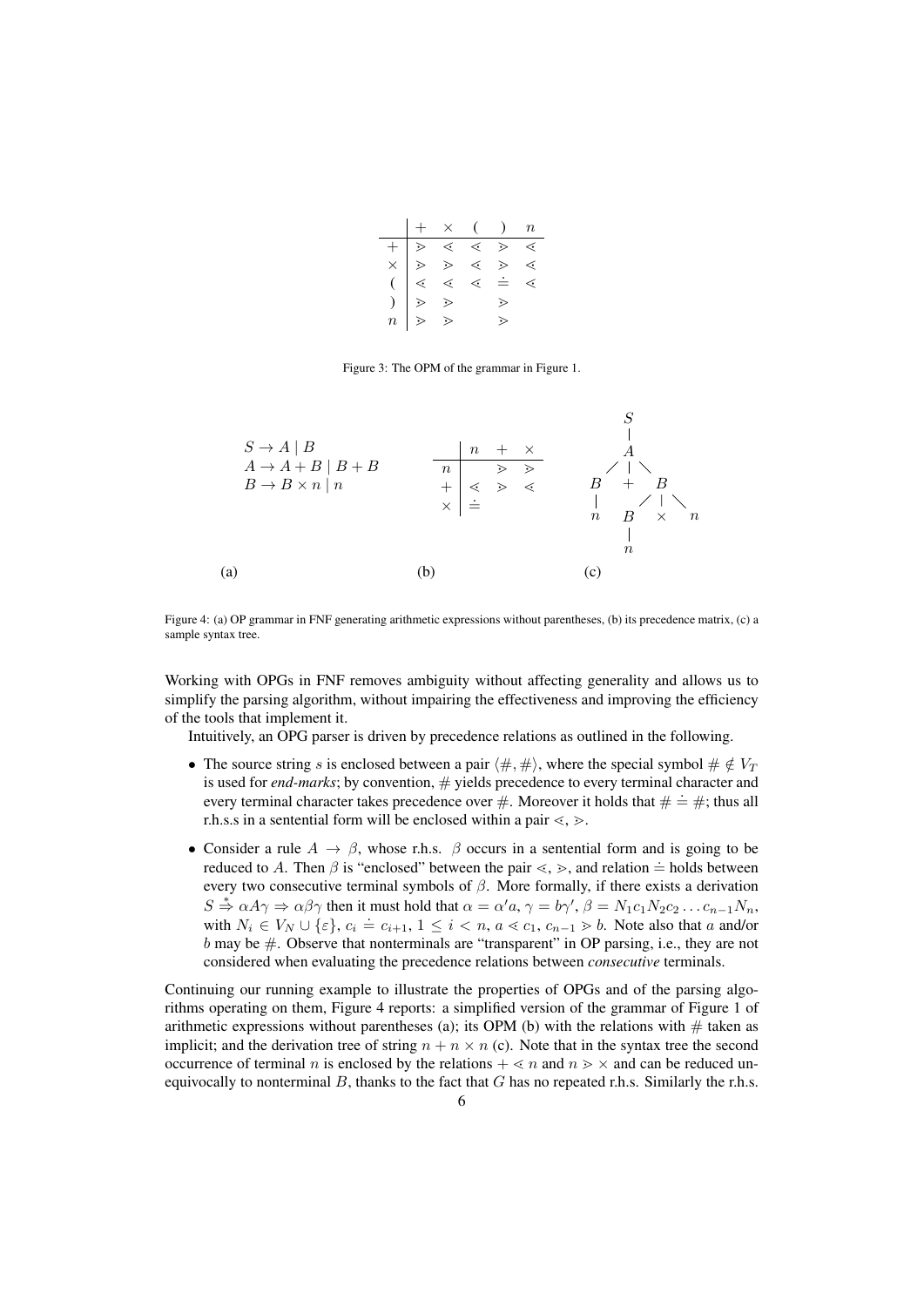|  | $+$ | $\times$ | $($ | $)$ | $n$ |
|---|---|---|---|---|---|
| $+$ | $\gtrdot$ | $\lessdot$ | $\lessdot$ | $\gtrdot$ | $\lessdot$ |
| $\times$ | $\gtrdot$ | $\gtrdot$ | $\lessdot$ | $\gtrdot$ | $\lessdot$ |
| $($ | $\lessdot$ | $\lessdot$ | $\lessdot$ | $\doteq$ | $\lessdot$ |
| $)$ | $\gtrdot$ | $\gtrdot$ |  | $\gtrdot$ |  |
| $n$ | $\gtrdot$ | $\gtrdot$ |  | $\gtrdot$ |  |

Figure 3: The OPM of the grammar in Figure 1.

(a)

$$S \to A \mid B$$
$$A \to A + B \mid B + B$$
$$B \to B \times n \mid n$$

(b)

|  | $n$ | $+$ | $\times$ |
|---|---|---|---|
| $n$ |  | $\gtrdot$ | $\gtrdot$ |
| $+$ | $\lessdot$ | $\gtrdot$ | $\lessdot$ |
| $\times$ | $\doteq$ |  |  |

(c)

```
          S
          |
          A
        / | \
       B  +  B
       |    /|\
       n   B × n
           |
           n
```

Figure 4: (a) OP grammar in FNF generating arithmetic expressions without parentheses, (b) its precedence matrix, (c) a sample syntax tree.

Working with OPGs in FNF removes ambiguity without affecting generality and allows us to simplify the parsing algorithm, without impairing the effectiveness and improving the efficiency of the tools that implement it.

Intuitively, an OPG parser is driven by precedence relations as outlined in the following.

- The source string $s$ is enclosed between a pair $\langle \#, \# \rangle$, where the special symbol $\# \notin V_T$ is used for *end-marks*; by convention, $\#$ yields precedence to every terminal character and every terminal character takes precedence over $\#$. Moreover it holds that $\# \doteq \#$; thus all r.h.s.s in a sentential form will be enclosed within a pair $\lessdot, \gtrdot$.
- Consider a rule $A \to \beta$, whose r.h.s. $\beta$ occurs in a sentential form and is going to be reduced to $A$. Then $\beta$ is "enclosed" between the pair $\lessdot, \gtrdot$, and relation $\doteq$ holds between every two consecutive terminal symbols of $\beta$. More formally, if there exists a derivation $S \overset{*}{\Rightarrow} \alpha A \gamma \Rightarrow \alpha \beta \gamma$ then it must hold that $\alpha = \alpha' a$, $\gamma = b \gamma'$, $\beta = N_1 c_1 N_2 c_2 \dots c_{n-1} N_n$, with $N_i \in V_N \cup \{\varepsilon\}$, $c_i \doteq c_{i+1}$, $1 \leq i < n$, $a \lessdot c_1$, $c_{n-1} \gtrdot b$. Note also that $a$ and/or $b$ may be $\#$. Observe that nonterminals are "transparent" in OP parsing, i.e., they are not considered when evaluating the precedence relations between *consecutive* terminals.

Continuing our running example to illustrate the properties of OPGs and of the parsing algorithms operating on them, Figure 4 reports: a simplified version of the grammar of Figure 1 of arithmetic expressions without parentheses (a); its OPM (b) with the relations with $\#$ taken as implicit; and the derivation tree of string $n + n \times n$ (c). Note that in the syntax tree the second occurrence of terminal $n$ is enclosed by the relations $+ \lessdot n$ and $n \gtrdot \times$ and can be reduced unequivocally to nonterminal $B$, thanks to the fact that $G$ has no repeated r.h.s. Similarly the r.h.s.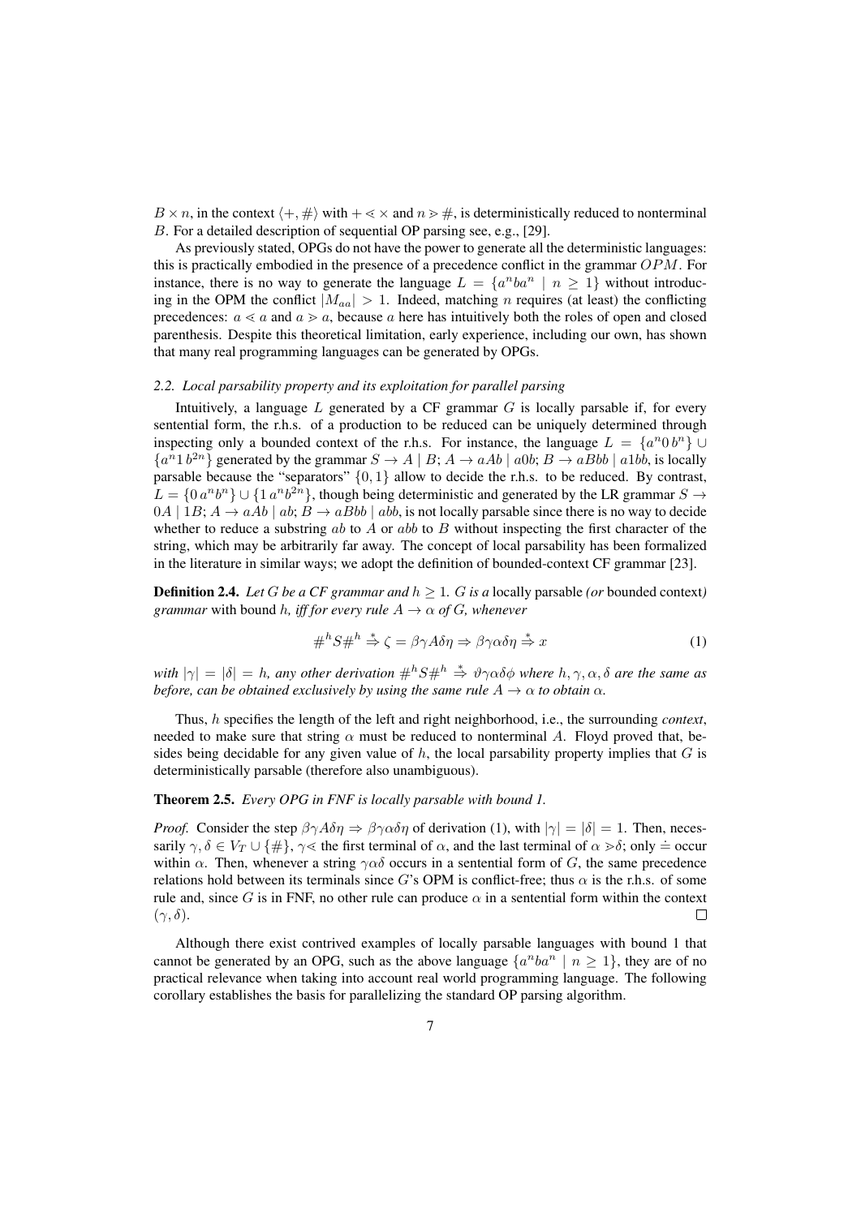$B \times n$, in the context $\langle +, \# \rangle$ with $+ \lessdot \times$ and $n \gtrdot \#$, is deterministically reduced to nonterminal $B$. For a detailed description of sequential OP parsing see, e.g., [29].

As previously stated, OPGs do not have the power to generate all the deterministic languages: this is practically embodied in the presence of a precedence conflict in the grammar $OPM$. For instance, there is no way to generate the language $L = \{a^n b a^n \mid n \geq 1\}$ without introducing in the OPM the conflict $|M_{aa}| > 1$. Indeed, matching $n$ requires (at least) the conflicting precedences: $a \lessdot a$ and $a \gtrdot a$, because $a$ here has intuitively both the roles of open and closed parenthesis. Despite this theoretical limitation, early experience, including our own, has shown that many real programming languages can be generated by OPGs.

### *2.2. Local parsability property and its exploitation for parallel parsing*

Intuitively, a language $L$ generated by a CF grammar $G$ is locally parsable if, for every sentential form, the r.h.s. of a production to be reduced can be uniquely determined through inspecting only a bounded context of the r.h.s. For instance, the language $L = \{a^n 0\, b^n\} \cup \{a^n 1\, b^{2n}\}$ generated by the grammar $S \to A \mid B$; $A \to aAb \mid a0b$; $B \to aBbb \mid a1bb$, is locally parsable because the "separators" $\{0, 1\}$ allow to decide the r.h.s. to be reduced. By contrast, $L = \{0\, a^n b^n\} \cup \{1\, a^n b^{2n}\}$, though being deterministic and generated by the LR grammar $S \to 0A \mid 1B$; $A \to aAb \mid ab$; $B \to aBbb \mid abb$, is not locally parsable since there is no way to decide whether to reduce a substring $ab$ to $A$ or $abb$ to $B$ without inspecting the first character of the string, which may be arbitrarily far away. The concept of local parsability has been formalized in the literature in similar ways; we adopt the definition of bounded-context CF grammar [23].

**Definition 2.4.** *Let $G$ be a CF grammar and $h \geq 1$. $G$ is a* locally parsable *(or* bounded context*) grammar* with bound *$h$, iff for every rule $A \to \alpha$ of $G$, whenever*

$$\#^h S \#^h \stackrel{*}{\Rightarrow} \zeta = \beta\gamma A \delta\eta \Rightarrow \beta\gamma\alpha\delta\eta \stackrel{*}{\Rightarrow} x \tag{1}$$

*with $|\gamma| = |\delta| = h$, any other derivation $\#^h S \#^h \stackrel{*}{\Rightarrow} \vartheta\gamma\alpha\delta\phi$ where $h, \gamma, \alpha, \delta$ are the same as before, can be obtained exclusively by using the same rule $A \to \alpha$ to obtain $\alpha$.*

Thus, $h$ specifies the length of the left and right neighborhood, i.e., the surrounding *context*, needed to make sure that string $\alpha$ must be reduced to nonterminal $A$. Floyd proved that, besides being decidable for any given value of $h$, the local parsability property implies that $G$ is deterministically parsable (therefore also unambiguous).

**Theorem 2.5.** *Every OPG in FNF is locally parsable with bound 1.*

*Proof.* Consider the step $\beta\gamma A \delta\eta \Rightarrow \beta\gamma\alpha\delta\eta$ of derivation (1), with $|\gamma| = |\delta| = 1$. Then, necessarily $\gamma, \delta \in V_T \cup \{\#\}$, $\gamma \lessdot$ the first terminal of $\alpha$, and the last terminal of $\alpha \gtrdot \delta$; only $\doteq$ occur within $\alpha$. Then, whenever a string $\gamma\alpha\delta$ occurs in a sentential form of $G$, the same precedence relations hold between its terminals since $G$'s OPM is conflict-free; thus $\alpha$ is the r.h.s. of some rule and, since $G$ is in FNF, no other rule can produce $\alpha$ in a sentential form within the context $(\gamma, \delta)$. $\square$

Although there exist contrived examples of locally parsable languages with bound 1 that cannot be generated by an OPG, such as the above language $\{a^n b a^n \mid n \geq 1\}$, they are of no practical relevance when taking into account real world programming language. The following corollary establishes the basis for parallelizing the standard OP parsing algorithm.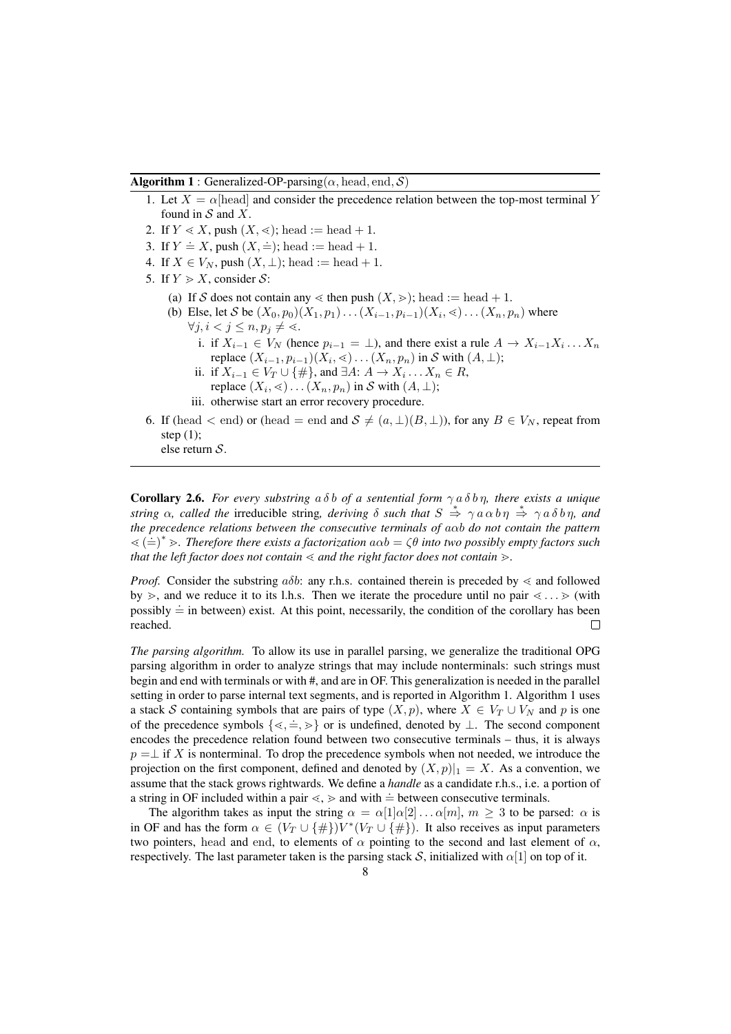**Algorithm 1** : Generalized-OP-parsing($\alpha$, head, end, $\mathcal{S}$)

1. Let $X = \alpha[\text{head}]$ and consider the precedence relation between the top-most terminal $Y$ found in $\mathcal{S}$ and $X$.
2. If $Y \lessdot X$, push $(X, \lessdot)$; head := head + 1.
3. If $Y \doteq X$, push $(X, \doteq)$; head := head + 1.
4. If $X \in V_N$, push $(X, \perp)$; head := head + 1.
5. If $Y \gtrdot X$, consider $\mathcal{S}$:
   (a) If $\mathcal{S}$ does not contain any $\lessdot$ then push $(X, \gtrdot)$; head := head + 1.
   (b) Else, let $\mathcal{S}$ be $(X_0, p_0)(X_1, p_1) \ldots (X_{i-1}, p_{i-1})(X_i, \lessdot) \ldots (X_n, p_n)$ where $\forall j, i < j \leq n, p_j \neq \lessdot$.
      i. if $X_{i-1} \in V_N$ (hence $p_{i-1} = \perp$), and there exist a rule $A \to X_{i-1} X_i \ldots X_n$ replace $(X_{i-1}, p_{i-1})(X_i, \lessdot) \ldots (X_n, p_n)$ in $\mathcal{S}$ with $(A, \perp)$;
      ii. if $X_{i-1} \in V_T \cup \{\#\}$, and $\exists A$: $A \to X_i \ldots X_n \in R$, replace $(X_i, \lessdot) \ldots (X_n, p_n)$ in $\mathcal{S}$ with $(A, \perp)$;
      iii. otherwise start an error recovery procedure.
6. If (head $<$ end) or (head $=$ end and $\mathcal{S} \neq (a, \perp)(B, \perp)$), for any $B \in V_N$, repeat from step (1);
   else return $\mathcal{S}$.

---

**Corollary 2.6.** *For every substring $a\,\delta\,b$ of a sentential form $\gamma\,a\,\delta\,b\,\eta$, there exists a unique string $\alpha$, called the* irreducible string*, deriving $\delta$ such that $S \overset{*}{\Rightarrow} \gamma\,a\,\alpha\,b\,\eta \overset{*}{\Rightarrow} \gamma\,a\,\delta\,b\,\eta$, and the precedence relations between the consecutive terminals of $a\alpha b$ do not contain the pattern $\lessdot (\doteq)^* \gtrdot$. Therefore there exists a factorization $a\alpha b = \zeta\theta$ into two possibly empty factors such that the left factor does not contain $\lessdot$ and the right factor does not contain $\gtrdot$.*

*Proof.* Consider the substring $a\delta b$: any r.h.s. contained therein is preceded by $\lessdot$ and followed by $\gtrdot$, and we reduce it to its l.h.s. Then we iterate the procedure until no pair $\lessdot \ldots \gtrdot$ (with possibly $\doteq$ in between) exist. At this point, necessarily, the condition of the corollary has been reached. $\square$

*The parsing algorithm.* To allow its use in parallel parsing, we generalize the traditional OPG parsing algorithm in order to analyze strings that may include nonterminals: such strings must begin and end with terminals or with #, and are in OF. This generalization is needed in the parallel setting in order to parse internal text segments, and is reported in Algorithm 1. Algorithm 1 uses a stack $\mathcal{S}$ containing symbols that are pairs of type $(X, p)$, where $X \in V_T \cup V_N$ and $p$ is one of the precedence symbols $\{\lessdot, \doteq, \gtrdot\}$ or is undefined, denoted by $\perp$. The second component encodes the precedence relation found between two consecutive terminals – thus, it is always $p = \perp$ if $X$ is nonterminal. To drop the precedence symbols when not needed, we introduce the projection on the first component, defined and denoted by $(X, p)|_1 = X$. As a convention, we assume that the stack grows rightwards. We define a *handle* as a candidate r.h.s., i.e. a portion of a string in OF included within a pair $\lessdot$, $\gtrdot$ and with $\doteq$ between consecutive terminals.

The algorithm takes as input the string $\alpha = \alpha[1]\alpha[2] \ldots \alpha[m]$, $m \geq 3$ to be parsed: $\alpha$ is in OF and has the form $\alpha \in (V_T \cup \{\#\})V^*(V_T \cup \{\#\})$. It also receives as input parameters two pointers, head and end, to elements of $\alpha$ pointing to the second and last element of $\alpha$, respectively. The last parameter taken is the parsing stack $\mathcal{S}$, initialized with $\alpha[1]$ on top of it.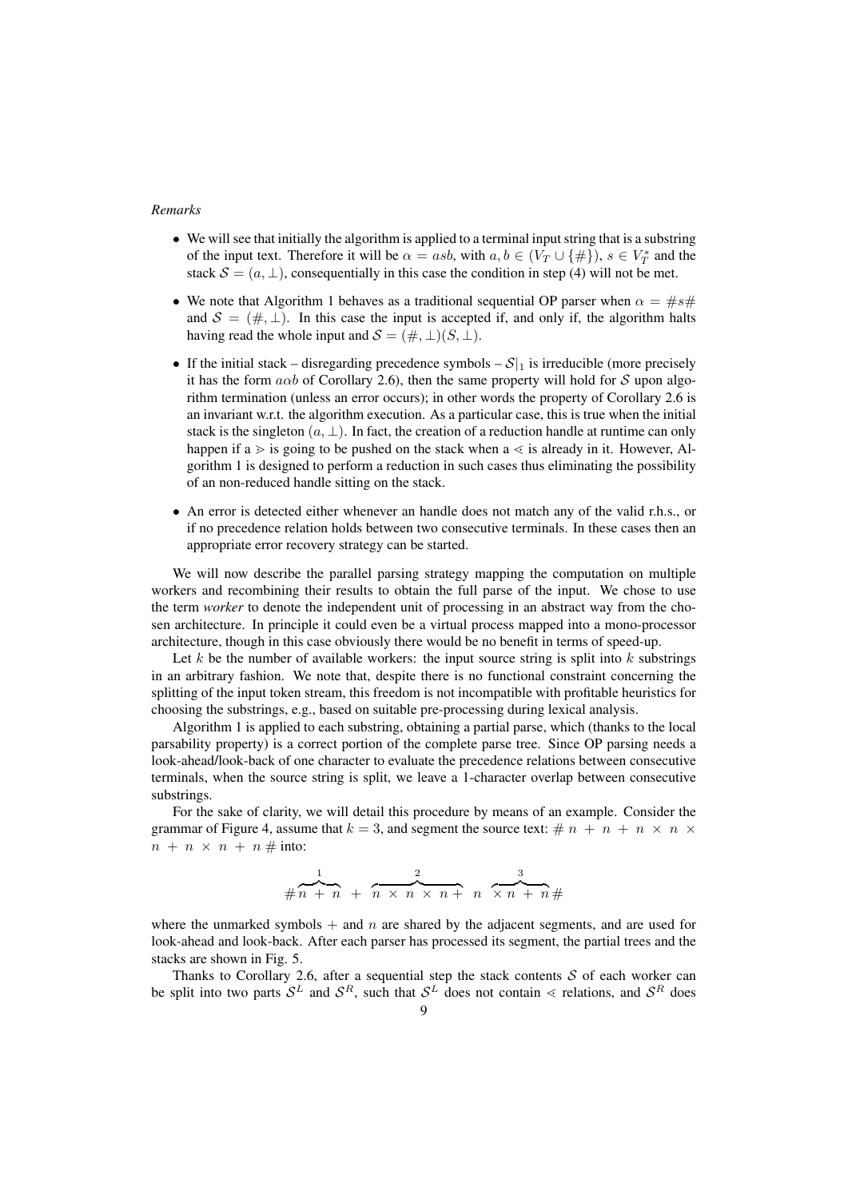*Remarks*

- We will see that initially the algorithm is applied to a terminal input string that is a substring of the input text. Therefore it will be $\alpha = asb$, with $a, b \in (V_T \cup \{\#\})$, $s \in V_T^*$ and the stack $\mathcal{S} = (a, \bot)$, consequentially in this case the condition in step (4) will not be met.
- We note that Algorithm 1 behaves as a traditional sequential OP parser when $\alpha = \#s\#$ and $\mathcal{S} = (\#, \bot)$. In this case the input is accepted if, and only if, the algorithm halts having read the whole input and $\mathcal{S} = (\#, \bot)(S, \bot)$.
- If the initial stack – disregarding precedence symbols – $\mathcal{S}|_1$ is irreducible (more precisely it has the form $a\alpha b$ of Corollary 2.6), then the same property will hold for $\mathcal{S}$ upon algorithm termination (unless an error occurs); in other words the property of Corollary 2.6 is an invariant w.r.t. the algorithm execution. As a particular case, this is true when the initial stack is the singleton $(a, \bot)$. In fact, the creation of a reduction handle at runtime can only happen if a $\gtrdot$ is going to be pushed on the stack when a $\lessdot$ is already in it. However, Algorithm 1 is designed to perform a reduction in such cases thus eliminating the possibility of an non-reduced handle sitting on the stack.
- An error is detected either whenever an handle does not match any of the valid r.h.s., or if no precedence relation holds between two consecutive terminals. In these cases then an appropriate error recovery strategy can be started.

We will now describe the parallel parsing strategy mapping the computation on multiple workers and recombining their results to obtain the full parse of the input. We chose to use the term *worker* to denote the independent unit of processing in an abstract way from the chosen architecture. In principle it could even be a virtual process mapped into a mono-processor architecture, though in this case obviously there would be no benefit in terms of speed-up.

Let $k$ be the number of available workers: the input source string is split into $k$ substrings in an arbitrary fashion. We note that, despite there is no functional constraint concerning the splitting of the input token stream, this freedom is not incompatible with profitable heuristics for choosing the substrings, e.g., based on suitable pre-processing during lexical analysis.

Algorithm 1 is applied to each substring, obtaining a partial parse, which (thanks to the local parsability property) is a correct portion of the complete parse tree. Since OP parsing needs a look-ahead/look-back of one character to evaluate the precedence relations between consecutive terminals, when the source string is split, we leave a 1-character overlap between consecutive substrings.

For the sake of clarity, we will detail this procedure by means of an example. Consider the grammar of Figure 4, assume that $k = 3$, and segment the source text: $\# \; n \; + \; n \; + \; n \; \times \; n \; \times \; n \; + \; n \; \times \; n \; + \; n \; \#$ into:

$$\# \overbrace{n \; + \; n}^{1} \; + \; \overbrace{n \; \times \; n \; \times \; n \; +}^{2} \; n \; \overbrace{\times \; n \; + \; n}^{3} \#$$

where the unmarked symbols $+$ and $n$ are shared by the adjacent segments, and are used for look-ahead and look-back. After each parser has processed its segment, the partial trees and the stacks are shown in Fig. 5.

Thanks to Corollary 2.6, after a sequential step the stack contents $\mathcal{S}$ of each worker can be split into two parts $\mathcal{S}^L$ and $\mathcal{S}^R$, such that $\mathcal{S}^L$ does not contain $\lessdot$ relations, and $\mathcal{S}^R$ does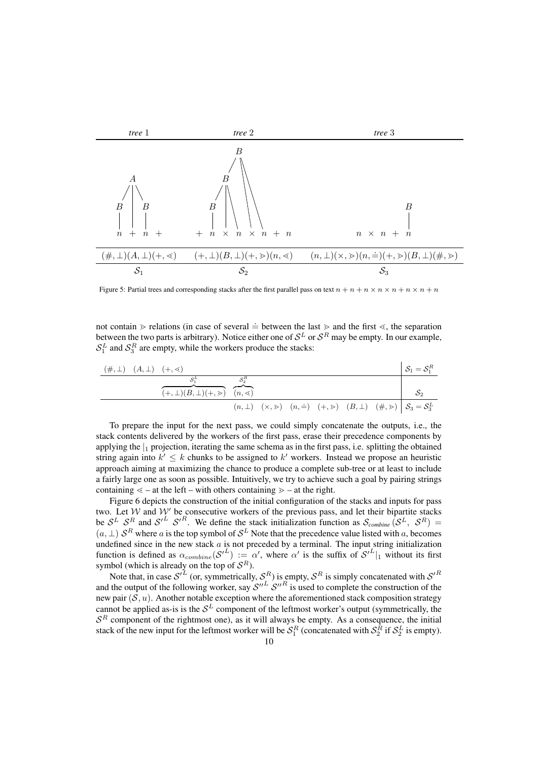| *tree* 1 | *tree* 2 | *tree* 3 |
|---|---|---|
| $n + n +$ | $+ n \times n \times n + n$ | $n \times n + n$ |
| $(\#, \bot)(A, \bot)(+, \lessdot)$ | $(+, \bot)(B, \bot)(+, \gtrdot)(n, \lessdot)$ | $(n, \bot)(\times, \gtrdot)(n, \doteq)(+, \gtrdot)(B, \bot)(\#, \gtrdot)$ |
| $\mathcal{S}_1$ | $\mathcal{S}_2$ | $\mathcal{S}_3$ |

Figure 5: Partial trees and corresponding stacks after the first parallel pass on text $n + n + n \times n \times n + n \times n + n$

not contain $\gtrdot$ relations (in case of several $\doteq$ between the last $\gtrdot$ and the first $\lessdot$, the separation between the two parts is arbitrary). Notice either one of $\mathcal{S}^L$ or $\mathcal{S}^R$ may be empty. In our example, $\mathcal{S}_1^L$ and $\mathcal{S}_3^R$ are empty, while the workers produce the stacks:

$$
\begin{array}{llllllll|l}
(\#,\bot) & (A,\bot) & (+,\lessdot) & & & & & & \mathcal{S}_1 = \mathcal{S}_1^R \\
\hline
& & \overbrace{(+,\bot)(B,\bot)(+,\gtrdot)}^{\mathcal{S}_2^L} & \overbrace{(n,\lessdot)}^{\mathcal{S}_2^R} & & & & & \mathcal{S}_2 \\
\hline
& & & (n,\bot) & (\times,\gtrdot) & (n,\doteq) & (+,\gtrdot) & (B,\bot)\ (\#,\gtrdot) & \mathcal{S}_3 = \mathcal{S}_3^L
\end{array}
$$

To prepare the input for the next pass, we could simply concatenate the outputs, i.e., the stack contents delivered by the workers of the first pass, erase their precedence components by applying the $|_1$ projection, iterating the same schema as in the first pass, i.e. splitting the obtained string again into $k' \leq k$ chunks to be assigned to $k'$ workers. Instead we propose an heuristic approach aiming at maximizing the chance to produce a complete sub-tree or at least to include a fairly large one as soon as possible. Intuitively, we try to achieve such a goal by pairing strings containing $\lessdot$ – at the left – with others containing $\gtrdot$ – at the right.

Figure 6 depicts the construction of the initial configuration of the stacks and inputs for pass two. Let $\mathcal{W}$ and $\mathcal{W}'$ be consecutive workers of the previous pass, and let their bipartite stacks be $\mathcal{S}^L\ \mathcal{S}^R$ and $\mathcal{S'}^L\ \mathcal{S'}^R$. We define the stack initialization function as $\mathcal{S}_{combine}(\mathcal{S}^L,\ \mathcal{S}^R) = (a, \bot)\ \mathcal{S}^R$ where $a$ is the top symbol of $\mathcal{S}^L$ Note that the precedence value listed with $a$, becomes undefined since in the new stack $a$ is not preceded by a terminal. The input string initialization function is defined as $\alpha_{combine}(\mathcal{S'}^L) := \alpha'$, where $\alpha'$ is the suffix of $\mathcal{S'}^L|_1$ without its first symbol (which is already on the top of $\mathcal{S}^R$).

Note that, in case $\mathcal{S'}^L$ (or, symmetrically, $\mathcal{S}^R$) is empty, $\mathcal{S}^R$ is simply concatenated with $\mathcal{S'}^R$ and the output of the following worker, say $\mathcal{S''}^L\ \mathcal{S''}^R$ is used to complete the construction of the new pair $(\mathcal{S}, u)$. Another notable exception where the aforementioned stack composition strategy cannot be applied as-is is the $\mathcal{S}^L$ component of the leftmost worker's output (symmetrically, the $\mathcal{S}^R$ component of the rightmost one), as it will always be empty. As a consequence, the initial stack of the new input for the leftmost worker will be $\mathcal{S}_1^R$ (concatenated with $\mathcal{S}_2^R$ if $\mathcal{S}_2^L$ is empty).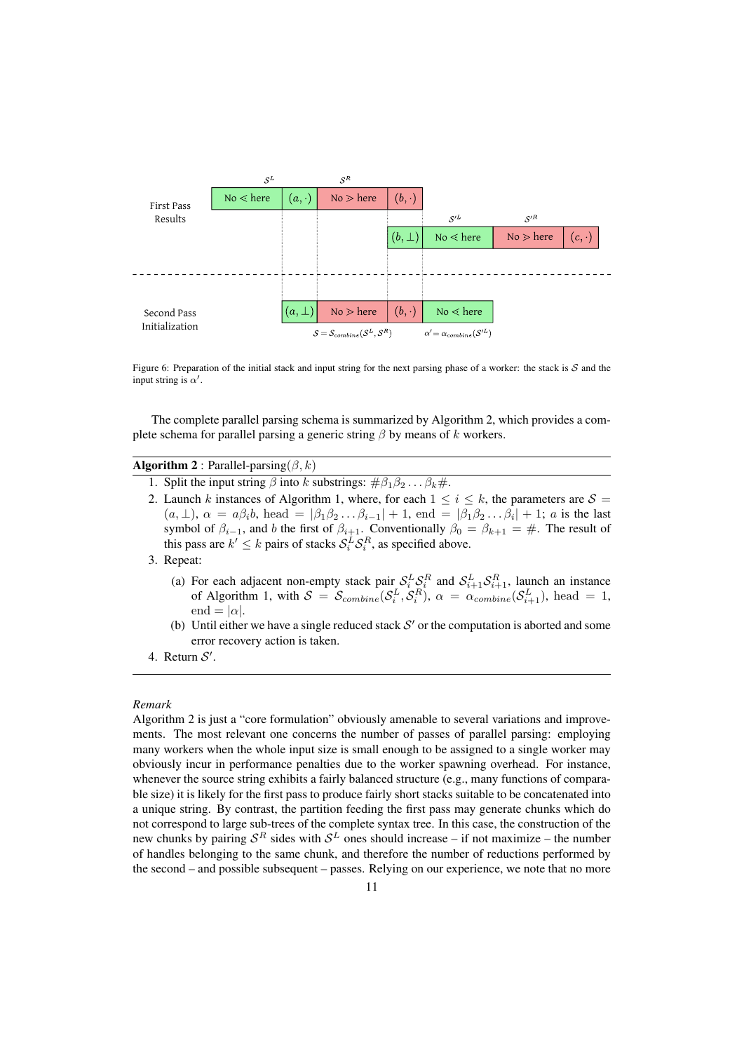Figure 6: Preparation of the initial stack and input string for the next parsing phase of a worker: the stack is $\mathcal{S}$ and the input string is $\alpha'$.

The complete parallel parsing schema is summarized by Algorithm 2, which provides a complete schema for parallel parsing a generic string $\beta$ by means of $k$ workers.

---

**Algorithm 2** : Parallel-parsing$(\beta, k)$

1. Split the input string $\beta$ into $k$ substrings: $\#\beta_1\beta_2\ldots\beta_k\#$.
2. Launch $k$ instances of Algorithm 1, where, for each $1 \le i \le k$, the parameters are $\mathcal{S} = (a, \bot)$, $\alpha = a\beta_i b$, head $= |\beta_1\beta_2\ldots\beta_{i-1}| + 1$, end $= |\beta_1\beta_2\ldots\beta_i| + 1$; $a$ is the last symbol of $\beta_{i-1}$, and $b$ the first of $\beta_{i+1}$. Conventionally $\beta_0 = \beta_{k+1} = \#$. The result of this pass are $k' \le k$ pairs of stacks $\mathcal{S}_i^L\mathcal{S}_i^R$, as specified above.
3. Repeat:
   (a) For each adjacent non-empty stack pair $\mathcal{S}_i^L\mathcal{S}_i^R$ and $\mathcal{S}_{i+1}^L\mathcal{S}_{i+1}^R$, launch an instance of Algorithm 1, with $\mathcal{S} = \mathcal{S}_{combine}(\mathcal{S}_i^L, \mathcal{S}_i^R)$, $\alpha = \alpha_{combine}(\mathcal{S}_{i+1}^L)$, head $= 1$, end $= |\alpha|$.
   (b) Until either we have a single reduced stack $\mathcal{S}'$ or the computation is aborted and some error recovery action is taken.
4. Return $\mathcal{S}'$.

---

*Remark*
Algorithm 2 is just a "core formulation" obviously amenable to several variations and improvements. The most relevant one concerns the number of passes of parallel parsing: employing many workers when the whole input size is small enough to be assigned to a single worker may obviously incur in performance penalties due to the worker spawning overhead. For instance, whenever the source string exhibits a fairly balanced structure (e.g., many functions of comparable size) it is likely for the first pass to produce fairly short stacks suitable to be concatenated into a unique string. By contrast, the partition feeding the first pass may generate chunks which do not correspond to large sub-trees of the complete syntax tree. In this case, the construction of the new chunks by pairing $\mathcal{S}^R$ sides with $\mathcal{S}^L$ ones should increase – if not maximize – the number of handles belonging to the same chunk, and therefore the number of reductions performed by the second – and possible subsequent – passes. Relying on our experience, we note that no more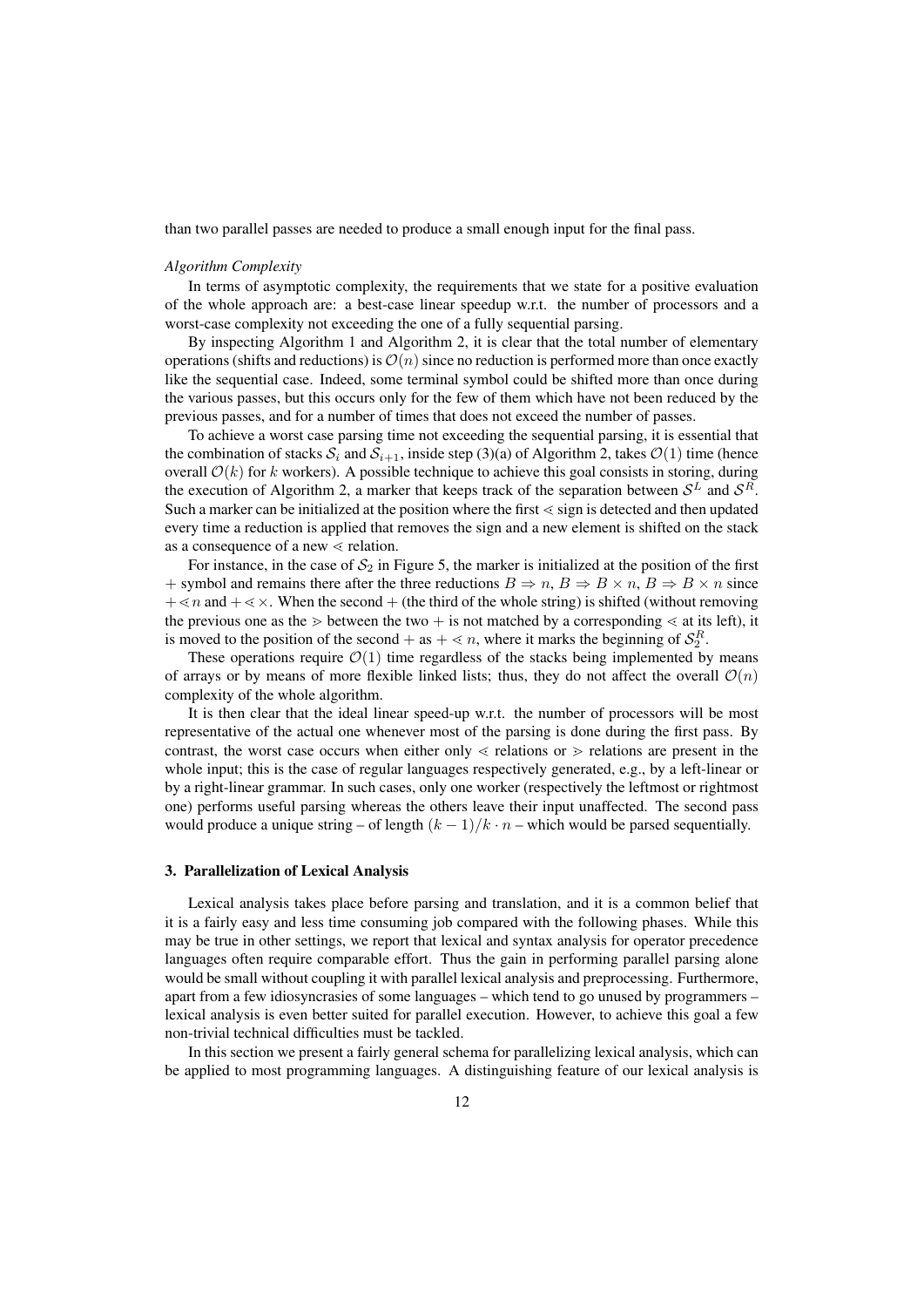than two parallel passes are needed to produce a small enough input for the final pass.

*Algorithm Complexity*

In terms of asymptotic complexity, the requirements that we state for a positive evaluation of the whole approach are: a best-case linear speedup w.r.t. the number of processors and a worst-case complexity not exceeding the one of a fully sequential parsing.

By inspecting Algorithm 1 and Algorithm 2, it is clear that the total number of elementary operations (shifts and reductions) is $\mathcal{O}(n)$ since no reduction is performed more than once exactly like the sequential case. Indeed, some terminal symbol could be shifted more than once during the various passes, but this occurs only for the few of them which have not been reduced by the previous passes, and for a number of times that does not exceed the number of passes.

To achieve a worst case parsing time not exceeding the sequential parsing, it is essential that the combination of stacks $\mathcal{S}_i$ and $\mathcal{S}_{i+1}$, inside step (3)(a) of Algorithm 2, takes $\mathcal{O}(1)$ time (hence overall $\mathcal{O}(k)$ for $k$ workers). A possible technique to achieve this goal consists in storing, during the execution of Algorithm 2, a marker that keeps track of the separation between $\mathcal{S}^L$ and $\mathcal{S}^R$. Such a marker can be initialized at the position where the first $\lessdot$ sign is detected and then updated every time a reduction is applied that removes the sign and a new element is shifted on the stack as a consequence of a new $\lessdot$ relation.

For instance, in the case of $\mathcal{S}_2$ in Figure 5, the marker is initialized at the position of the first $+$ symbol and remains there after the three reductions $B \Rightarrow n$, $B \Rightarrow B \times n$, $B \Rightarrow B \times n$ since $+ \lessdot n$ and $+ \lessdot \times$. When the second $+$ (the third of the whole string) is shifted (without removing the previous one as the $\gtrdot$ between the two $+$ is not matched by a corresponding $\lessdot$ at its left), it is moved to the position of the second $+$ as $+ \lessdot n$, where it marks the beginning of $\mathcal{S}_2^R$.

These operations require $\mathcal{O}(1)$ time regardless of the stacks being implemented by means of arrays or by means of more flexible linked lists; thus, they do not affect the overall $\mathcal{O}(n)$ complexity of the whole algorithm.

It is then clear that the ideal linear speed-up w.r.t. the number of processors will be most representative of the actual one whenever most of the parsing is done during the first pass. By contrast, the worst case occurs when either only $\lessdot$ relations or $\gtrdot$ relations are present in the whole input; this is the case of regular languages respectively generated, e.g., by a left-linear or by a right-linear grammar. In such cases, only one worker (respectively the leftmost or rightmost one) performs useful parsing whereas the others leave their input unaffected. The second pass would produce a unique string – of length $(k-1)/k \cdot n$ – which would be parsed sequentially.

## 3. Parallelization of Lexical Analysis

Lexical analysis takes place before parsing and translation, and it is a common belief that it is a fairly easy and less time consuming job compared with the following phases. While this may be true in other settings, we report that lexical and syntax analysis for operator precedence languages often require comparable effort. Thus the gain in performing parallel parsing alone would be small without coupling it with parallel lexical analysis and preprocessing. Furthermore, apart from a few idiosyncrasies of some languages – which tend to go unused by programmers – lexical analysis is even better suited for parallel execution. However, to achieve this goal a few non-trivial technical difficulties must be tackled.

In this section we present a fairly general schema for parallelizing lexical analysis, which can be applied to most programming languages. A distinguishing feature of our lexical analysis is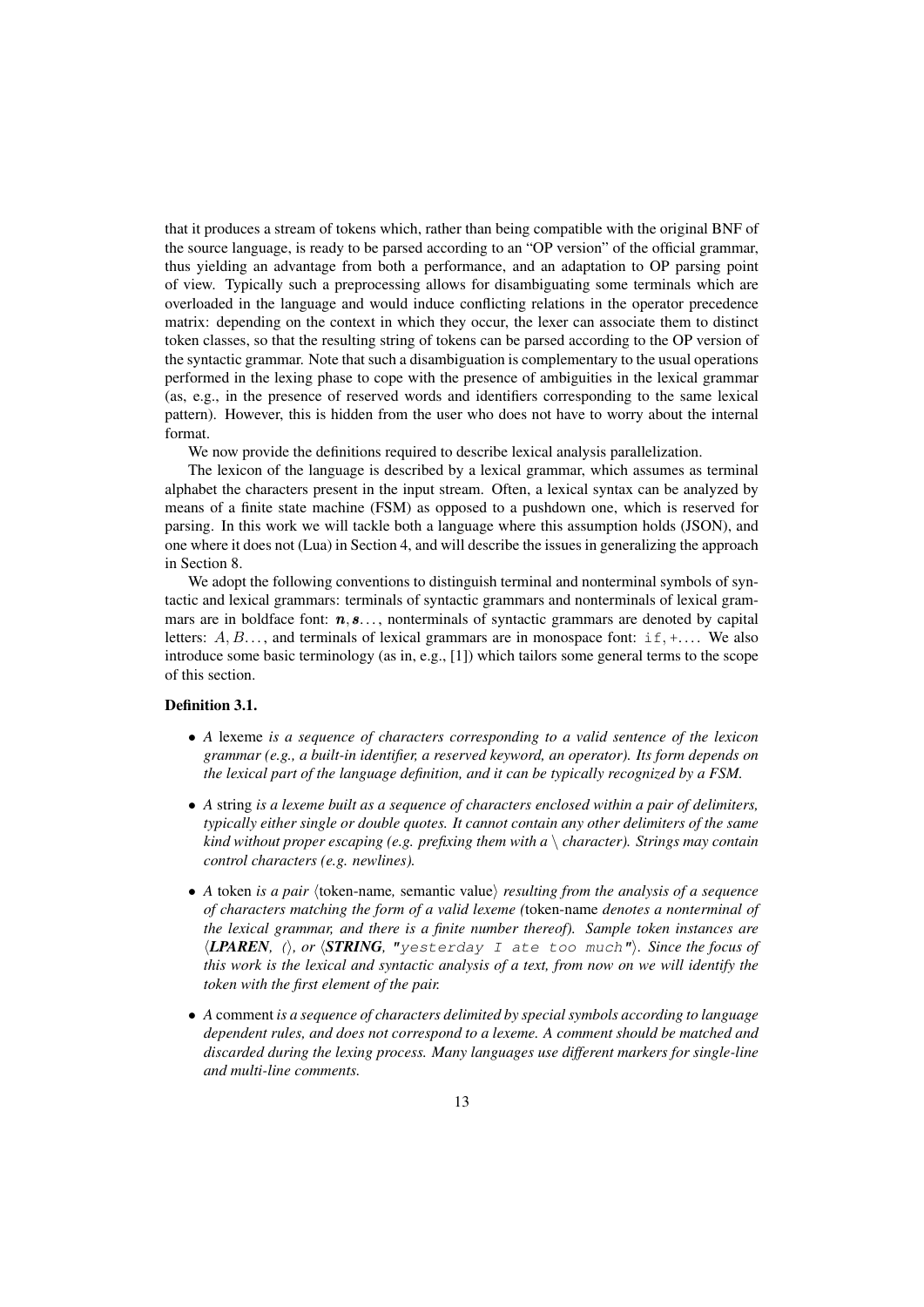that it produces a stream of tokens which, rather than being compatible with the original BNF of the source language, is ready to be parsed according to an "OP version" of the official grammar, thus yielding an advantage from both a performance, and an adaptation to OP parsing point of view. Typically such a preprocessing allows for disambiguating some terminals which are overloaded in the language and would induce conflicting relations in the operator precedence matrix: depending on the context in which they occur, the lexer can associate them to distinct token classes, so that the resulting string of tokens can be parsed according to the OP version of the syntactic grammar. Note that such a disambiguation is complementary to the usual operations performed in the lexing phase to cope with the presence of ambiguities in the lexical grammar (as, e.g., in the presence of reserved words and identifiers corresponding to the same lexical pattern). However, this is hidden from the user who does not have to worry about the internal format.

We now provide the definitions required to describe lexical analysis parallelization.

The lexicon of the language is described by a lexical grammar, which assumes as terminal alphabet the characters present in the input stream. Often, a lexical syntax can be analyzed by means of a finite state machine (FSM) as opposed to a pushdown one, which is reserved for parsing. In this work we will tackle both a language where this assumption holds (JSON), and one where it does not (Lua) in Section 4, and will describe the issues in generalizing the approach in Section 8.

We adopt the following conventions to distinguish terminal and nonterminal symbols of syntactic and lexical grammars: terminals of syntactic grammars and nonterminals of lexical grammars are in boldface font: $\boldsymbol{n}, \boldsymbol{s}\ldots$, nonterminals of syntactic grammars are denoted by capital letters: $A, B\ldots$, and terminals of lexical grammars are in monospace font: `if`, `+`.... We also introduce some basic terminology (as in, e.g., [1]) which tailors some general terms to the scope of this section.

**Definition 3.1.**

- *A* lexeme *is a sequence of characters corresponding to a valid sentence of the lexicon grammar (e.g., a built-in identifier, a reserved keyword, an operator). Its form depends on the lexical part of the language definition, and it can be typically recognized by a FSM.*
- *A* string *is a lexeme built as a sequence of characters enclosed within a pair of delimiters, typically either single or double quotes. It cannot contain any other delimiters of the same kind without proper escaping (e.g. prefixing them with a \ character). Strings may contain control characters (e.g. newlines).*
- *A* token *is a pair* ⟨token-name*,* semantic value⟩ *resulting from the analysis of a sequence of characters matching the form of a valid lexeme (*token-name *denotes a nonterminal of the lexical grammar, and there is a finite number thereof). Sample token instances are* ⟨***LPAREN****,* `(`⟩*, or* ⟨***STRING****,* `"yesterday I ate too much"`⟩*. Since the focus of this work is the lexical and syntactic analysis of a text, from now on we will identify the token with the first element of the pair.*
- *A* comment *is a sequence of characters delimited by special symbols according to language dependent rules, and does not correspond to a lexeme. A comment should be matched and discarded during the lexing process. Many languages use different markers for single-line and multi-line comments.*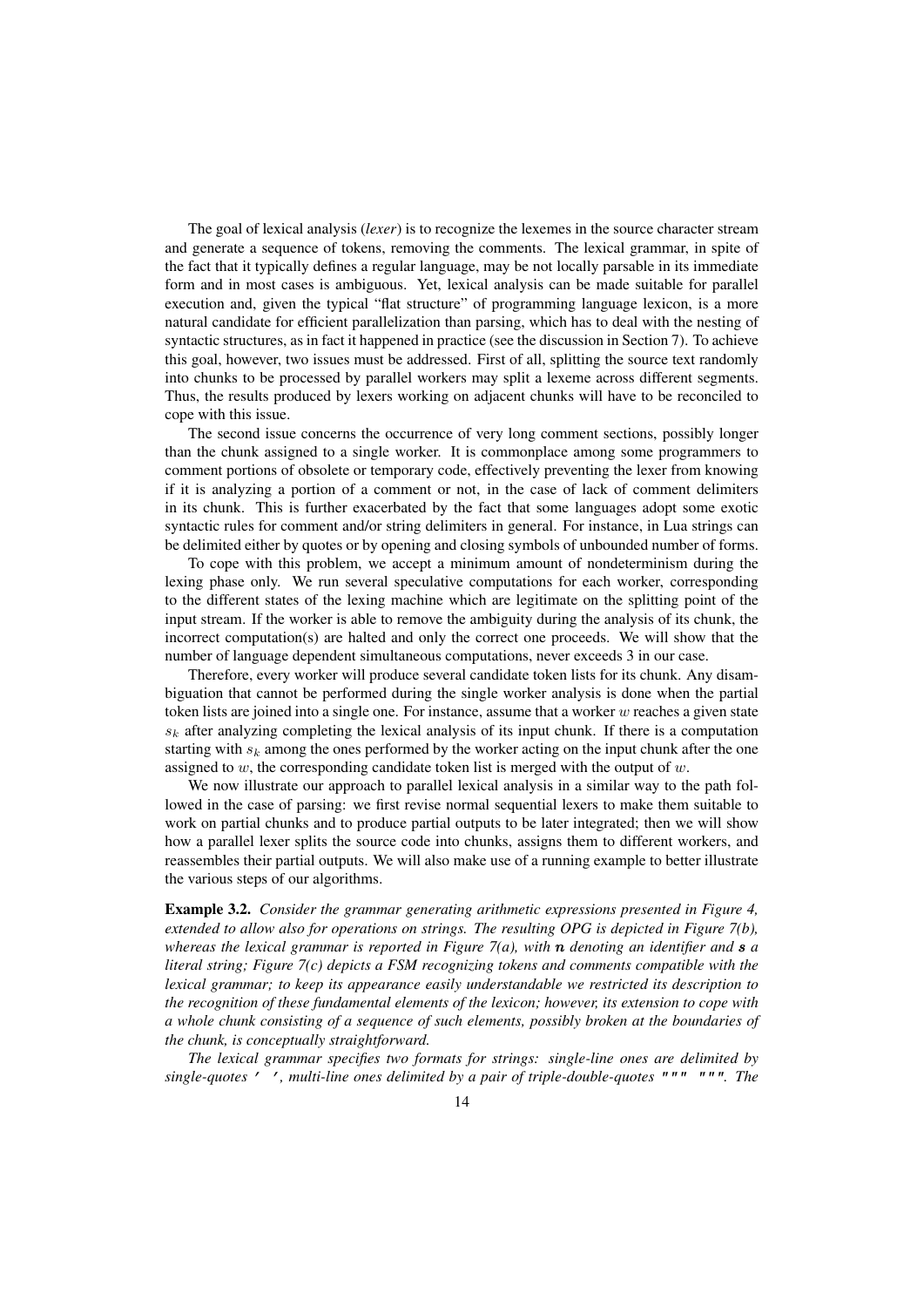The goal of lexical analysis (*lexer*) is to recognize the lexemes in the source character stream and generate a sequence of tokens, removing the comments. The lexical grammar, in spite of the fact that it typically defines a regular language, may be not locally parsable in its immediate form and in most cases is ambiguous. Yet, lexical analysis can be made suitable for parallel execution and, given the typical "flat structure" of programming language lexicon, is a more natural candidate for efficient parallelization than parsing, which has to deal with the nesting of syntactic structures, as in fact it happened in practice (see the discussion in Section 7). To achieve this goal, however, two issues must be addressed. First of all, splitting the source text randomly into chunks to be processed by parallel workers may split a lexeme across different segments. Thus, the results produced by lexers working on adjacent chunks will have to be reconciled to cope with this issue.

The second issue concerns the occurrence of very long comment sections, possibly longer than the chunk assigned to a single worker. It is commonplace among some programmers to comment portions of obsolete or temporary code, effectively preventing the lexer from knowing if it is analyzing a portion of a comment or not, in the case of lack of comment delimiters in its chunk. This is further exacerbated by the fact that some languages adopt some exotic syntactic rules for comment and/or string delimiters in general. For instance, in Lua strings can be delimited either by quotes or by opening and closing symbols of unbounded number of forms.

To cope with this problem, we accept a minimum amount of nondeterminism during the lexing phase only. We run several speculative computations for each worker, corresponding to the different states of the lexing machine which are legitimate on the splitting point of the input stream. If the worker is able to remove the ambiguity during the analysis of its chunk, the incorrect computation(s) are halted and only the correct one proceeds. We will show that the number of language dependent simultaneous computations, never exceeds 3 in our case.

Therefore, every worker will produce several candidate token lists for its chunk. Any disambiguation that cannot be performed during the single worker analysis is done when the partial token lists are joined into a single one. For instance, assume that a worker $w$ reaches a given state $s_k$ after analyzing completing the lexical analysis of its input chunk. If there is a computation starting with $s_k$ among the ones performed by the worker acting on the input chunk after the one assigned to $w$, the corresponding candidate token list is merged with the output of $w$.

We now illustrate our approach to parallel lexical analysis in a similar way to the path followed in the case of parsing: we first revise normal sequential lexers to make them suitable to work on partial chunks and to produce partial outputs to be later integrated; then we will show how a parallel lexer splits the source code into chunks, assigns them to different workers, and reassembles their partial outputs. We will also make use of a running example to better illustrate the various steps of our algorithms.

**Example 3.2.** *Consider the grammar generating arithmetic expressions presented in Figure 4, extended to allow also for operations on strings. The resulting OPG is depicted in Figure 7(b), whereas the lexical grammar is reported in Figure 7(a), with* ***n*** *denoting an identifier and* ***s*** *a literal string; Figure 7(c) depicts a FSM recognizing tokens and comments compatible with the lexical grammar; to keep its appearance easily understandable we restricted its description to the recognition of these fundamental elements of the lexicon; however, its extension to cope with a whole chunk consisting of a sequence of such elements, possibly broken at the boundaries of the chunk, is conceptually straightforward.*

*The lexical grammar specifies two formats for strings: single-line ones are delimited by single-quotes* `' '`*, multi-line ones delimited by a pair of triple-double-quotes* `""" """`*. The*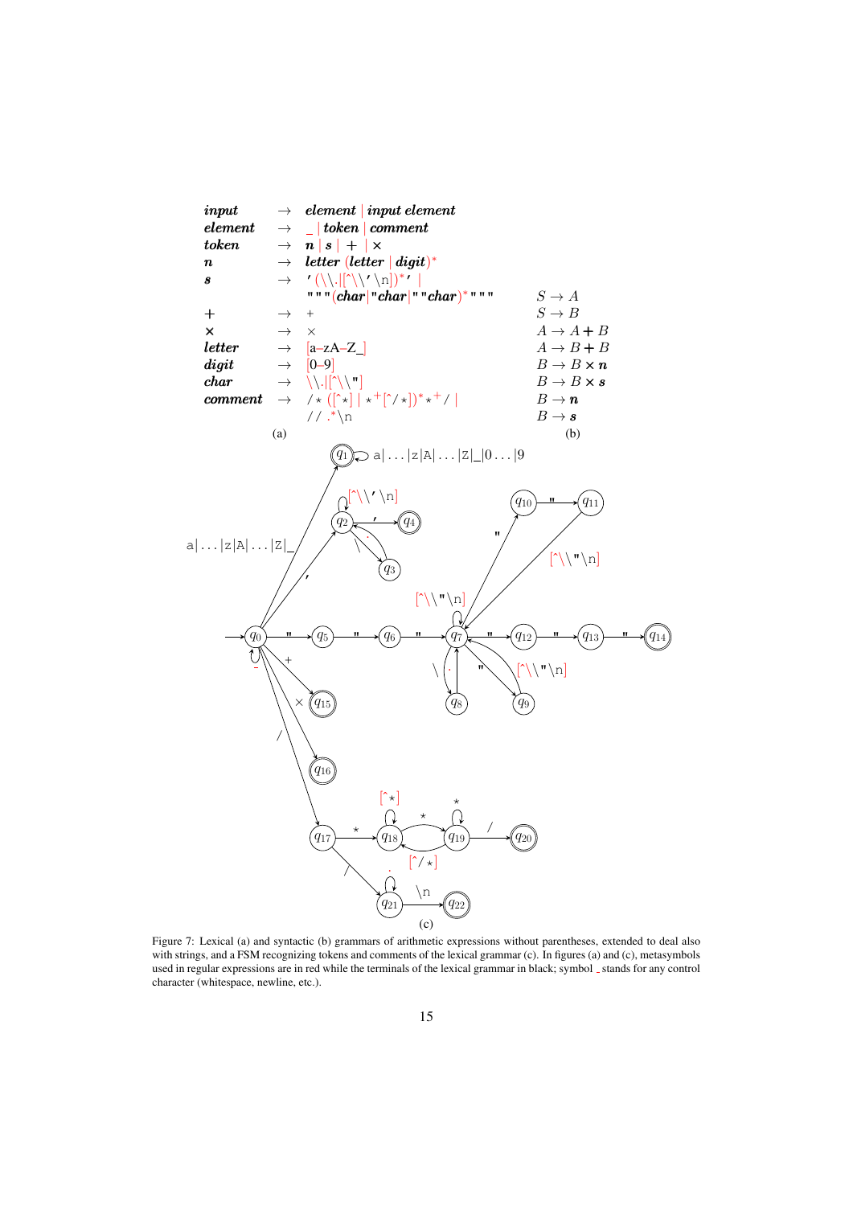| | | |
|---|---|---|
| *input* | → | *element* \| *input element* |
| *element* | → | _ \| *token* \| *comment* |
| *token* | → | ***n*** \| ***s*** \| **+** \| **×** |
| ***n*** | → | *letter* (*letter* \| *digit*)* |
| ***s*** | → | ' (\\.\|[^\\'\n])* ' \| |
| | | """(*char*\|"*char*\|""*char*)*""" |
| **+** | → | + |
| **×** | → | × |
| *letter* | → | [a–zA–Z_] |
| *digit* | → | [0–9] |
| *char* | → | \\.\|[^\\"] |
| *comment* | → | /* ([^*] \| *+[^/*])* *+ / \| |
| | | // .* \n |

(a)

$S \to A$
$S \to B$
$A \to A + B$
$A \to B + B$
$B \to B \times \boldsymbol{n}$
$B \to B \times \boldsymbol{s}$
$B \to \boldsymbol{n}$
$B \to \boldsymbol{s}$

(b)

(c)

Figure 7: Lexical (a) and syntactic (b) grammars of arithmetic expressions without parentheses, extended to deal also with strings, and a FSM recognizing tokens and comments of the lexical grammar (c). In figures (a) and (c), metasymbols used in regular expressions are in red while the terminals of the lexical grammar in black; symbol _ stands for any control character (whitespace, newline, etc.).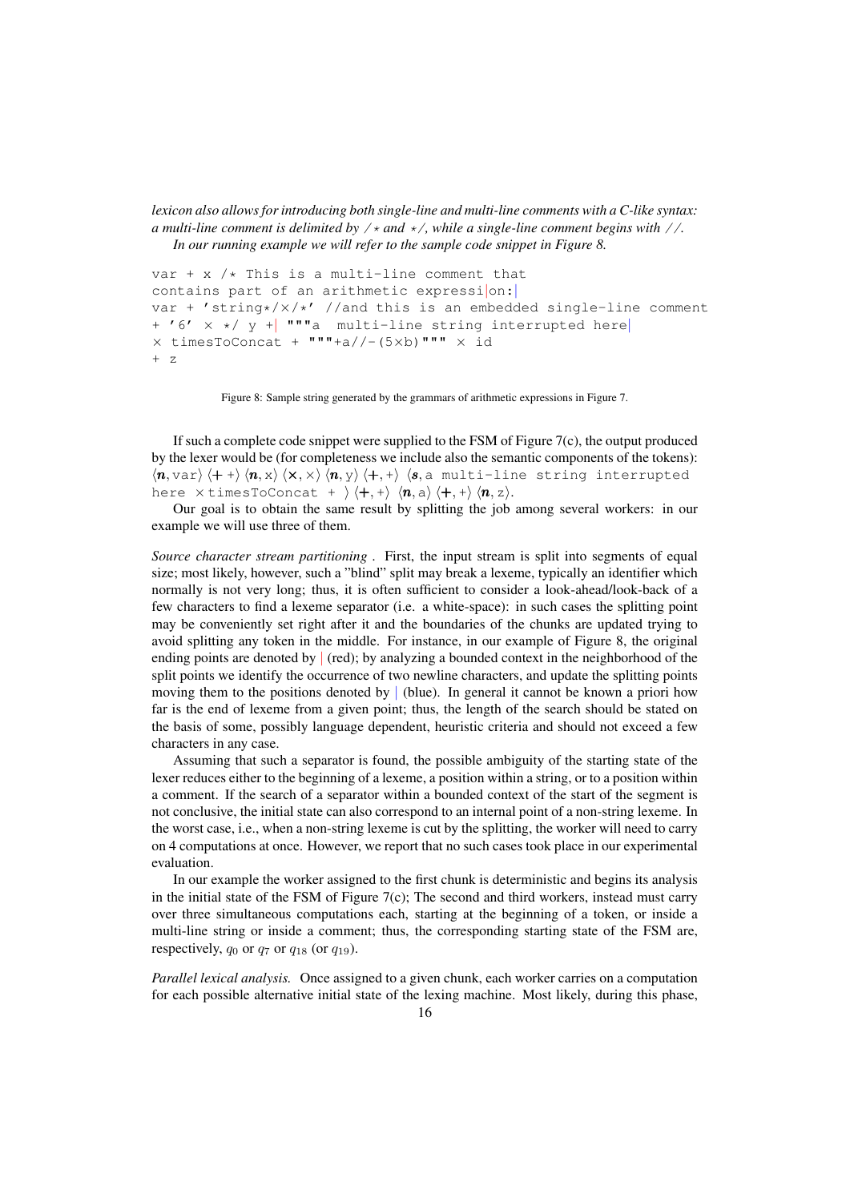*lexicon also allows for introducing both single-line and multi-line comments with a C-like syntax: a multi-line comment is delimited by /⋆ and ⋆/, while a single-line comment begins with //.*

*In our running example we will refer to the sample code snippet in Figure 8.*

```
var + x /⋆ This is a multi-line comment that
contains part of an arithmetic expressi|on:|
var + 'string⋆/×/⋆' //and this is an embedded single-line comment
+ '6' × ⋆/ y +| """a  multi-line string interrupted here|
× timesToConcat + """+a//-(5×b)""" × id
+ z
```

Figure 8: Sample string generated by the grammars of arithmetic expressions in Figure 7.

If such a complete code snippet were supplied to the FSM of Figure 7(c), the output produced by the lexer would be (for completeness we include also the semantic components of the tokens): $\langle \boldsymbol{n}, \texttt{var}\rangle$ $\langle +\, +\rangle$ $\langle \boldsymbol{n}, \texttt{x}\rangle$ $\langle \times, \times\rangle$ $\langle \boldsymbol{n}, \texttt{y}\rangle$ $\langle +, +\rangle$ $\langle \boldsymbol{s}, \texttt{a multi-line string interrupted here} \times \texttt{timesToConcat +} \rangle$ $\langle +, +\rangle$ $\langle \boldsymbol{n}, \texttt{a}\rangle$ $\langle +, +\rangle$ $\langle \boldsymbol{n}, \texttt{z}\rangle$.

Our goal is to obtain the same result by splitting the job among several workers: in our example we will use three of them.

*Source character stream partitioning* . First, the input stream is split into segments of equal size; most likely, however, such a "blind" split may break a lexeme, typically an identifier which normally is not very long; thus, it is often sufficient to consider a look-ahead/look-back of a few characters to find a lexeme separator (i.e. a white-space): in such cases the splitting point may be conveniently set right after it and the boundaries of the chunks are updated trying to avoid splitting any token in the middle. For instance, in our example of Figure 8, the original ending points are denoted by | (red); by analyzing a bounded context in the neighborhood of the split points we identify the occurrence of two newline characters, and update the splitting points moving them to the positions denoted by | (blue). In general it cannot be known a priori how far is the end of lexeme from a given point; thus, the length of the search should be stated on the basis of some, possibly language dependent, heuristic criteria and should not exceed a few characters in any case.

Assuming that such a separator is found, the possible ambiguity of the starting state of the lexer reduces either to the beginning of a lexeme, a position within a string, or to a position within a comment. If the search of a separator within a bounded context of the start of the segment is not conclusive, the initial state can also correspond to an internal point of a non-string lexeme. In the worst case, i.e., when a non-string lexeme is cut by the splitting, the worker will need to carry on 4 computations at once. However, we report that no such cases took place in our experimental evaluation.

In our example the worker assigned to the first chunk is deterministic and begins its analysis in the initial state of the FSM of Figure 7(c); The second and third workers, instead must carry over three simultaneous computations each, starting at the beginning of a token, or inside a multi-line string or inside a comment; thus, the corresponding starting state of the FSM are, respectively, $q_0$ or $q_7$ or $q_{18}$ (or $q_{19}$).

*Parallel lexical analysis.* Once assigned to a given chunk, each worker carries on a computation for each possible alternative initial state of the lexing machine. Most likely, during this phase,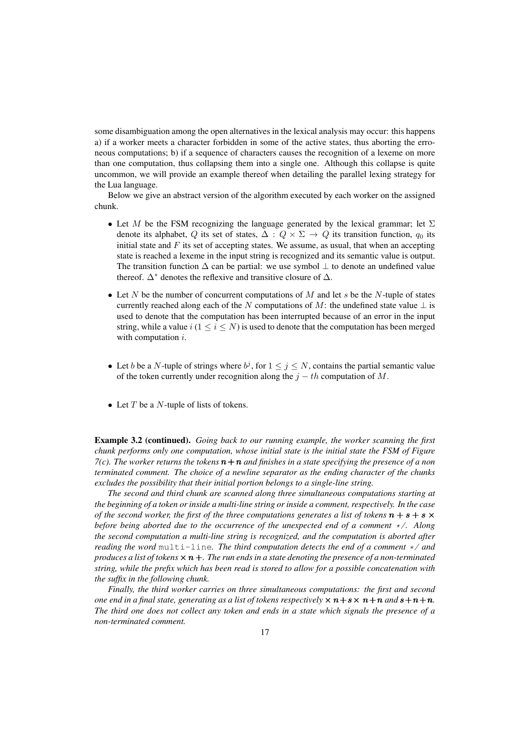some disambiguation among the open alternatives in the lexical analysis may occur: this happens a) if a worker meets a character forbidden in some of the active states, thus aborting the erroneous computations; b) if a sequence of characters causes the recognition of a lexeme on more than one computation, thus collapsing them into a single one. Although this collapse is quite uncommon, we will provide an example thereof when detailing the parallel lexing strategy for the Lua language.

Below we give an abstract version of the algorithm executed by each worker on the assigned chunk.

- Let $M$ be the FSM recognizing the language generated by the lexical grammar; let $\Sigma$ denote its alphabet, $Q$ its set of states, $\Delta : Q \times \Sigma \rightarrow Q$ its transition function, $q_0$ its initial state and $F$ its set of accepting states. We assume, as usual, that when an accepting state is reached a lexeme in the input string is recognized and its semantic value is output. The transition function $\Delta$ can be partial: we use symbol $\perp$ to denote an undefined value thereof. $\Delta^*$ denotes the reflexive and transitive closure of $\Delta$.
- Let $N$ be the number of concurrent computations of $M$ and let $s$ be the $N$-tuple of states currently reached along each of the $N$ computations of $M$: the undefined state value $\perp$ is used to denote that the computation has been interrupted because of an error in the input string, while a value $i$ ($1 \leq i \leq N$) is used to denote that the computation has been merged with computation $i$.
- Let $b$ be a $N$-tuple of strings where $b^j$, for $1 \leq j \leq N$, contains the partial semantic value of the token currently under recognition along the $j-th$ computation of $M$.
- Let $T$ be a $N$-tuple of lists of tokens.

**Example 3.2 (continued).** *Going back to our running example, the worker scanning the first chunk performs only one computation, whose initial state is the initial state the FSM of Figure 7(c). The worker returns the tokens* $\boldsymbol{n}+\boldsymbol{n}$ *and finishes in a state specifying the presence of a non terminated comment. The choice of a newline separator as the ending character of the chunks excludes the possibility that their initial portion belongs to a single-line string.*

*The second and third chunk are scanned along three simultaneous computations starting at the beginning of a token or inside a multi-line string or inside a comment, respectively. In the case of the second worker, the first of the three computations generates a list of tokens* $\boldsymbol{n}+\boldsymbol{s}+\boldsymbol{s}\times$ *before being aborted due to the occurrence of the unexpected end of a comment* `*/`*. Along the second computation a multi-line string is recognized, and the computation is aborted after reading the word* `multi-line`*. The third computation detects the end of a comment* `*/` *and produces a list of tokens* $\times\,\boldsymbol{n}+$*. The run ends in a state denoting the presence of a non-terminated string, while the prefix which has been read is stored to allow for a possible concatenation with the suffix in the following chunk.*

*Finally, the third worker carries on three simultaneous computations: the first and second one end in a final state, generating as a list of tokens respectively* $\times\,\boldsymbol{n}+\boldsymbol{s}\times\,\boldsymbol{n}+\boldsymbol{n}$ *and* $\boldsymbol{s}+\boldsymbol{n}+\boldsymbol{n}$*. The third one does not collect any token and ends in a state which signals the presence of a non-terminated comment.*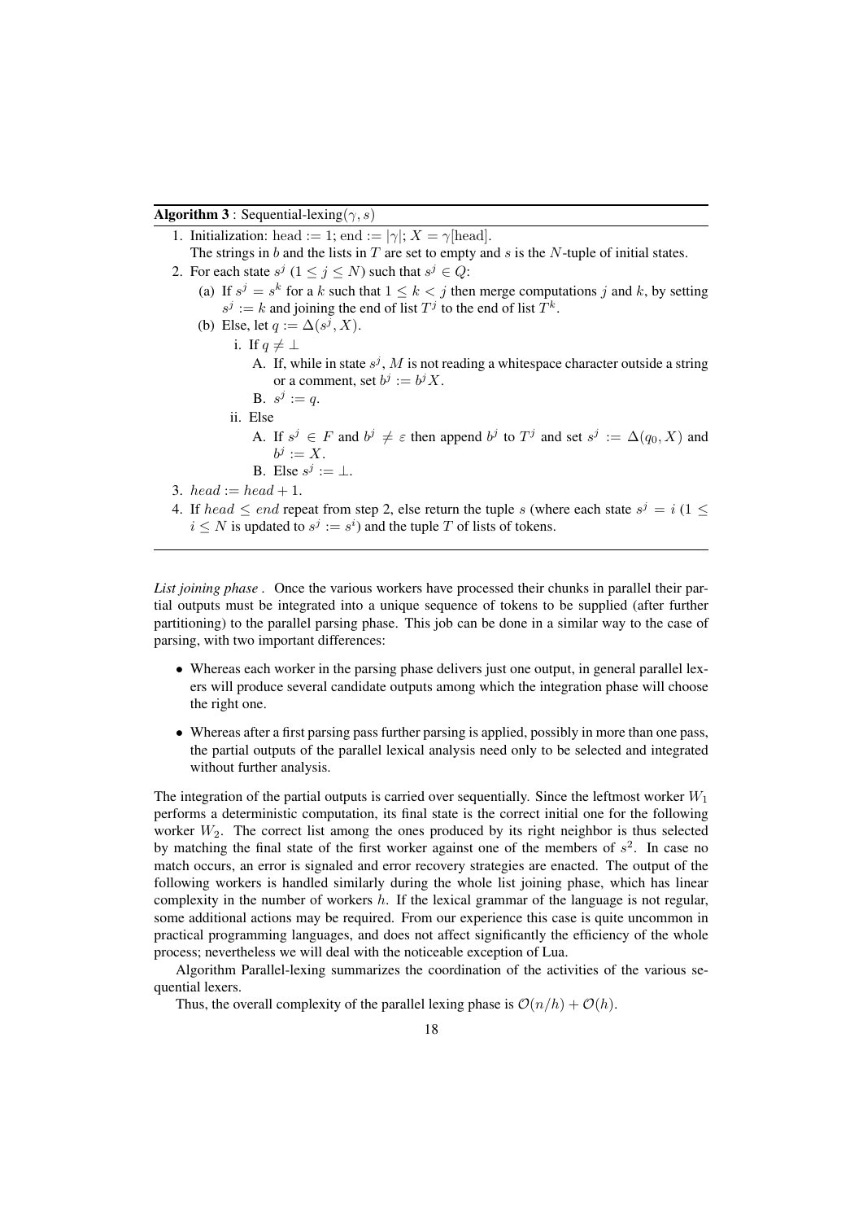**Algorithm 3** : Sequential-lexing($\gamma, s$)

1. Initialization: head $:= 1$; end $:= |\gamma|$; $X = \gamma[\text{head}]$.
   The strings in $b$ and the lists in $T$ are set to empty and $s$ is the $N$-tuple of initial states.
2. For each state $s^j$ ($1 \leq j \leq N$) such that $s^j \in Q$:
   (a) If $s^j = s^k$ for a $k$ such that $1 \leq k < j$ then merge computations $j$ and $k$, by setting $s^j := k$ and joining the end of list $T^j$ to the end of list $T^k$.
   (b) Else, let $q := \Delta(s^j, X)$.
      i. If $q \neq \perp$
         A. If, while in state $s^j$, $M$ is not reading a whitespace character outside a string or a comment, set $b^j := b^j X$.
         B. $s^j := q$.
      ii. Else
         A. If $s^j \in F$ and $b^j \neq \varepsilon$ then append $b^j$ to $T^j$ and set $s^j := \Delta(q_0, X)$ and $b^j := X$.
         B. Else $s^j := \perp$.
3. $head := head + 1$.
4. If $head \leq end$ repeat from step 2, else return the tuple $s$ (where each state $s^j = i$ ($1 \leq i \leq N$ is updated to $s^j := s^i$) and the tuple $T$ of lists of tokens.

---

*List joining phase* . Once the various workers have processed their chunks in parallel their partial outputs must be integrated into a unique sequence of tokens to be supplied (after further partitioning) to the parallel parsing phase. This job can be done in a similar way to the case of parsing, with two important differences:

- Whereas each worker in the parsing phase delivers just one output, in general parallel lexers will produce several candidate outputs among which the integration phase will choose the right one.
- Whereas after a first parsing pass further parsing is applied, possibly in more than one pass, the partial outputs of the parallel lexical analysis need only to be selected and integrated without further analysis.

The integration of the partial outputs is carried over sequentially. Since the leftmost worker $W_1$ performs a deterministic computation, its final state is the correct initial one for the following worker $W_2$. The correct list among the ones produced by its right neighbor is thus selected by matching the final state of the first worker against one of the members of $s^2$. In case no match occurs, an error is signaled and error recovery strategies are enacted. The output of the following workers is handled similarly during the whole list joining phase, which has linear complexity in the number of workers $h$. If the lexical grammar of the language is not regular, some additional actions may be required. From our experience this case is quite uncommon in practical programming languages, and does not affect significantly the efficiency of the whole process; nevertheless we will deal with the noticeable exception of Lua.

Algorithm Parallel-lexing summarizes the coordination of the activities of the various sequential lexers.

Thus, the overall complexity of the parallel lexing phase is $\mathcal{O}(n/h) + \mathcal{O}(h)$.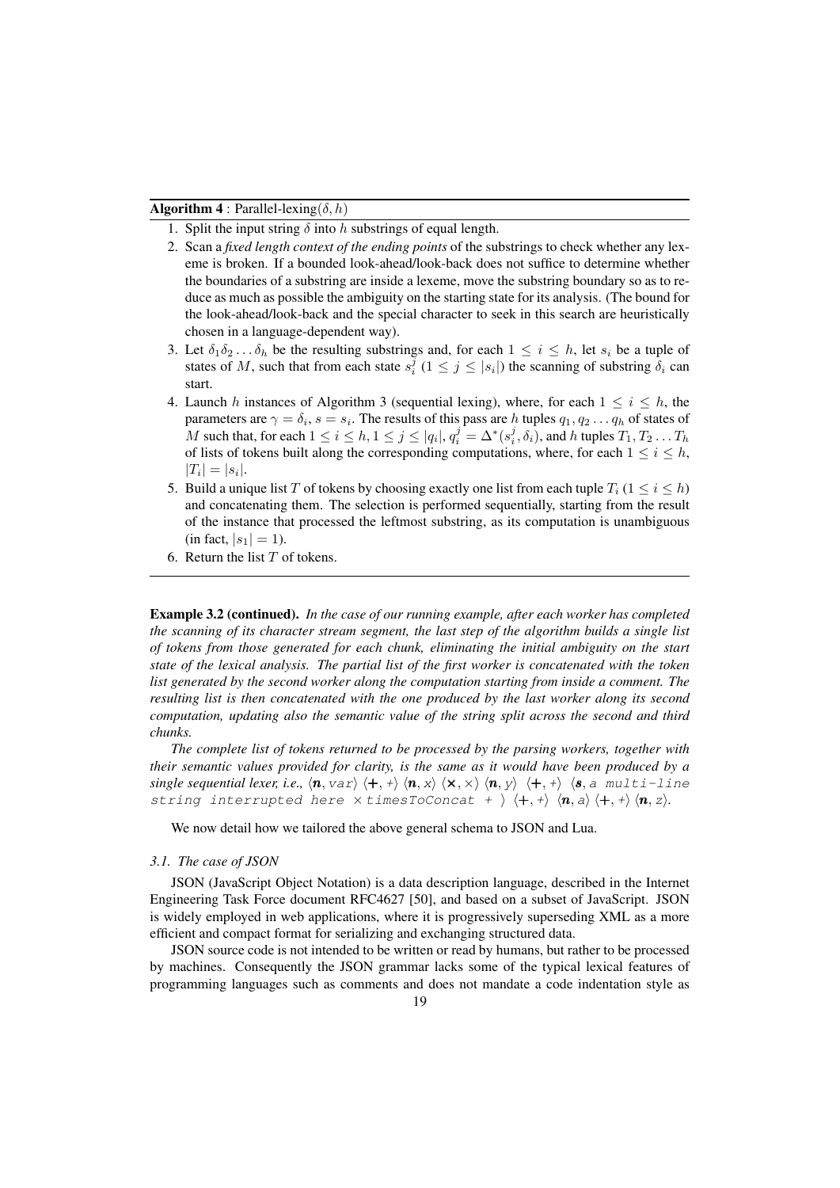**Algorithm 4** : Parallel-lexing($\delta, h$)

1. Split the input string $\delta$ into $h$ substrings of equal length.
2. Scan a *fixed length context of the ending points* of the substrings to check whether any lexeme is broken. If a bounded look-ahead/look-back does not suffice to determine whether the boundaries of a substring are inside a lexeme, move the substring boundary so as to reduce as much as possible the ambiguity on the starting state for its analysis. (The bound for the look-ahead/look-back and the special character to seek in this search are heuristically chosen in a language-dependent way).
3. Let $\delta_1\delta_2 \dots \delta_h$ be the resulting substrings and, for each $1 \leq i \leq h$, let $s_i$ be a tuple of states of $M$, such that from each state $s_i^j$ ($1 \leq j \leq |s_i|$) the scanning of substring $\delta_i$ can start.
4. Launch $h$ instances of Algorithm 3 (sequential lexing), where, for each $1 \leq i \leq h$, the parameters are $\gamma = \delta_i$, $s = s_i$. The results of this pass are $h$ tuples $q_1, q_2 \dots q_h$ of states of $M$ such that, for each $1 \leq i \leq h, 1 \leq j \leq |q_i|$, $q_i^j = \Delta^*(s_i^j, \delta_i)$, and $h$ tuples $T_1, T_2 \dots T_h$ of lists of tokens built along the corresponding computations, where, for each $1 \leq i \leq h$, $|T_i| = |s_i|$.
5. Build a unique list $T$ of tokens by choosing exactly one list from each tuple $T_i$ ($1 \leq i \leq h$) and concatenating them. The selection is performed sequentially, starting from the result of the instance that processed the leftmost substring, as its computation is unambiguous (in fact, $|s_1| = 1$).
6. Return the list $T$ of tokens.

**Example 3.2 (continued).** *In the case of our running example, after each worker has completed the scanning of its character stream segment, the last step of the algorithm builds a single list of tokens from those generated for each chunk, eliminating the initial ambiguity on the start state of the lexical analysis. The partial list of the first worker is concatenated with the token list generated by the second worker along the computation starting from inside a comment. The resulting list is then concatenated with the one produced by the last worker along its second computation, updating also the semantic value of the string split across the second and third chunks.*

*The complete list of tokens returned to be processed by the parsing workers, together with their semantic values provided for clarity, is the same as it would have been produced by a single sequential lexer, i.e.,* $\langle \boldsymbol{n}, \texttt{var}\rangle$ $\langle \boldsymbol{+}, \texttt{+}\rangle$ $\langle \boldsymbol{n}, x\rangle$ $\langle \boldsymbol{\times}, \times\rangle$ $\langle \boldsymbol{n}, y\rangle$ $\langle \boldsymbol{+}, \texttt{+}\rangle$ $\langle \boldsymbol{s}, \texttt{a multi-line string interrupted here} \times \texttt{timesToConcat +}\rangle$ $\langle \boldsymbol{+}, \texttt{+}\rangle$ $\langle \boldsymbol{n}, a\rangle$ $\langle \boldsymbol{+}, \texttt{+}\rangle$ $\langle \boldsymbol{n}, z\rangle$.

We now detail how we tailored the above general schema to JSON and Lua.

### *3.1. The case of JSON*

JSON (JavaScript Object Notation) is a data description language, described in the Internet Engineering Task Force document RFC4627 [50], and based on a subset of JavaScript. JSON is widely employed in web applications, where it is progressively superseding XML as a more efficient and compact format for serializing and exchanging structured data.

JSON source code is not intended to be written or read by humans, but rather to be processed by machines. Consequently the JSON grammar lacks some of the typical lexical features of programming languages such as comments and does not mandate a code indentation style as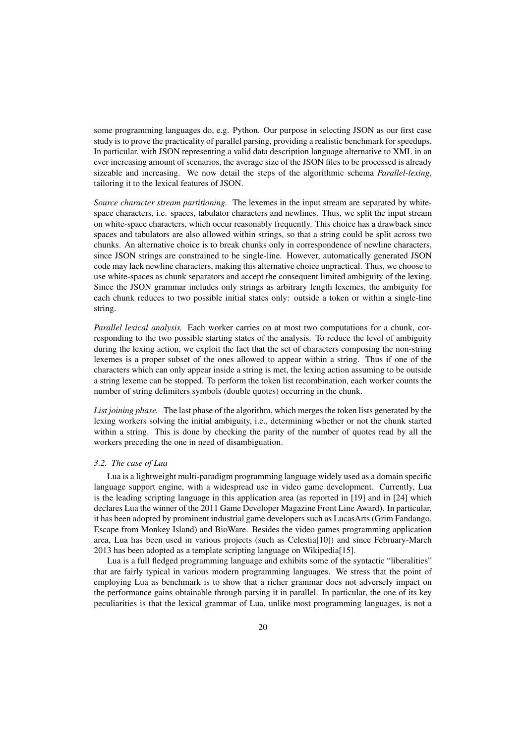some programming languages do, e.g. Python. Our purpose in selecting JSON as our first case study is to prove the practicality of parallel parsing, providing a realistic benchmark for speedups. In particular, with JSON representing a valid data description language alternative to XML in an ever increasing amount of scenarios, the average size of the JSON files to be processed is already sizeable and increasing. We now detail the steps of the algorithmic schema *Parallel-lexing*, tailoring it to the lexical features of JSON.

*Source character stream partitioning.* The lexemes in the input stream are separated by white-space characters, i.e. spaces, tabulator characters and newlines. Thus, we split the input stream on white-space characters, which occur reasonably frequently. This choice has a drawback since spaces and tabulators are also allowed within strings, so that a string could be split across two chunks. An alternative choice is to break chunks only in correspondence of newline characters, since JSON strings are constrained to be single-line. However, automatically generated JSON code may lack newline characters, making this alternative choice unpractical. Thus, we choose to use white-spaces as chunk separators and accept the consequent limited ambiguity of the lexing. Since the JSON grammar includes only strings as arbitrary length lexemes, the ambiguity for each chunk reduces to two possible initial states only: outside a token or within a single-line string.

*Parallel lexical analysis.* Each worker carries on at most two computations for a chunk, corresponding to the two possible starting states of the analysis. To reduce the level of ambiguity during the lexing action, we exploit the fact that the set of characters composing the non-string lexemes is a proper subset of the ones allowed to appear within a string. Thus if one of the characters which can only appear inside a string is met, the lexing action assuming to be outside a string lexeme can be stopped. To perform the token list recombination, each worker counts the number of string delimiters symbols (double quotes) occurring in the chunk.

*List joining phase.* The last phase of the algorithm, which merges the token lists generated by the lexing workers solving the initial ambiguity, i.e., determining whether or not the chunk started within a string. This is done by checking the parity of the number of quotes read by all the workers preceding the one in need of disambiguation.

### 3.2. The case of Lua

Lua is a lightweight multi-paradigm programming language widely used as a domain specific language support engine, with a widespread use in video game development. Currently, Lua is the leading scripting language in this application area (as reported in [19] and in [24] which declares Lua the winner of the 2011 Game Developer Magazine Front Line Award). In particular, it has been adopted by prominent industrial game developers such as LucasArts (Grim Fandango, Escape from Monkey Island) and BioWare. Besides the video games programming application area, Lua has been used in various projects (such as Celestia[10]) and since February-March 2013 has been adopted as a template scripting language on Wikipedia[15].

Lua is a full fledged programming language and exhibits some of the syntactic "liberalities" that are fairly typical in various modern programming languages. We stress that the point of employing Lua as benchmark is to show that a richer grammar does not adversely impact on the performance gains obtainable through parsing it in parallel. In particular, the one of its key peculiarities is that the lexical grammar of Lua, unlike most programming languages, is not a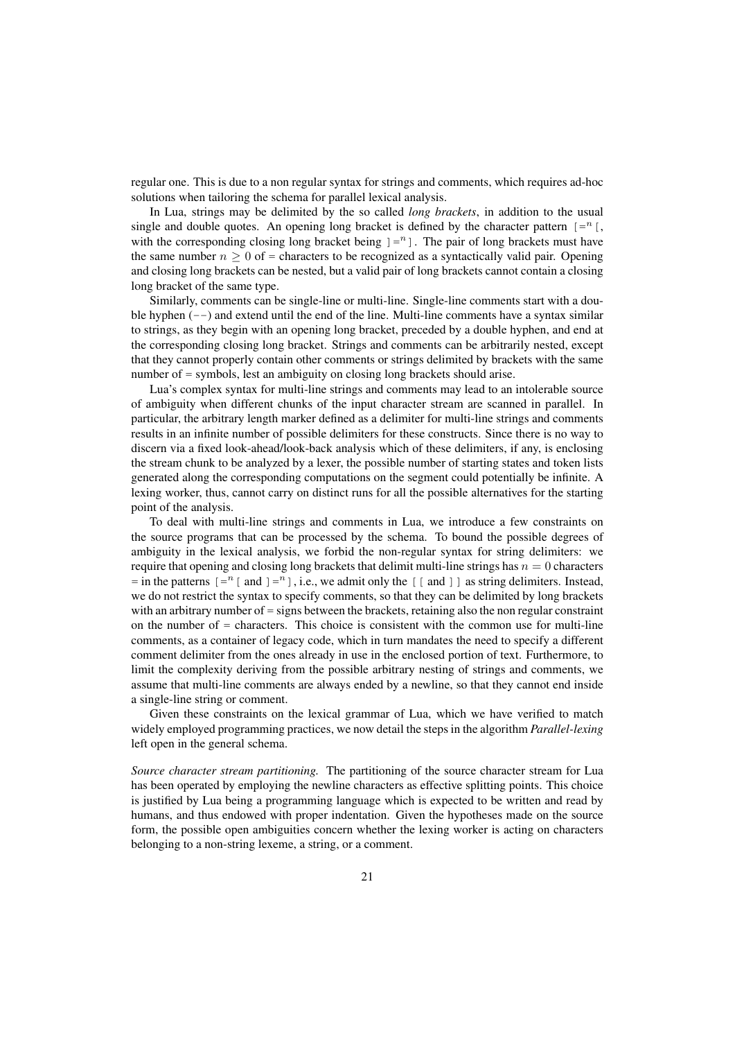regular one. This is due to a non regular syntax for strings and comments, which requires ad-hoc solutions when tailoring the schema for parallel lexical analysis.

In Lua, strings may be delimited by the so called *long brackets*, in addition to the usual single and double quotes. An opening long bracket is defined by the character pattern $\texttt{[=}^n\texttt{[}$, with the corresponding closing long bracket being $\texttt{]=}^n\texttt{]}$. The pair of long brackets must have the same number $n \geq 0$ of = characters to be recognized as a syntactically valid pair. Opening and closing long brackets can be nested, but a valid pair of long brackets cannot contain a closing long bracket of the same type.

Similarly, comments can be single-line or multi-line. Single-line comments start with a double hyphen (--) and extend until the end of the line. Multi-line comments have a syntax similar to strings, as they begin with an opening long bracket, preceded by a double hyphen, and end at the corresponding closing long bracket. Strings and comments can be arbitrarily nested, except that they cannot properly contain other comments or strings delimited by brackets with the same number of = symbols, lest an ambiguity on closing long brackets should arise.

Lua's complex syntax for multi-line strings and comments may lead to an intolerable source of ambiguity when different chunks of the input character stream are scanned in parallel. In particular, the arbitrary length marker defined as a delimiter for multi-line strings and comments results in an infinite number of possible delimiters for these constructs. Since there is no way to discern via a fixed look-ahead/look-back analysis which of these delimiters, if any, is enclosing the stream chunk to be analyzed by a lexer, the possible number of starting states and token lists generated along the corresponding computations on the segment could potentially be infinite. A lexing worker, thus, cannot carry on distinct runs for all the possible alternatives for the starting point of the analysis.

To deal with multi-line strings and comments in Lua, we introduce a few constraints on the source programs that can be processed by the schema. To bound the possible degrees of ambiguity in the lexical analysis, we forbid the non-regular syntax for string delimiters: we require that opening and closing long brackets that delimit multi-line strings has $n = 0$ characters = in the patterns $\texttt{[=}^n\texttt{[}$ and $\texttt{]=}^n\texttt{]}$, i.e., we admit only the `[[` and `]]` as string delimiters. Instead, we do not restrict the syntax to specify comments, so that they can be delimited by long brackets with an arbitrary number of = signs between the brackets, retaining also the non regular constraint on the number of = characters. This choice is consistent with the common use for multi-line comments, as a container of legacy code, which in turn mandates the need to specify a different comment delimiter from the ones already in use in the enclosed portion of text. Furthermore, to limit the complexity deriving from the possible arbitrary nesting of strings and comments, we assume that multi-line comments are always ended by a newline, so that they cannot end inside a single-line string or comment.

Given these constraints on the lexical grammar of Lua, which we have verified to match widely employed programming practices, we now detail the steps in the algorithm *Parallel-lexing* left open in the general schema.

*Source character stream partitioning.* The partitioning of the source character stream for Lua has been operated by employing the newline characters as effective splitting points. This choice is justified by Lua being a programming language which is expected to be written and read by humans, and thus endowed with proper indentation. Given the hypotheses made on the source form, the possible open ambiguities concern whether the lexing worker is acting on characters belonging to a non-string lexeme, a string, or a comment.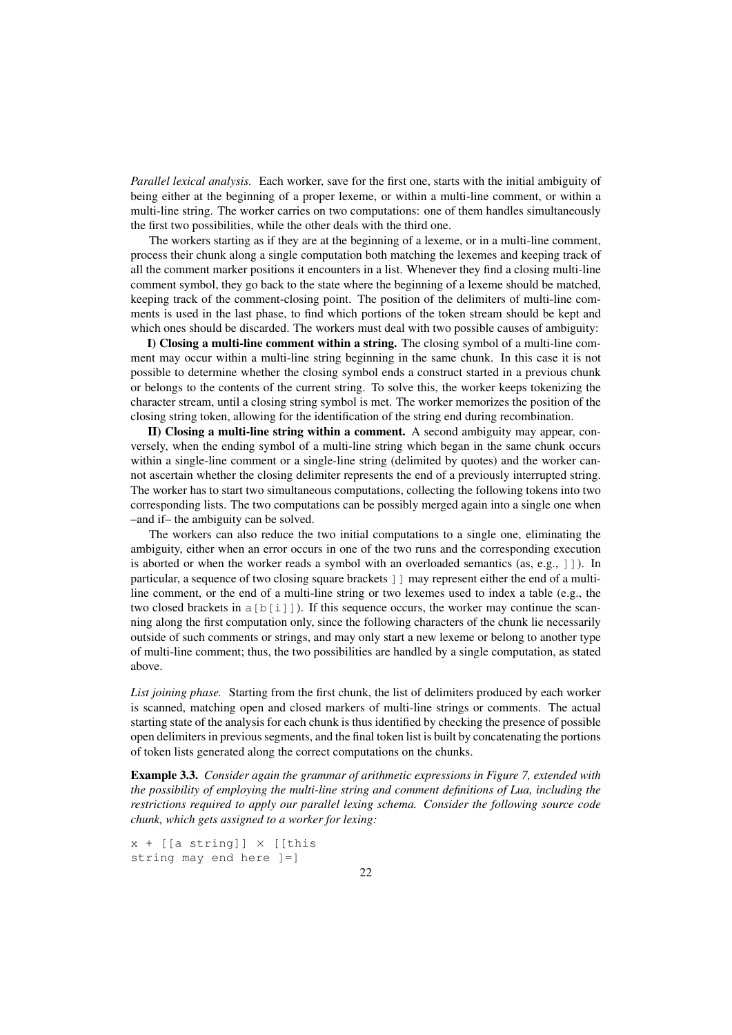*Parallel lexical analysis.* Each worker, save for the first one, starts with the initial ambiguity of being either at the beginning of a proper lexeme, or within a multi-line comment, or within a multi-line string. The worker carries on two computations: one of them handles simultaneously the first two possibilities, while the other deals with the third one.

The workers starting as if they are at the beginning of a lexeme, or in a multi-line comment, process their chunk along a single computation both matching the lexemes and keeping track of all the comment marker positions it encounters in a list. Whenever they find a closing multi-line comment symbol, they go back to the state where the beginning of a lexeme should be matched, keeping track of the comment-closing point. The position of the delimiters of multi-line comments is used in the last phase, to find which portions of the token stream should be kept and which ones should be discarded. The workers must deal with two possible causes of ambiguity:

**I) Closing a multi-line comment within a string.** The closing symbol of a multi-line comment may occur within a multi-line string beginning in the same chunk. In this case it is not possible to determine whether the closing symbol ends a construct started in a previous chunk or belongs to the contents of the current string. To solve this, the worker keeps tokenizing the character stream, until a closing string symbol is met. The worker memorizes the position of the closing string token, allowing for the identification of the string end during recombination.

**II) Closing a multi-line string within a comment.** A second ambiguity may appear, conversely, when the ending symbol of a multi-line string which began in the same chunk occurs within a single-line comment or a single-line string (delimited by quotes) and the worker cannot ascertain whether the closing delimiter represents the end of a previously interrupted string. The worker has to start two simultaneous computations, collecting the following tokens into two corresponding lists. The two computations can be possibly merged again into a single one when –and if– the ambiguity can be solved.

The workers can also reduce the two initial computations to a single one, eliminating the ambiguity, either when an error occurs in one of the two runs and the corresponding execution is aborted or when the worker reads a symbol with an overloaded semantics (as, e.g., `]]`). In particular, a sequence of two closing square brackets `]]` may represent either the end of a multi-line comment, or the end of a multi-line string or two lexemes used to index a table (e.g., the two closed brackets in `a[b[i]]`). If this sequence occurs, the worker may continue the scanning along the first computation only, since the following characters of the chunk lie necessarily outside of such comments or strings, and may only start a new lexeme or belong to another type of multi-line comment; thus, the two possibilities are handled by a single computation, as stated above.

*List joining phase.* Starting from the first chunk, the list of delimiters produced by each worker is scanned, matching open and closed markers of multi-line strings or comments. The actual starting state of the analysis for each chunk is thus identified by checking the presence of possible open delimiters in previous segments, and the final token list is built by concatenating the portions of token lists generated along the correct computations on the chunks.

**Example 3.3.** *Consider again the grammar of arithmetic expressions in Figure 7, extended with the possibility of employing the multi-line string and comment definitions of Lua, including the restrictions required to apply our parallel lexing schema. Consider the following source code chunk, which gets assigned to a worker for lexing:*

```
x + [[a string]] × [[this
string may end here ]=]
```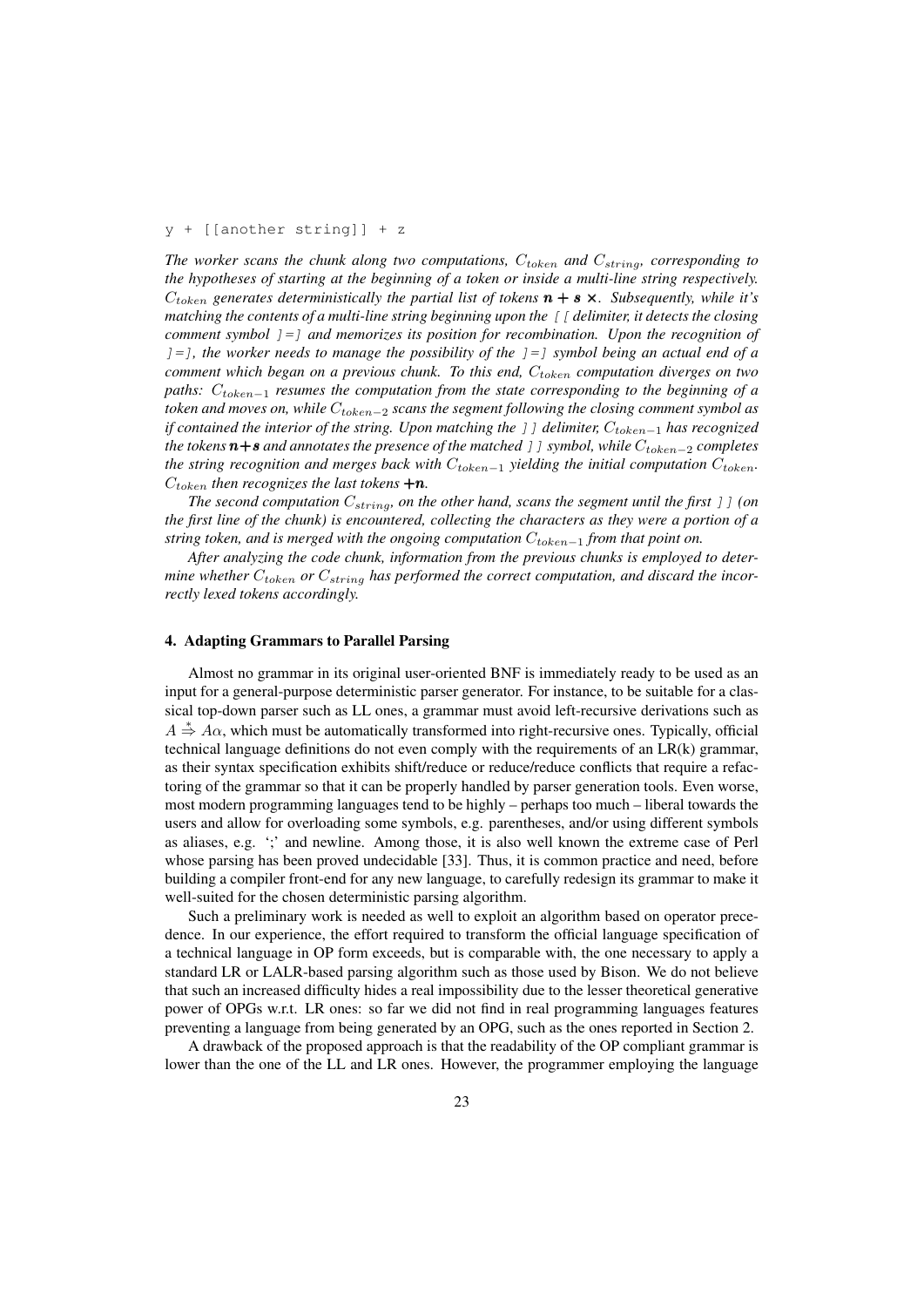```
y + [[another string]] + z
```

*The worker scans the chunk along two computations, $C_{token}$ and $C_{string}$, corresponding to the hypotheses of starting at the beginning of a token or inside a multi-line string respectively. $C_{token}$ generates deterministically the partial list of tokens* $\boldsymbol{n} + \boldsymbol{s} \times$*. Subsequently, while it's matching the contents of a multi-line string beginning upon the* `[[` *delimiter, it detects the closing comment symbol* `]=]` *and memorizes its position for recombination. Upon the recognition of* `]=]`*, the worker needs to manage the possibility of the* `]=]` *symbol being an actual end of a comment which began on a previous chunk. To this end, $C_{token}$ computation diverges on two paths: $C_{token-1}$ resumes the computation from the state corresponding to the beginning of a token and moves on, while $C_{token-2}$ scans the segment following the closing comment symbol as if contained the interior of the string. Upon matching the* `]]` *delimiter, $C_{token-1}$ has recognized the tokens* $\boldsymbol{n}+\boldsymbol{s}$ *and annotates the presence of the matched* `]]` *symbol, while $C_{token-2}$ completes the string recognition and merges back with $C_{token-1}$ yielding the initial computation $C_{token}$. $C_{token}$ then recognizes the last tokens* $\boldsymbol{+n}$*.*

*The second computation $C_{string}$, on the other hand, scans the segment until the first* `]]` *(on the first line of the chunk) is encountered, collecting the characters as they were a portion of a string token, and is merged with the ongoing computation $C_{token-1}$ from that point on.*

*After analyzing the code chunk, information from the previous chunks is employed to determine whether $C_{token}$ or $C_{string}$ has performed the correct computation, and discard the incorrectly lexed tokens accordingly.*

## 4. Adapting Grammars to Parallel Parsing

Almost no grammar in its original user-oriented BNF is immediately ready to be used as an input for a general-purpose deterministic parser generator. For instance, to be suitable for a classical top-down parser such as LL ones, a grammar must avoid left-recursive derivations such as $A \overset{*}{\Rightarrow} A\alpha$, which must be automatically transformed into right-recursive ones. Typically, official technical language definitions do not even comply with the requirements of an LR(k) grammar, as their syntax specification exhibits shift/reduce or reduce/reduce conflicts that require a refactoring of the grammar so that it can be properly handled by parser generation tools. Even worse, most modern programming languages tend to be highly – perhaps too much – liberal towards the users and allow for overloading some symbols, e.g. parentheses, and/or using different symbols as aliases, e.g. ';' and newline. Among those, it is also well known the extreme case of Perl whose parsing has been proved undecidable [33]. Thus, it is common practice and need, before building a compiler front-end for any new language, to carefully redesign its grammar to make it well-suited for the chosen deterministic parsing algorithm.

Such a preliminary work is needed as well to exploit an algorithm based on operator precedence. In our experience, the effort required to transform the official language specification of a technical language in OP form exceeds, but is comparable with, the one necessary to apply a standard LR or LALR-based parsing algorithm such as those used by Bison. We do not believe that such an increased difficulty hides a real impossibility due to the lesser theoretical generative power of OPGs w.r.t. LR ones: so far we did not find in real programming languages features preventing a language from being generated by an OPG, such as the ones reported in Section 2.

A drawback of the proposed approach is that the readability of the OP compliant grammar is lower than the one of the LL and LR ones. However, the programmer employing the language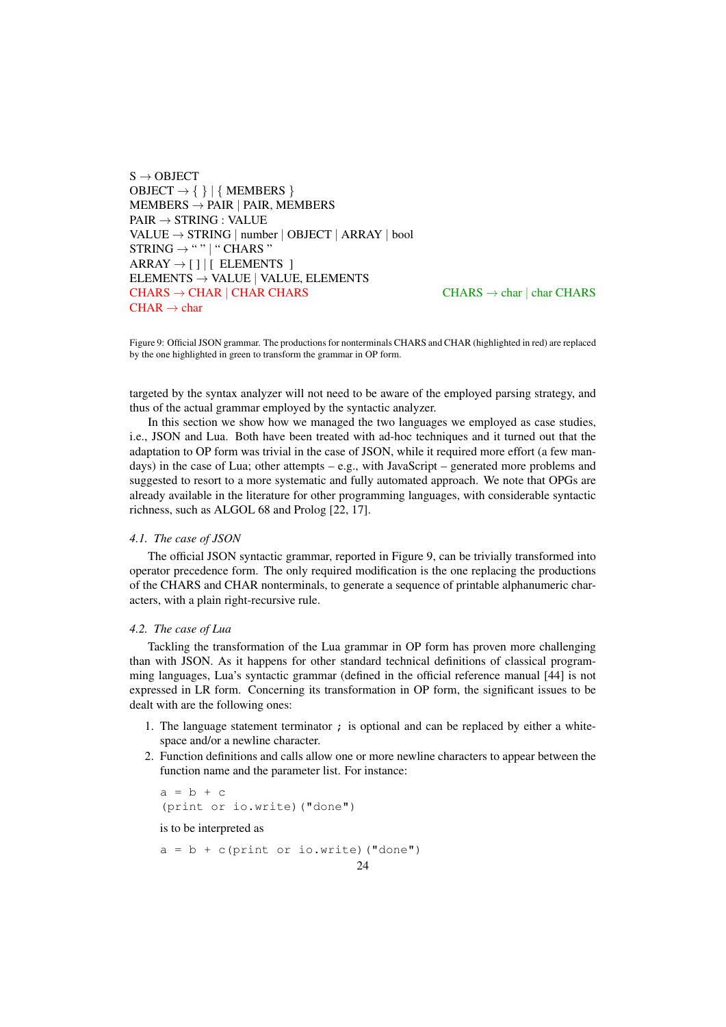```
S → OBJECT
OBJECT → { } | { MEMBERS }
MEMBERS → PAIR | PAIR, MEMBERS
PAIR → STRING : VALUE
VALUE → STRING | number | OBJECT | ARRAY | bool
STRING → " " | " CHARS "
ARRAY → [ ] | [ ELEMENTS ]
ELEMENTS → VALUE | VALUE, ELEMENTS
CHARS → CHAR | CHAR CHARS                    CHARS → char | char CHARS
CHAR → char
```

Figure 9: Official JSON grammar. The productions for nonterminals CHARS and CHAR (highlighted in red) are replaced by the one highlighted in green to transform the grammar in OP form.

targeted by the syntax analyzer will not need to be aware of the employed parsing strategy, and thus of the actual grammar employed by the syntactic analyzer.

In this section we show how we managed the two languages we employed as case studies, i.e., JSON and Lua. Both have been treated with ad-hoc techniques and it turned out that the adaptation to OP form was trivial in the case of JSON, while it required more effort (a few man-days) in the case of Lua; other attempts – e.g., with JavaScript – generated more problems and suggested to resort to a more systematic and fully automated approach. We note that OPGs are already available in the literature for other programming languages, with considerable syntactic richness, such as ALGOL 68 and Prolog [22, 17].

### 4.1. The case of JSON

The official JSON syntactic grammar, reported in Figure 9, can be trivially transformed into operator precedence form. The only required modification is the one replacing the productions of the CHARS and CHAR nonterminals, to generate a sequence of printable alphanumeric characters, with a plain right-recursive rule.

### 4.2. The case of Lua

Tackling the transformation of the Lua grammar in OP form has proven more challenging than with JSON. As it happens for other standard technical definitions of classical programming languages, Lua's syntactic grammar (defined in the official reference manual [44] is not expressed in LR form. Concerning its transformation in OP form, the significant issues to be dealt with are the following ones:

1. The language statement terminator `;` is optional and can be replaced by either a white-space and/or a newline character.
2. Function definitions and calls allow one or more newline characters to appear between the function name and the parameter list. For instance:

   ```
   a = b + c
   (print or io.write)("done")
   ```

   is to be interpreted as

   ```
   a = b + c(print or io.write)("done")
   ```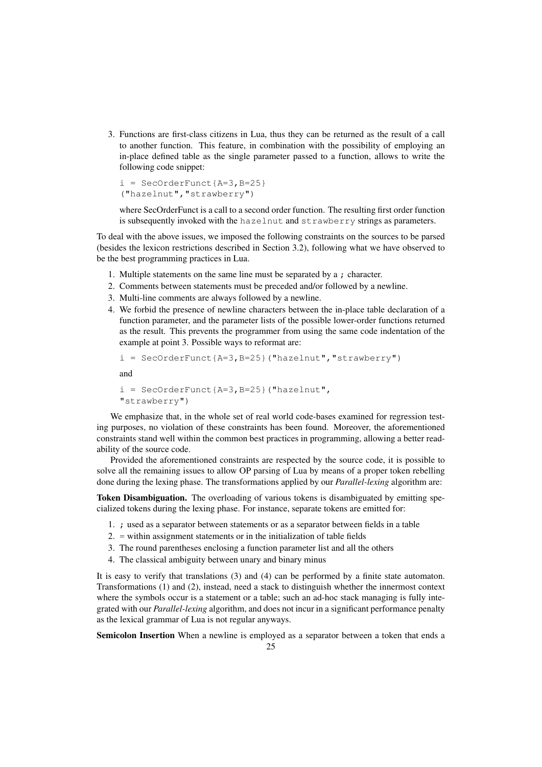3. Functions are first-class citizens in Lua, thus they can be returned as the result of a call to another function. This feature, in combination with the possibility of employing an in-place defined table as the single parameter passed to a function, allows to write the following code snippet:

   ```
   i = SecOrderFunct{A=3,B=25}
   ("hazelnut","strawberry")
   ```

   where SecOrderFunct is a call to a second order function. The resulting first order function is subsequently invoked with the `hazelnut` and `strawberry` strings as parameters.

To deal with the above issues, we imposed the following constraints on the sources to be parsed (besides the lexicon restrictions described in Section 3.2), following what we have observed to be the best programming practices in Lua.

1. Multiple statements on the same line must be separated by a `;` character.
2. Comments between statements must be preceded and/or followed by a newline.
3. Multi-line comments are always followed by a newline.
4. We forbid the presence of newline characters between the in-place table declaration of a function parameter, and the parameter lists of the possible lower-order functions returned as the result. This prevents the programmer from using the same code indentation of the example at point 3. Possible ways to reformat are:

   ```
   i = SecOrderFunct{A=3,B=25}("hazelnut","strawberry")
   ```

   and

   ```
   i = SecOrderFunct{A=3,B=25}("hazelnut",
   "strawberry")
   ```

We emphasize that, in the whole set of real world code-bases examined for regression testing purposes, no violation of these constraints has been found. Moreover, the aforementioned constraints stand well within the common best practices in programming, allowing a better readability of the source code.

Provided the aforementioned constraints are respected by the source code, it is possible to solve all the remaining issues to allow OP parsing of Lua by means of a proper token rebelling done during the lexing phase. The transformations applied by our *Parallel-lexing* algorithm are:

**Token Disambiguation.** The overloading of various tokens is disambiguated by emitting specialized tokens during the lexing phase. For instance, separate tokens are emitted for:

1. `;` used as a separator between statements or as a separator between fields in a table
2. = within assignment statements or in the initialization of table fields
3. The round parentheses enclosing a function parameter list and all the others
4. The classical ambiguity between unary and binary minus

It is easy to verify that translations (3) and (4) can be performed by a finite state automaton. Transformations (1) and (2), instead, need a stack to distinguish whether the innermost context where the symbols occur is a statement or a table; such an ad-hoc stack managing is fully integrated with our *Parallel-lexing* algorithm, and does not incur in a significant performance penalty as the lexical grammar of Lua is not regular anyways.

**Semicolon Insertion** When a newline is employed as a separator between a token that ends a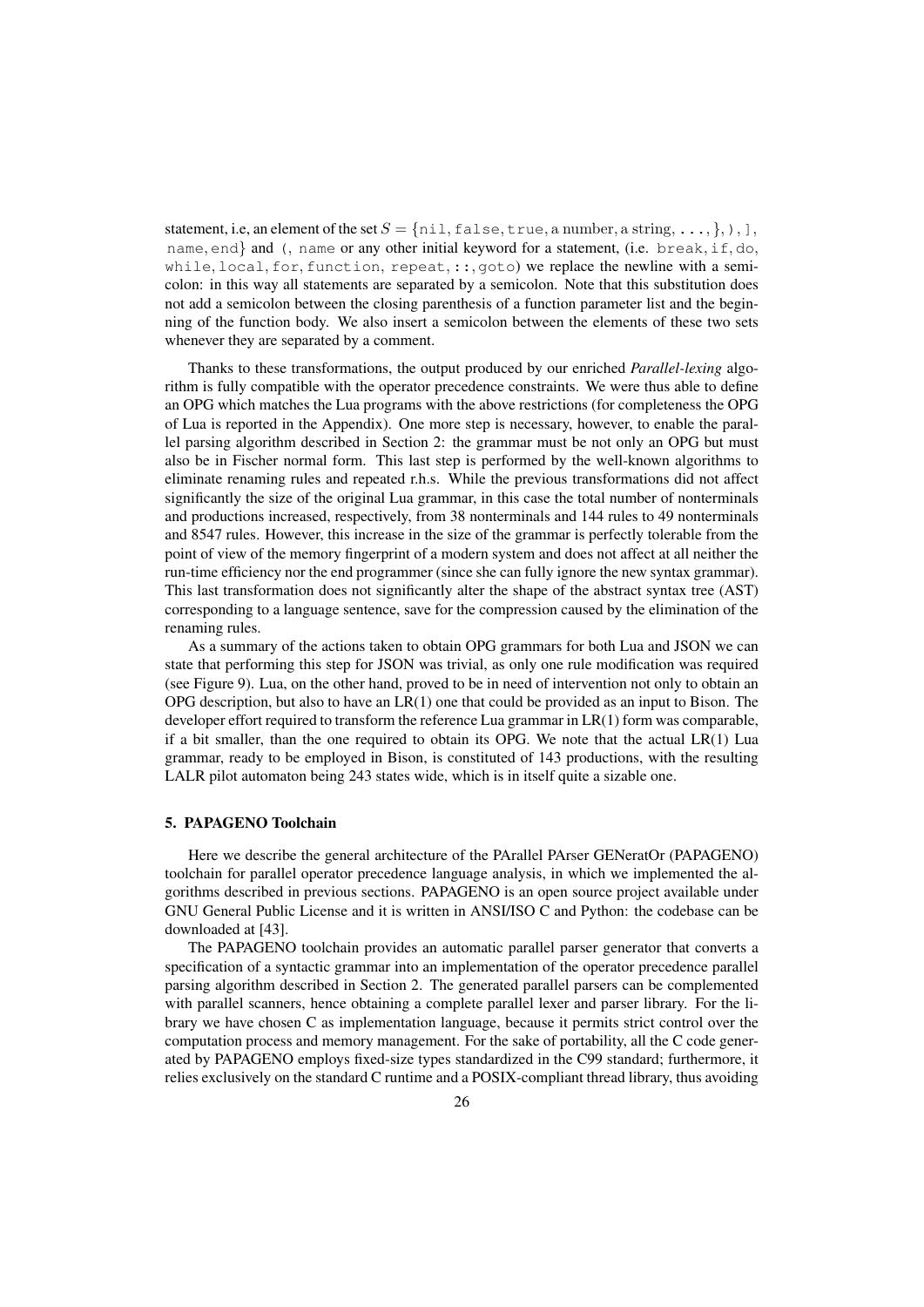statement, i.e, an element of the set $S = \{\texttt{nil}, \texttt{false}, \texttt{true}, \text{a number}, \text{a string}, \texttt{...}, \texttt{\}}, \texttt{)}, \texttt{]}, \texttt{name}, \texttt{end}\}$ and `(`, `name` or any other initial keyword for a statement, (i.e. `break`, `if`, `do`, `while`, `local`, `for`, `function`, `repeat`, `::`, `goto`) we replace the newline with a semicolon: in this way all statements are separated by a semicolon. Note that this substitution does not add a semicolon between the closing parenthesis of a function parameter list and the beginning of the function body. We also insert a semicolon between the elements of these two sets whenever they are separated by a comment.

Thanks to these transformations, the output produced by our enriched *Parallel-lexing* algorithm is fully compatible with the operator precedence constraints. We were thus able to define an OPG which matches the Lua programs with the above restrictions (for completeness the OPG of Lua is reported in the Appendix). One more step is necessary, however, to enable the parallel parsing algorithm described in Section 2: the grammar must be not only an OPG but must also be in Fischer normal form. This last step is performed by the well-known algorithms to eliminate renaming rules and repeated r.h.s. While the previous transformations did not affect significantly the size of the original Lua grammar, in this case the total number of nonterminals and productions increased, respectively, from 38 nonterminals and 144 rules to 49 nonterminals and 8547 rules. However, this increase in the size of the grammar is perfectly tolerable from the point of view of the memory fingerprint of a modern system and does not affect at all neither the run-time efficiency nor the end programmer (since she can fully ignore the new syntax grammar). This last transformation does not significantly alter the shape of the abstract syntax tree (AST) corresponding to a language sentence, save for the compression caused by the elimination of the renaming rules.

As a summary of the actions taken to obtain OPG grammars for both Lua and JSON we can state that performing this step for JSON was trivial, as only one rule modification was required (see Figure 9). Lua, on the other hand, proved to be in need of intervention not only to obtain an OPG description, but also to have an LR(1) one that could be provided as an input to Bison. The developer effort required to transform the reference Lua grammar in LR(1) form was comparable, if a bit smaller, than the one required to obtain its OPG. We note that the actual LR(1) Lua grammar, ready to be employed in Bison, is constituted of 143 productions, with the resulting LALR pilot automaton being 243 states wide, which is in itself quite a sizable one.

## 5. PAPAGENO Toolchain

Here we describe the general architecture of the PArallel PArser GENeratOr (PAPAGENO) toolchain for parallel operator precedence language analysis, in which we implemented the algorithms described in previous sections. PAPAGENO is an open source project available under GNU General Public License and it is written in ANSI/ISO C and Python: the codebase can be downloaded at [43].

The PAPAGENO toolchain provides an automatic parallel parser generator that converts a specification of a syntactic grammar into an implementation of the operator precedence parallel parsing algorithm described in Section 2. The generated parallel parsers can be complemented with parallel scanners, hence obtaining a complete parallel lexer and parser library. For the library we have chosen C as implementation language, because it permits strict control over the computation process and memory management. For the sake of portability, all the C code generated by PAPAGENO employs fixed-size types standardized in the C99 standard; furthermore, it relies exclusively on the standard C runtime and a POSIX-compliant thread library, thus avoiding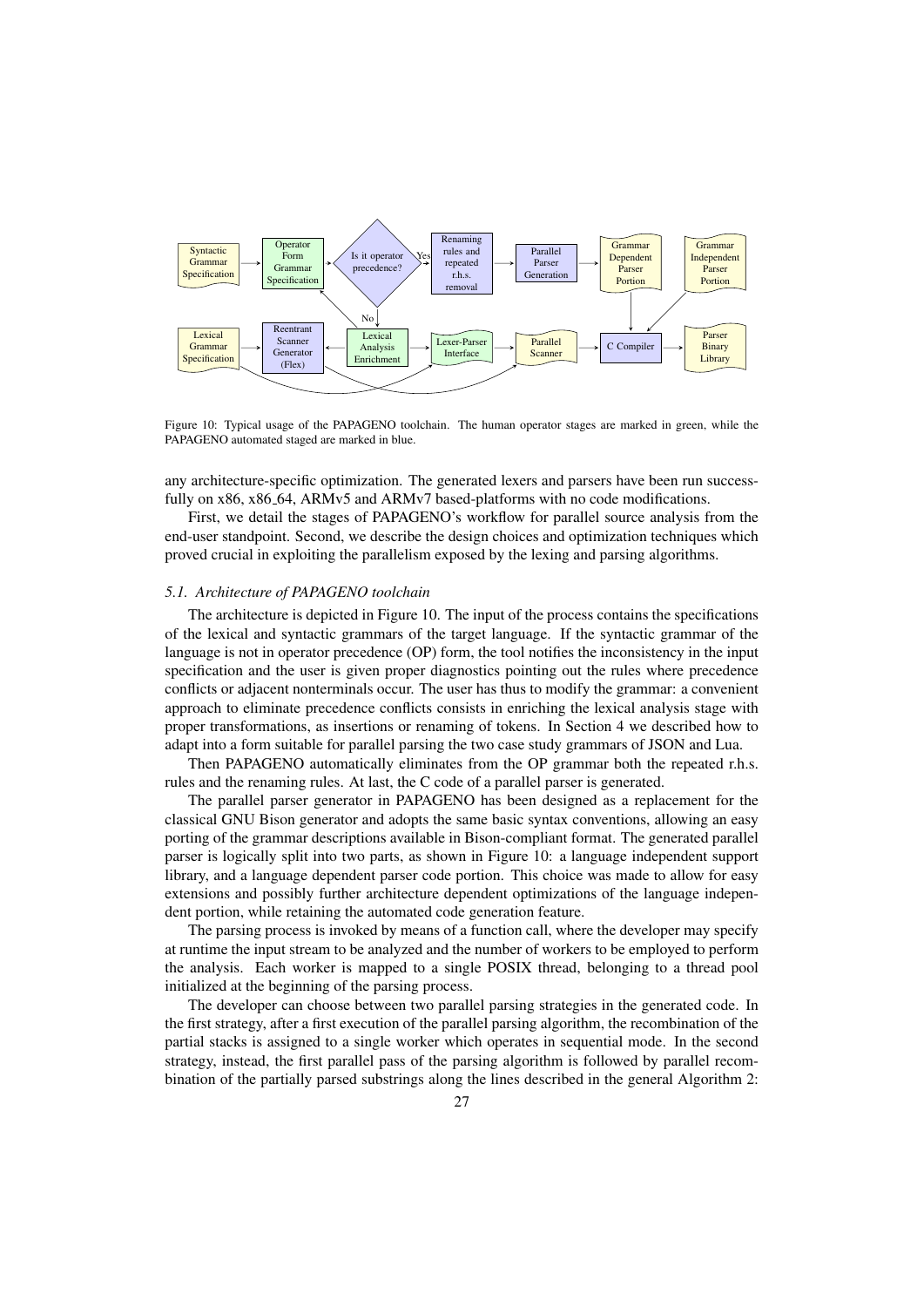Figure 10: Typical usage of the PAPAGENO toolchain. The human operator stages are marked in green, while the PAPAGENO automated staged are marked in blue.

any architecture-specific optimization. The generated lexers and parsers have been run successfully on x86, x86_64, ARMv5 and ARMv7 based-platforms with no code modifications.

First, we detail the stages of PAPAGENO's workflow for parallel source analysis from the end-user standpoint. Second, we describe the design choices and optimization techniques which proved crucial in exploiting the parallelism exposed by the lexing and parsing algorithms.

### *5.1. Architecture of PAPAGENO toolchain*

The architecture is depicted in Figure 10. The input of the process contains the specifications of the lexical and syntactic grammars of the target language. If the syntactic grammar of the language is not in operator precedence (OP) form, the tool notifies the inconsistency in the input specification and the user is given proper diagnostics pointing out the rules where precedence conflicts or adjacent nonterminals occur. The user has thus to modify the grammar: a convenient approach to eliminate precedence conflicts consists in enriching the lexical analysis stage with proper transformations, as insertions or renaming of tokens. In Section 4 we described how to adapt into a form suitable for parallel parsing the two case study grammars of JSON and Lua.

Then PAPAGENO automatically eliminates from the OP grammar both the repeated r.h.s. rules and the renaming rules. At last, the C code of a parallel parser is generated.

The parallel parser generator in PAPAGENO has been designed as a replacement for the classical GNU Bison generator and adopts the same basic syntax conventions, allowing an easy porting of the grammar descriptions available in Bison-compliant format. The generated parallel parser is logically split into two parts, as shown in Figure 10: a language independent support library, and a language dependent parser code portion. This choice was made to allow for easy extensions and possibly further architecture dependent optimizations of the language independent portion, while retaining the automated code generation feature.

The parsing process is invoked by means of a function call, where the developer may specify at runtime the input stream to be analyzed and the number of workers to be employed to perform the analysis. Each worker is mapped to a single POSIX thread, belonging to a thread pool initialized at the beginning of the parsing process.

The developer can choose between two parallel parsing strategies in the generated code. In the first strategy, after a first execution of the parallel parsing algorithm, the recombination of the partial stacks is assigned to a single worker which operates in sequential mode. In the second strategy, instead, the first parallel pass of the parsing algorithm is followed by parallel recombination of the partially parsed substrings along the lines described in the general Algorithm 2: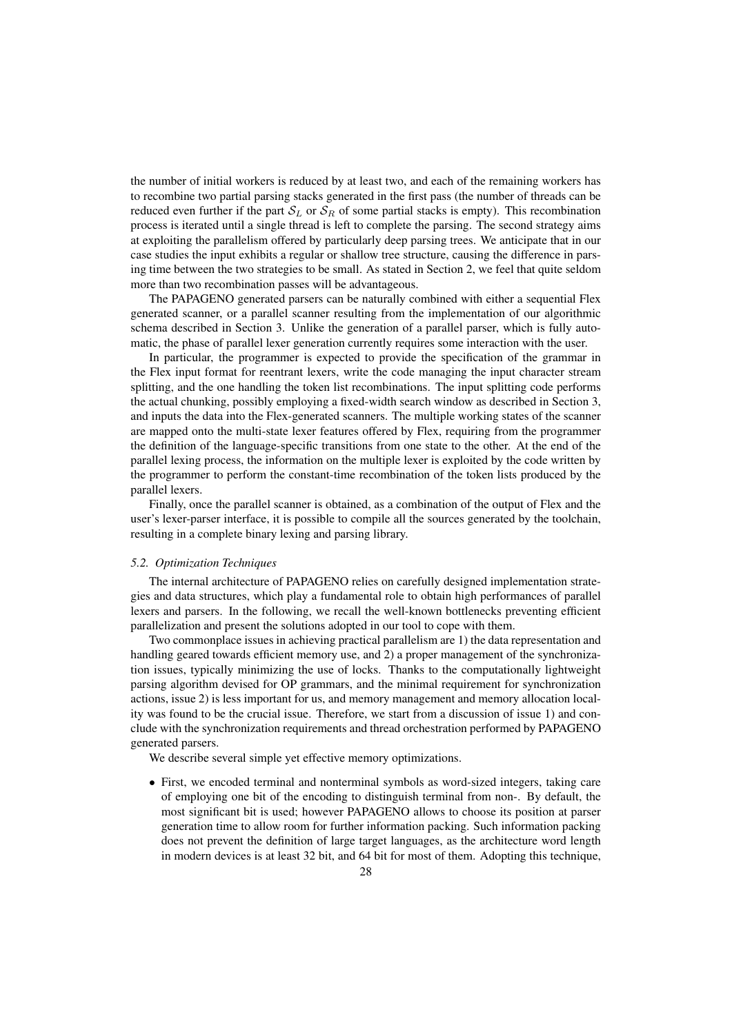the number of initial workers is reduced by at least two, and each of the remaining workers has to recombine two partial parsing stacks generated in the first pass (the number of threads can be reduced even further if the part $\mathcal{S}_L$ or $\mathcal{S}_R$ of some partial stacks is empty). This recombination process is iterated until a single thread is left to complete the parsing. The second strategy aims at exploiting the parallelism offered by particularly deep parsing trees. We anticipate that in our case studies the input exhibits a regular or shallow tree structure, causing the difference in parsing time between the two strategies to be small. As stated in Section 2, we feel that quite seldom more than two recombination passes will be advantageous.

The PAPAGENO generated parsers can be naturally combined with either a sequential Flex generated scanner, or a parallel scanner resulting from the implementation of our algorithmic schema described in Section 3. Unlike the generation of a parallel parser, which is fully automatic, the phase of parallel lexer generation currently requires some interaction with the user.

In particular, the programmer is expected to provide the specification of the grammar in the Flex input format for reentrant lexers, write the code managing the input character stream splitting, and the one handling the token list recombinations. The input splitting code performs the actual chunking, possibly employing a fixed-width search window as described in Section 3, and inputs the data into the Flex-generated scanners. The multiple working states of the scanner are mapped onto the multi-state lexer features offered by Flex, requiring from the programmer the definition of the language-specific transitions from one state to the other. At the end of the parallel lexing process, the information on the multiple lexer is exploited by the code written by the programmer to perform the constant-time recombination of the token lists produced by the parallel lexers.

Finally, once the parallel scanner is obtained, as a combination of the output of Flex and the user's lexer-parser interface, it is possible to compile all the sources generated by the toolchain, resulting in a complete binary lexing and parsing library.

### *5.2. Optimization Techniques*

The internal architecture of PAPAGENO relies on carefully designed implementation strategies and data structures, which play a fundamental role to obtain high performances of parallel lexers and parsers. In the following, we recall the well-known bottlenecks preventing efficient parallelization and present the solutions adopted in our tool to cope with them.

Two commonplace issues in achieving practical parallelism are 1) the data representation and handling geared towards efficient memory use, and 2) a proper management of the synchronization issues, typically minimizing the use of locks. Thanks to the computationally lightweight parsing algorithm devised for OP grammars, and the minimal requirement for synchronization actions, issue 2) is less important for us, and memory management and memory allocation locality was found to be the crucial issue. Therefore, we start from a discussion of issue 1) and conclude with the synchronization requirements and thread orchestration performed by PAPAGENO generated parsers.

We describe several simple yet effective memory optimizations.

- First, we encoded terminal and nonterminal symbols as word-sized integers, taking care of employing one bit of the encoding to distinguish terminal from non-. By default, the most significant bit is used; however PAPAGENO allows to choose its position at parser generation time to allow room for further information packing. Such information packing does not prevent the definition of large target languages, as the architecture word length in modern devices is at least 32 bit, and 64 bit for most of them. Adopting this technique,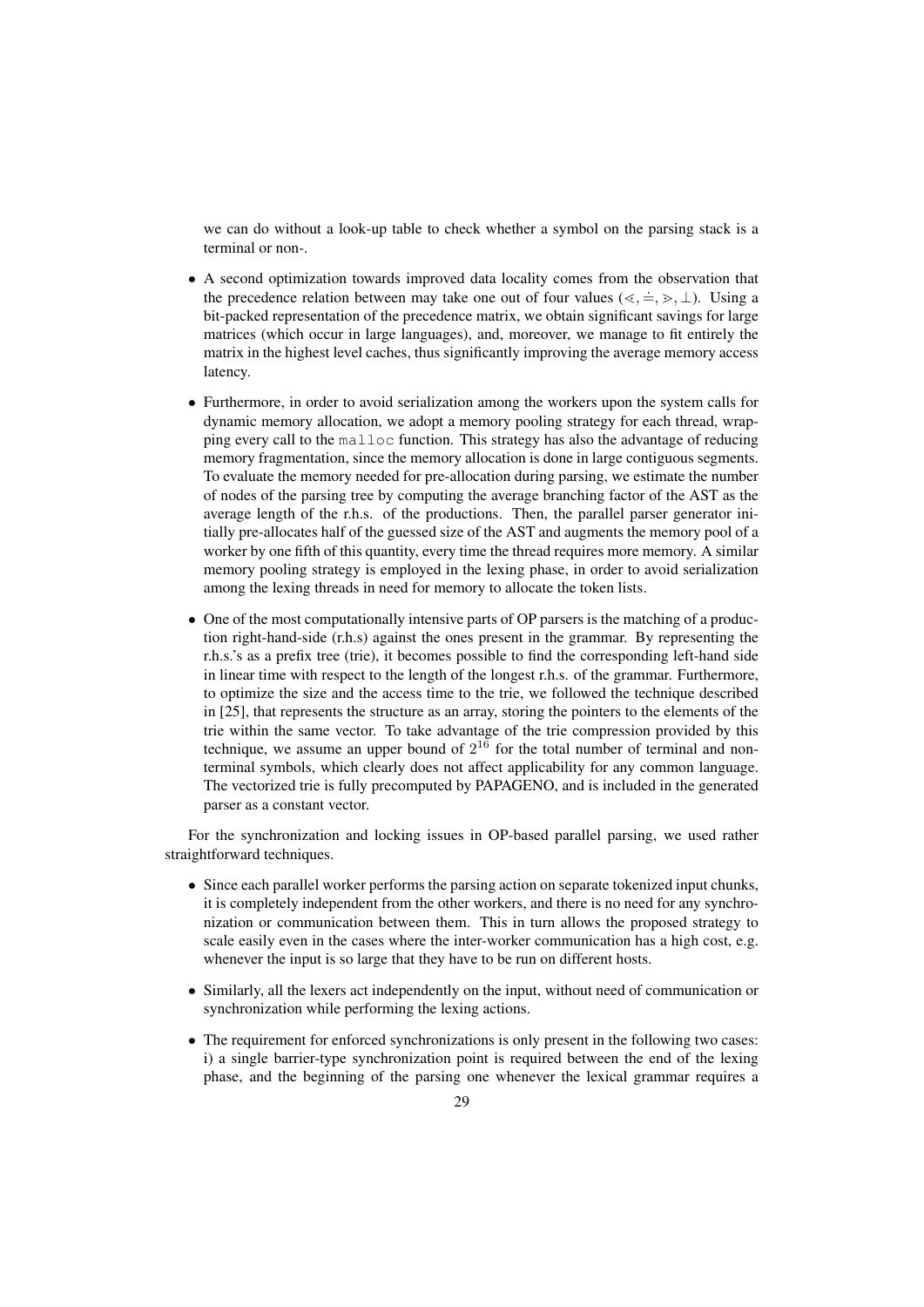we can do without a look-up table to check whether a symbol on the parsing stack is a terminal or non-.

- A second optimization towards improved data locality comes from the observation that the precedence relation between may take one out of four values ($\lessdot, \doteq, \gtrdot, \perp$). Using a bit-packed representation of the precedence matrix, we obtain significant savings for large matrices (which occur in large languages), and, moreover, we manage to fit entirely the matrix in the highest level caches, thus significantly improving the average memory access latency.

- Furthermore, in order to avoid serialization among the workers upon the system calls for dynamic memory allocation, we adopt a memory pooling strategy for each thread, wrapping every call to the `malloc` function. This strategy has also the advantage of reducing memory fragmentation, since the memory allocation is done in large contiguous segments. To evaluate the memory needed for pre-allocation during parsing, we estimate the number of nodes of the parsing tree by computing the average branching factor of the AST as the average length of the r.h.s. of the productions. Then, the parallel parser generator initially pre-allocates half of the guessed size of the AST and augments the memory pool of a worker by one fifth of this quantity, every time the thread requires more memory. A similar memory pooling strategy is employed in the lexing phase, in order to avoid serialization among the lexing threads in need for memory to allocate the token lists.

- One of the most computationally intensive parts of OP parsers is the matching of a production right-hand-side (r.h.s) against the ones present in the grammar. By representing the r.h.s.'s as a prefix tree (trie), it becomes possible to find the corresponding left-hand side in linear time with respect to the length of the longest r.h.s. of the grammar. Furthermore, to optimize the size and the access time to the trie, we followed the technique described in [25], that represents the structure as an array, storing the pointers to the elements of the trie within the same vector. To take advantage of the trie compression provided by this technique, we assume an upper bound of $2^{16}$ for the total number of terminal and nonterminal symbols, which clearly does not affect applicability for any common language. The vectorized trie is fully precomputed by PAPAGENO, and is included in the generated parser as a constant vector.

For the synchronization and locking issues in OP-based parallel parsing, we used rather straightforward techniques.

- Since each parallel worker performs the parsing action on separate tokenized input chunks, it is completely independent from the other workers, and there is no need for any synchronization or communication between them. This in turn allows the proposed strategy to scale easily even in the cases where the inter-worker communication has a high cost, e.g. whenever the input is so large that they have to be run on different hosts.

- Similarly, all the lexers act independently on the input, without need of communication or synchronization while performing the lexing actions.

- The requirement for enforced synchronizations is only present in the following two cases: i) a single barrier-type synchronization point is required between the end of the lexing phase, and the beginning of the parsing one whenever the lexical grammar requires a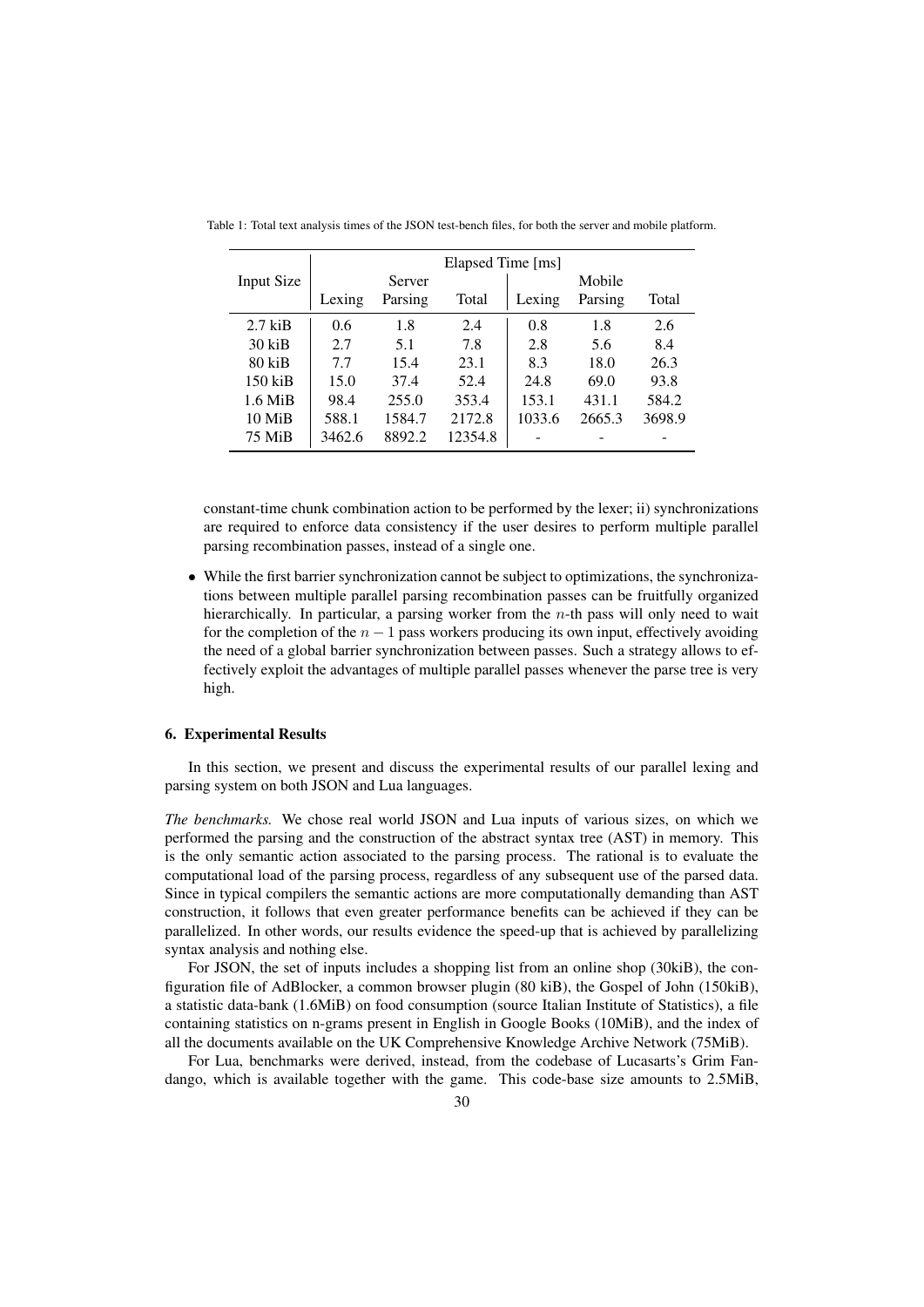Table 1: Total text analysis times of the JSON test-bench files, for both the server and mobile platform.

| Input Size | Elapsed Time [ms] | | | | | |
|---|---|---|---|---|---|---|
| | Server | | | Mobile | | |
| | Lexing | Parsing | Total | Lexing | Parsing | Total |
| 2.7 kiB | 0.6 | 1.8 | 2.4 | 0.8 | 1.8 | 2.6 |
| 30 kiB | 2.7 | 5.1 | 7.8 | 2.8 | 5.6 | 8.4 |
| 80 kiB | 7.7 | 15.4 | 23.1 | 8.3 | 18.0 | 26.3 |
| 150 kiB | 15.0 | 37.4 | 52.4 | 24.8 | 69.0 | 93.8 |
| 1.6 MiB | 98.4 | 255.0 | 353.4 | 153.1 | 431.1 | 584.2 |
| 10 MiB | 588.1 | 1584.7 | 2172.8 | 1033.6 | 2665.3 | 3698.9 |
| 75 MiB | 3462.6 | 8892.2 | 12354.8 | - | - | - |

constant-time chunk combination action to be performed by the lexer; ii) synchronizations are required to enforce data consistency if the user desires to perform multiple parallel parsing recombination passes, instead of a single one.

- While the first barrier synchronization cannot be subject to optimizations, the synchronizations between multiple parallel parsing recombination passes can be fruitfully organized hierarchically. In particular, a parsing worker from the $n$-th pass will only need to wait for the completion of the $n-1$ pass workers producing its own input, effectively avoiding the need of a global barrier synchronization between passes. Such a strategy allows to effectively exploit the advantages of multiple parallel passes whenever the parse tree is very high.

## 6. Experimental Results

In this section, we present and discuss the experimental results of our parallel lexing and parsing system on both JSON and Lua languages.

*The benchmarks.* We chose real world JSON and Lua inputs of various sizes, on which we performed the parsing and the construction of the abstract syntax tree (AST) in memory. This is the only semantic action associated to the parsing process. The rational is to evaluate the computational load of the parsing process, regardless of any subsequent use of the parsed data. Since in typical compilers the semantic actions are more computationally demanding than AST construction, it follows that even greater performance benefits can be achieved if they can be parallelized. In other words, our results evidence the speed-up that is achieved by parallelizing syntax analysis and nothing else.

For JSON, the set of inputs includes a shopping list from an online shop (30kiB), the configuration file of AdBlocker, a common browser plugin (80 kiB), the Gospel of John (150kiB), a statistic data-bank (1.6MiB) on food consumption (source Italian Institute of Statistics), a file containing statistics on n-grams present in English in Google Books (10MiB), and the index of all the documents available on the UK Comprehensive Knowledge Archive Network (75MiB).

For Lua, benchmarks were derived, instead, from the codebase of Lucasarts's Grim Fandango, which is available together with the game. This code-base size amounts to 2.5MiB,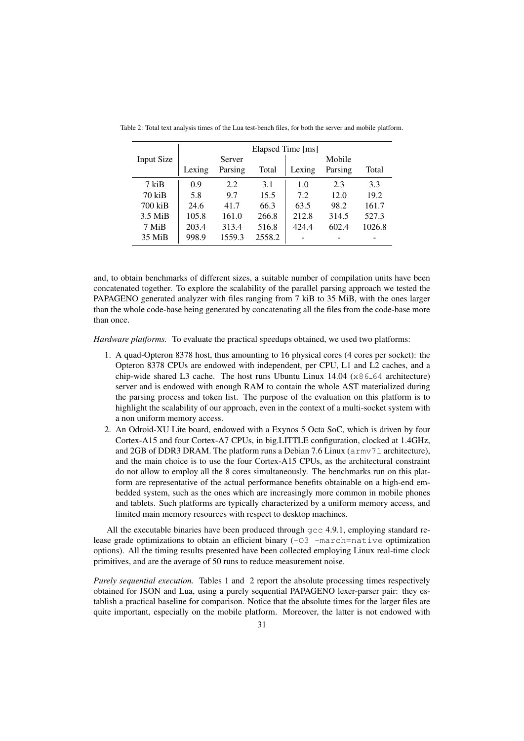Table 2: Total text analysis times of the Lua test-bench files, for both the server and mobile platform.

| Input Size | Elapsed Time [ms] | | | | | |
|---|---|---|---|---|---|---|
| | Server | | | Mobile | | |
| | Lexing | Parsing | Total | Lexing | Parsing | Total |
| 7 kiB | 0.9 | 2.2 | 3.1 | 1.0 | 2.3 | 3.3 |
| 70 kiB | 5.8 | 9.7 | 15.5 | 7.2 | 12.0 | 19.2 |
| 700 kiB | 24.6 | 41.7 | 66.3 | 63.5 | 98.2 | 161.7 |
| 3.5 MiB | 105.8 | 161.0 | 266.8 | 212.8 | 314.5 | 527.3 |
| 7 MiB | 203.4 | 313.4 | 516.8 | 424.4 | 602.4 | 1026.8 |
| 35 MiB | 998.9 | 1559.3 | 2558.2 | - | - | - |

and, to obtain benchmarks of different sizes, a suitable number of compilation units have been concatenated together. To explore the scalability of the parallel parsing approach we tested the PAPAGENO generated analyzer with files ranging from 7 kiB to 35 MiB, with the ones larger than the whole code-base being generated by concatenating all the files from the code-base more than once.

*Hardware platforms.* To evaluate the practical speedups obtained, we used two platforms:

1. A quad-Opteron 8378 host, thus amounting to 16 physical cores (4 cores per socket): the Opteron 8378 CPUs are endowed with independent, per CPU, L1 and L2 caches, and a chip-wide shared L3 cache. The host runs Ubuntu Linux 14.04 (`x86_64` architecture) server and is endowed with enough RAM to contain the whole AST materialized during the parsing process and token list. The purpose of the evaluation on this platform is to highlight the scalability of our approach, even in the context of a multi-socket system with a non uniform memory access.
2. An Odroid-XU Lite board, endowed with a Exynos 5 Octa SoC, which is driven by four Cortex-A15 and four Cortex-A7 CPUs, in big.LITTLE configuration, clocked at 1.4GHz, and 2GB of DDR3 DRAM. The platform runs a Debian 7.6 Linux (`armv7l` architecture), and the main choice is to use the four Cortex-A15 CPUs, as the architectural constraint do not allow to employ all the 8 cores simultaneously. The benchmarks run on this platform are representative of the actual performance benefits obtainable on a high-end embedded system, such as the ones which are increasingly more common in mobile phones and tablets. Such platforms are typically characterized by a uniform memory access, and limited main memory resources with respect to desktop machines.

All the executable binaries have been produced through `gcc` 4.9.1, employing standard release grade optimizations to obtain an efficient binary (`-O3 -march=native` optimization options). All the timing results presented have been collected employing Linux real-time clock primitives, and are the average of 50 runs to reduce measurement noise.

*Purely sequential execution.* Tables 1 and 2 report the absolute processing times respectively obtained for JSON and Lua, using a purely sequential PAPAGENO lexer-parser pair: they establish a practical baseline for comparison. Notice that the absolute times for the larger files are quite important, especially on the mobile platform. Moreover, the latter is not endowed with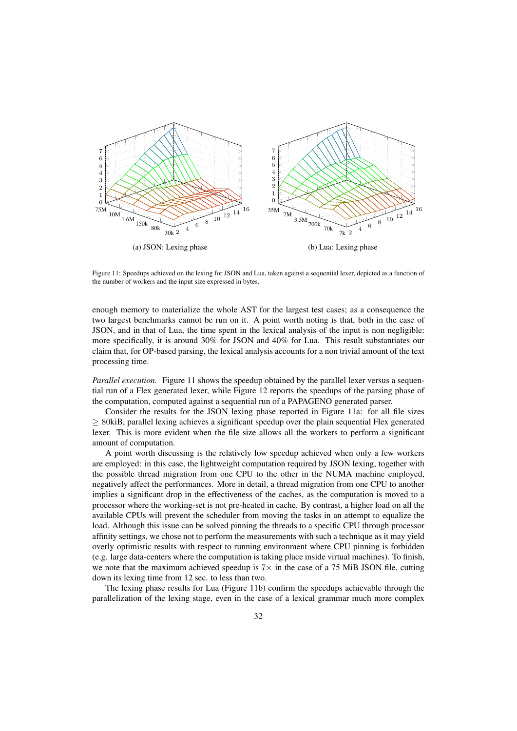(a) JSON: Lexing phase

(b) Lua: Lexing phase

Figure 11: Speedups achieved on the lexing for JSON and Lua, taken against a sequential lexer, depicted as a function of the number of workers and the input size expressed in bytes.

enough memory to materialize the whole AST for the largest test cases; as a consequence the two largest benchmarks cannot be run on it. A point worth noting is that, both in the case of JSON, and in that of Lua, the time spent in the lexical analysis of the input is non negligible: more specifically, it is around 30% for JSON and 40% for Lua. This result substantiates our claim that, for OP-based parsing, the lexical analysis accounts for a non trivial amount of the text processing time.

*Parallel execution.* Figure 11 shows the speedup obtained by the parallel lexer versus a sequential run of a Flex generated lexer, while Figure 12 reports the speedups of the parsing phase of the computation, computed against a sequential run of a PAPAGENO generated parser.

Consider the results for the JSON lexing phase reported in Figure 11a: for all file sizes $\geq$ 80kiB, parallel lexing achieves a significant speedup over the plain sequential Flex generated lexer. This is more evident when the file size allows all the workers to perform a significant amount of computation.

A point worth discussing is the relatively low speedup achieved when only a few workers are employed: in this case, the lightweight computation required by JSON lexing, together with the possible thread migration from one CPU to the other in the NUMA machine employed, negatively affect the performances. More in detail, a thread migration from one CPU to another implies a significant drop in the effectiveness of the caches, as the computation is moved to a processor where the working-set is not pre-heated in cache. By contrast, a higher load on all the available CPUs will prevent the scheduler from moving the tasks in an attempt to equalize the load. Although this issue can be solved pinning the threads to a specific CPU through processor affinity settings, we chose not to perform the measurements with such a technique as it may yield overly optimistic results with respect to running environment where CPU pinning is forbidden (e.g. large data-centers where the computation is taking place inside virtual machines). To finish, we note that the maximum achieved speedup is $7\times$ in the case of a 75 MiB JSON file, cutting down its lexing time from 12 sec. to less than two.

The lexing phase results for Lua (Figure 11b) confirm the speedups achievable through the parallelization of the lexing stage, even in the case of a lexical grammar much more complex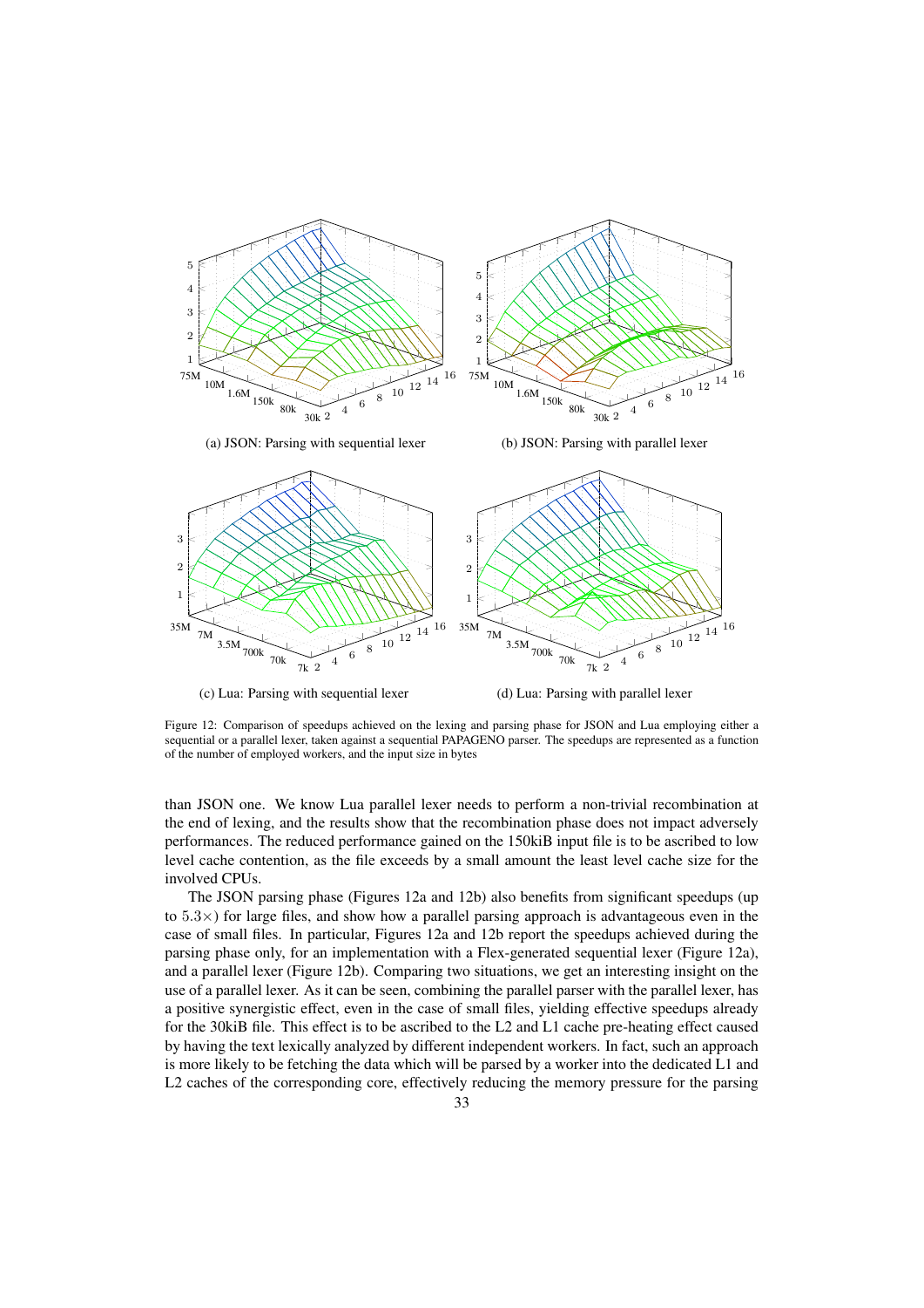(a) JSON: Parsing with sequential lexer

(b) JSON: Parsing with parallel lexer

(c) Lua: Parsing with sequential lexer

(d) Lua: Parsing with parallel lexer

Figure 12: Comparison of speedups achieved on the lexing and parsing phase for JSON and Lua employing either a sequential or a parallel lexer, taken against a sequential PAPAGENO parser. The speedups are represented as a function of the number of employed workers, and the input size in bytes

than JSON one. We know Lua parallel lexer needs to perform a non-trivial recombination at the end of lexing, and the results show that the recombination phase does not impact adversely performances. The reduced performance gained on the 150kiB input file is to be ascribed to low level cache contention, as the file exceeds by a small amount the least level cache size for the involved CPUs.

The JSON parsing phase (Figures 12a and 12b) also benefits from significant speedups (up to $5.3\times$) for large files, and show how a parallel parsing approach is advantageous even in the case of small files. In particular, Figures 12a and 12b report the speedups achieved during the parsing phase only, for an implementation with a Flex-generated sequential lexer (Figure 12a), and a parallel lexer (Figure 12b). Comparing two situations, we get an interesting insight on the use of a parallel lexer. As it can be seen, combining the parallel parser with the parallel lexer, has a positive synergistic effect, even in the case of small files, yielding effective speedups already for the 30kiB file. This effect is to be ascribed to the L2 and L1 cache pre-heating effect caused by having the text lexically analyzed by different independent workers. In fact, such an approach is more likely to be fetching the data which will be parsed by a worker into the dedicated L1 and L2 caches of the corresponding core, effectively reducing the memory pressure for the parsing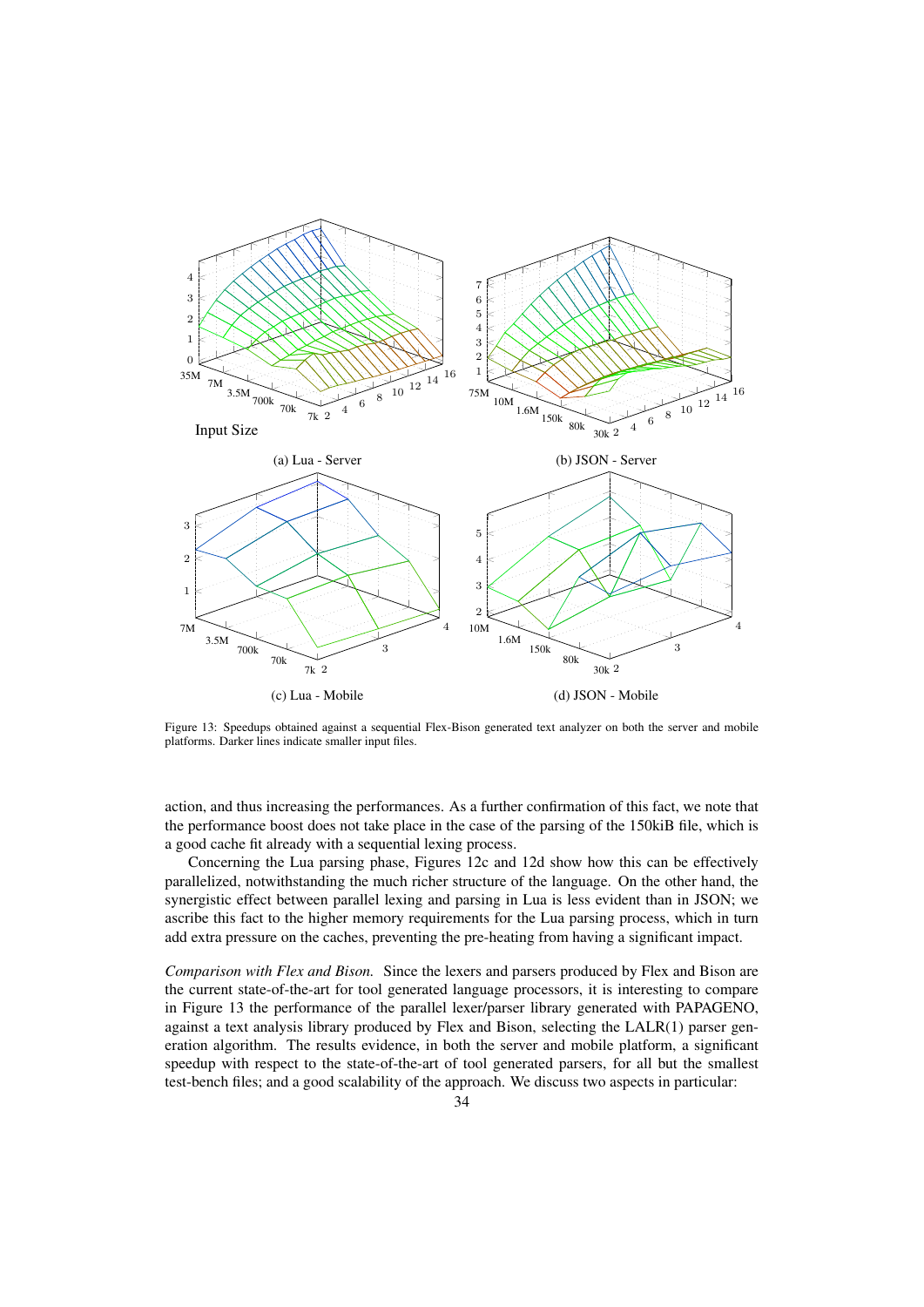(a) Lua - Server

(b) JSON - Server

(c) Lua - Mobile

(d) JSON - Mobile

Figure 13: Speedups obtained against a sequential Flex-Bison generated text analyzer on both the server and mobile platforms. Darker lines indicate smaller input files.

action, and thus increasing the performances. As a further confirmation of this fact, we note that the performance boost does not take place in the case of the parsing of the 150kiB file, which is a good cache fit already with a sequential lexing process.

Concerning the Lua parsing phase, Figures 12c and 12d show how this can be effectively parallelized, notwithstanding the much richer structure of the language. On the other hand, the synergistic effect between parallel lexing and parsing in Lua is less evident than in JSON; we ascribe this fact to the higher memory requirements for the Lua parsing process, which in turn add extra pressure on the caches, preventing the pre-heating from having a significant impact.

*Comparison with Flex and Bison.* Since the lexers and parsers produced by Flex and Bison are the current state-of-the-art for tool generated language processors, it is interesting to compare in Figure 13 the performance of the parallel lexer/parser library generated with PAPAGENO, against a text analysis library produced by Flex and Bison, selecting the LALR(1) parser generation algorithm. The results evidence, in both the server and mobile platform, a significant speedup with respect to the state-of-the-art of tool generated parsers, for all but the smallest test-bench files; and a good scalability of the approach. We discuss two aspects in particular: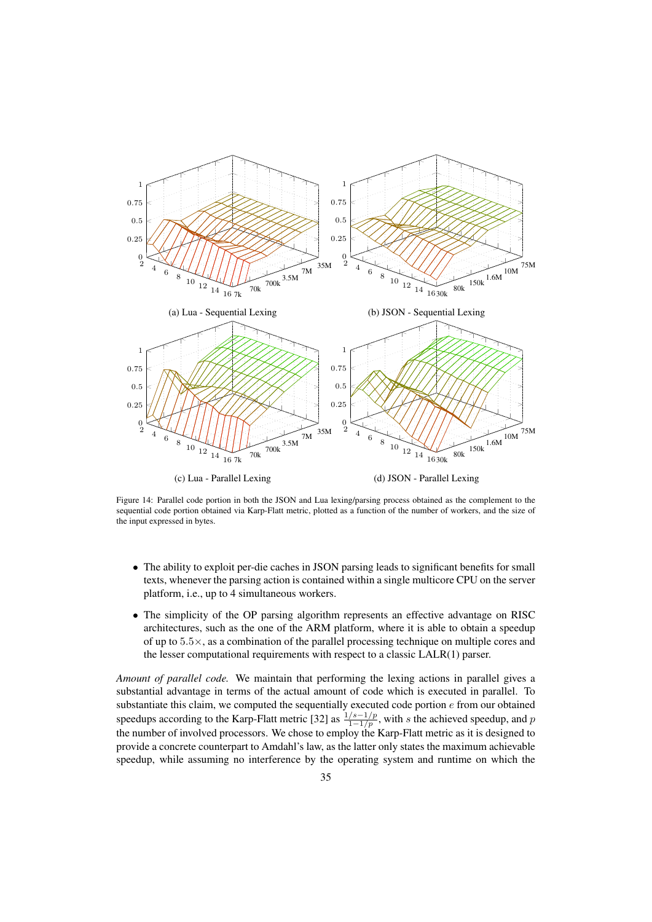(a) Lua - Sequential Lexing

(b) JSON - Sequential Lexing

(c) Lua - Parallel Lexing

(d) JSON - Parallel Lexing

Figure 14: Parallel code portion in both the JSON and Lua lexing/parsing process obtained as the complement to the sequential code portion obtained via Karp-Flatt metric, plotted as a function of the number of workers, and the size of the input expressed in bytes.

- The ability to exploit per-die caches in JSON parsing leads to significant benefits for small texts, whenever the parsing action is contained within a single multicore CPU on the server platform, i.e., up to 4 simultaneous workers.
- The simplicity of the OP parsing algorithm represents an effective advantage on RISC architectures, such as the one of the ARM platform, where it is able to obtain a speedup of up to $5.5\times$, as a combination of the parallel processing technique on multiple cores and the lesser computational requirements with respect to a classic LALR(1) parser.

*Amount of parallel code.* We maintain that performing the lexing actions in parallel gives a substantial advantage in terms of the actual amount of code which is executed in parallel. To substantiate this claim, we computed the sequentially executed code portion $e$ from our obtained speedups according to the Karp-Flatt metric [32] as $\frac{1/s-1/p}{1-1/p}$, with $s$ the achieved speedup, and $p$ the number of involved processors. We chose to employ the Karp-Flatt metric as it is designed to provide a concrete counterpart to Amdahl's law, as the latter only states the maximum achievable speedup, while assuming no interference by the operating system and runtime on which the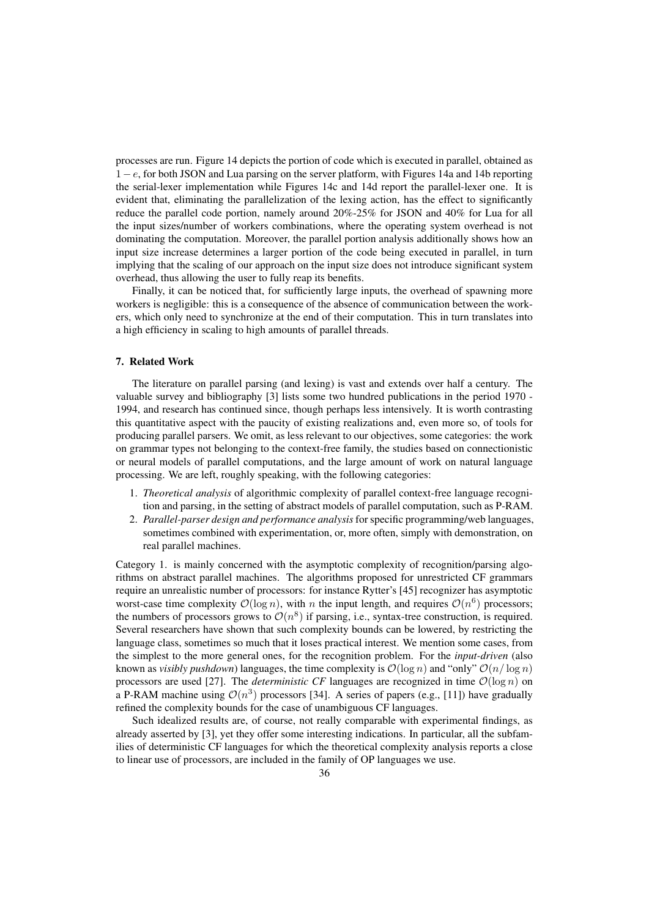processes are run. Figure 14 depicts the portion of code which is executed in parallel, obtained as $1 - e$, for both JSON and Lua parsing on the server platform, with Figures 14a and 14b reporting the serial-lexer implementation while Figures 14c and 14d report the parallel-lexer one. It is evident that, eliminating the parallelization of the lexing action, has the effect to significantly reduce the parallel code portion, namely around 20%-25% for JSON and 40% for Lua for all the input sizes/number of workers combinations, where the operating system overhead is not dominating the computation. Moreover, the parallel portion analysis additionally shows how an input size increase determines a larger portion of the code being executed in parallel, in turn implying that the scaling of our approach on the input size does not introduce significant system overhead, thus allowing the user to fully reap its benefits.

Finally, it can be noticed that, for sufficiently large inputs, the overhead of spawning more workers is negligible: this is a consequence of the absence of communication between the workers, which only need to synchronize at the end of their computation. This in turn translates into a high efficiency in scaling to high amounts of parallel threads.

## 7. Related Work

The literature on parallel parsing (and lexing) is vast and extends over half a century. The valuable survey and bibliography [3] lists some two hundred publications in the period 1970 - 1994, and research has continued since, though perhaps less intensively. It is worth contrasting this quantitative aspect with the paucity of existing realizations and, even more so, of tools for producing parallel parsers. We omit, as less relevant to our objectives, some categories: the work on grammar types not belonging to the context-free family, the studies based on connectionistic or neural models of parallel computations, and the large amount of work on natural language processing. We are left, roughly speaking, with the following categories:

1. *Theoretical analysis* of algorithmic complexity of parallel context-free language recognition and parsing, in the setting of abstract models of parallel computation, such as P-RAM.
2. *Parallel-parser design and performance analysis* for specific programming/web languages, sometimes combined with experimentation, or, more often, simply with demonstration, on real parallel machines.

Category 1. is mainly concerned with the asymptotic complexity of recognition/parsing algorithms on abstract parallel machines. The algorithms proposed for unrestricted CF grammars require an unrealistic number of processors: for instance Rytter's [45] recognizer has asymptotic worst-case time complexity $\mathcal{O}(\log n)$, with $n$ the input length, and requires $\mathcal{O}(n^6)$ processors; the numbers of processors grows to $\mathcal{O}(n^8)$ if parsing, i.e., syntax-tree construction, is required. Several researchers have shown that such complexity bounds can be lowered, by restricting the language class, sometimes so much that it loses practical interest. We mention some cases, from the simplest to the more general ones, for the recognition problem. For the *input-driven* (also known as *visibly pushdown*) languages, the time complexity is $\mathcal{O}(\log n)$ and "only" $\mathcal{O}(n/\log n)$ processors are used [27]. The *deterministic CF* languages are recognized in time $\mathcal{O}(\log n)$ on a P-RAM machine using $\mathcal{O}(n^3)$ processors [34]. A series of papers (e.g., [11]) have gradually refined the complexity bounds for the case of unambiguous CF languages.

Such idealized results are, of course, not really comparable with experimental findings, as already asserted by [3], yet they offer some interesting indications. In particular, all the subfamilies of deterministic CF languages for which the theoretical complexity analysis reports a close to linear use of processors, are included in the family of OP languages we use.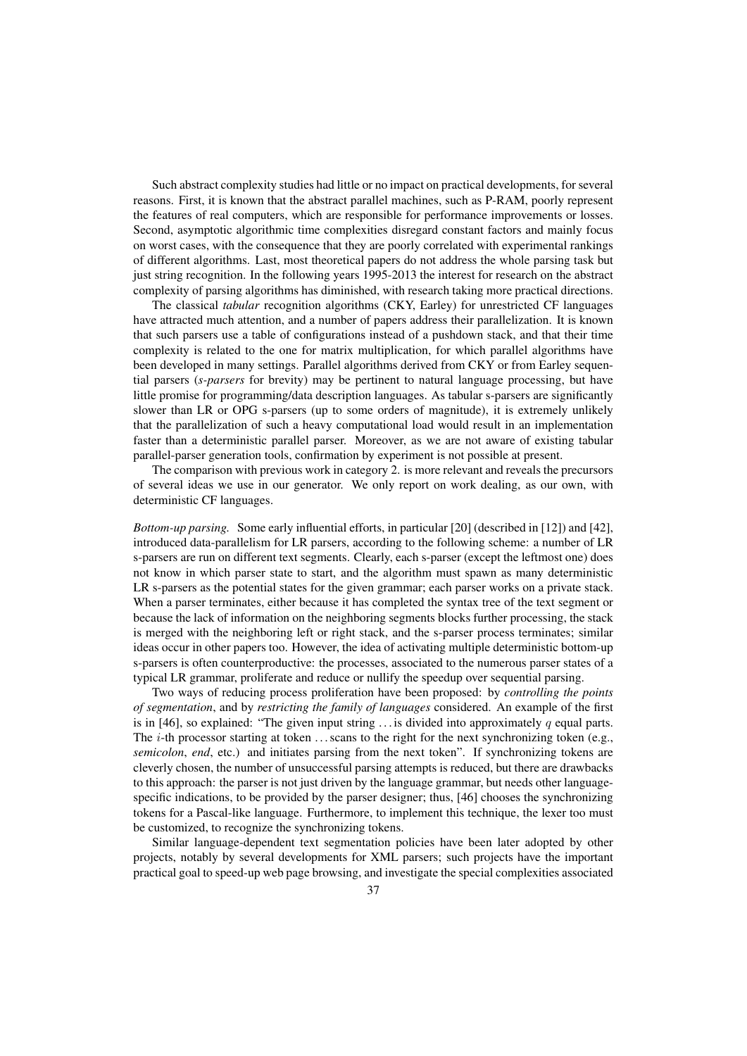Such abstract complexity studies had little or no impact on practical developments, for several reasons. First, it is known that the abstract parallel machines, such as P-RAM, poorly represent the features of real computers, which are responsible for performance improvements or losses. Second, asymptotic algorithmic time complexities disregard constant factors and mainly focus on worst cases, with the consequence that they are poorly correlated with experimental rankings of different algorithms. Last, most theoretical papers do not address the whole parsing task but just string recognition. In the following years 1995-2013 the interest for research on the abstract complexity of parsing algorithms has diminished, with research taking more practical directions.

The classical *tabular* recognition algorithms (CKY, Earley) for unrestricted CF languages have attracted much attention, and a number of papers address their parallelization. It is known that such parsers use a table of configurations instead of a pushdown stack, and that their time complexity is related to the one for matrix multiplication, for which parallel algorithms have been developed in many settings. Parallel algorithms derived from CKY or from Earley sequential parsers (*s-parsers* for brevity) may be pertinent to natural language processing, but have little promise for programming/data description languages. As tabular s-parsers are significantly slower than LR or OPG s-parsers (up to some orders of magnitude), it is extremely unlikely that the parallelization of such a heavy computational load would result in an implementation faster than a deterministic parallel parser. Moreover, as we are not aware of existing tabular parallel-parser generation tools, confirmation by experiment is not possible at present.

The comparison with previous work in category 2. is more relevant and reveals the precursors of several ideas we use in our generator. We only report on work dealing, as our own, with deterministic CF languages.

*Bottom-up parsing.* Some early influential efforts, in particular [20] (described in [12]) and [42], introduced data-parallelism for LR parsers, according to the following scheme: a number of LR s-parsers are run on different text segments. Clearly, each s-parser (except the leftmost one) does not know in which parser state to start, and the algorithm must spawn as many deterministic LR s-parsers as the potential states for the given grammar; each parser works on a private stack. When a parser terminates, either because it has completed the syntax tree of the text segment or because the lack of information on the neighboring segments blocks further processing, the stack is merged with the neighboring left or right stack, and the s-parser process terminates; similar ideas occur in other papers too. However, the idea of activating multiple deterministic bottom-up s-parsers is often counterproductive: the processes, associated to the numerous parser states of a typical LR grammar, proliferate and reduce or nullify the speedup over sequential parsing.

Two ways of reducing process proliferation have been proposed: by *controlling the points of segmentation*, and by *restricting the family of languages* considered. An example of the first is in [46], so explained: "The given input string ... is divided into approximately $q$ equal parts. The $i$-th processor starting at token ... scans to the right for the next synchronizing token (e.g., *semicolon*, *end*, etc.) and initiates parsing from the next token". If synchronizing tokens are cleverly chosen, the number of unsuccessful parsing attempts is reduced, but there are drawbacks to this approach: the parser is not just driven by the language grammar, but needs other language-specific indications, to be provided by the parser designer; thus, [46] chooses the synchronizing tokens for a Pascal-like language. Furthermore, to implement this technique, the lexer too must be customized, to recognize the synchronizing tokens.

Similar language-dependent text segmentation policies have been later adopted by other projects, notably by several developments for XML parsers; such projects have the important practical goal to speed-up web page browsing, and investigate the special complexities associated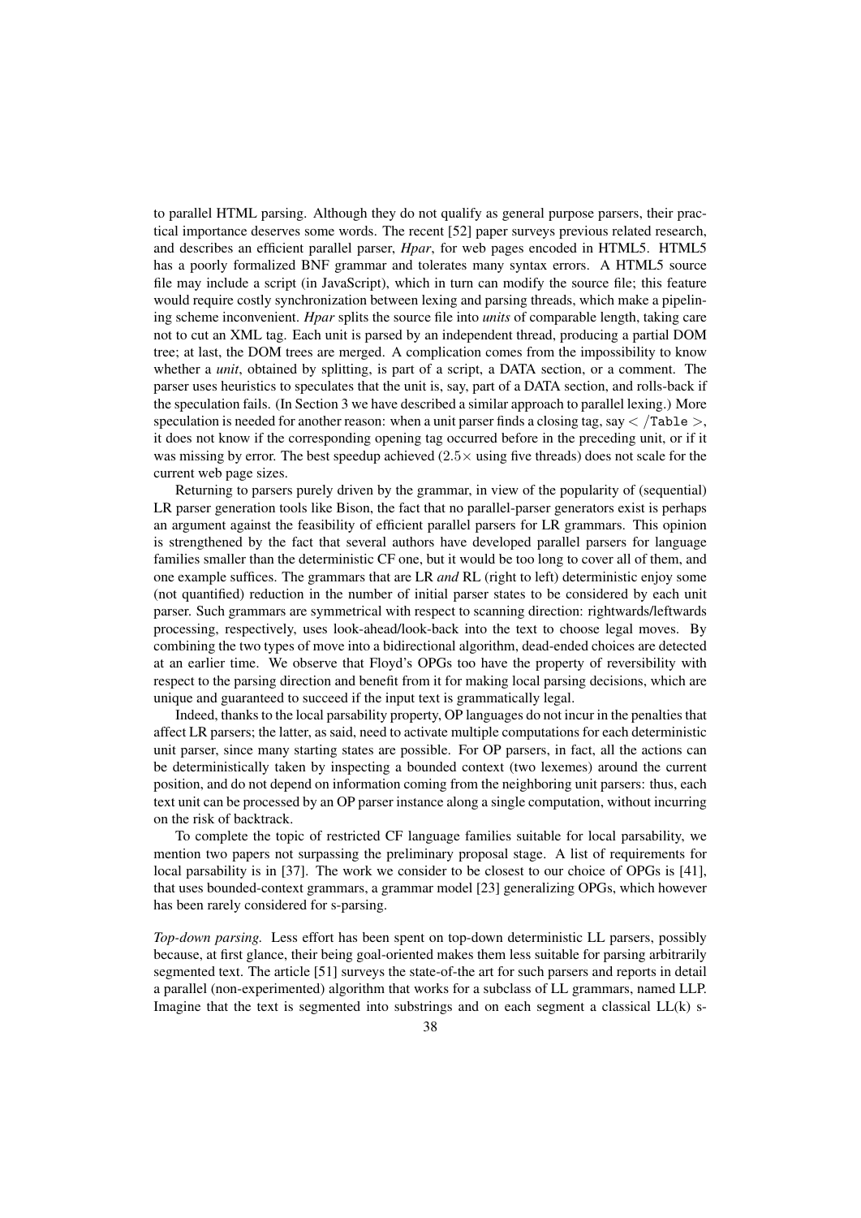to parallel HTML parsing. Although they do not qualify as general purpose parsers, their practical importance deserves some words. The recent [52] paper surveys previous related research, and describes an efficient parallel parser, *Hpar*, for web pages encoded in HTML5. HTML5 has a poorly formalized BNF grammar and tolerates many syntax errors. A HTML5 source file may include a script (in JavaScript), which in turn can modify the source file; this feature would require costly synchronization between lexing and parsing threads, which make a pipelining scheme inconvenient. *Hpar* splits the source file into *units* of comparable length, taking care not to cut an XML tag. Each unit is parsed by an independent thread, producing a partial DOM tree; at last, the DOM trees are merged. A complication comes from the impossibility to know whether a *unit*, obtained by splitting, is part of a script, a DATA section, or a comment. The parser uses heuristics to speculates that the unit is, say, part of a DATA section, and rolls-back if the speculation fails. (In Section 3 we have described a similar approach to parallel lexing.) More speculation is needed for another reason: when a unit parser finds a closing tag, say $<$ /`Table` $>$, it does not know if the corresponding opening tag occurred before in the preceding unit, or if it was missing by error. The best speedup achieved ($2.5\times$ using five threads) does not scale for the current web page sizes.

Returning to parsers purely driven by the grammar, in view of the popularity of (sequential) LR parser generation tools like Bison, the fact that no parallel-parser generators exist is perhaps an argument against the feasibility of efficient parallel parsers for LR grammars. This opinion is strengthened by the fact that several authors have developed parallel parsers for language families smaller than the deterministic CF one, but it would be too long to cover all of them, and one example suffices. The grammars that are LR *and* RL (right to left) deterministic enjoy some (not quantified) reduction in the number of initial parser states to be considered by each unit parser. Such grammars are symmetrical with respect to scanning direction: rightwards/leftwards processing, respectively, uses look-ahead/look-back into the text to choose legal moves. By combining the two types of move into a bidirectional algorithm, dead-ended choices are detected at an earlier time. We observe that Floyd's OPGs too have the property of reversibility with respect to the parsing direction and benefit from it for making local parsing decisions, which are unique and guaranteed to succeed if the input text is grammatically legal.

Indeed, thanks to the local parsability property, OP languages do not incur in the penalties that affect LR parsers; the latter, as said, need to activate multiple computations for each deterministic unit parser, since many starting states are possible. For OP parsers, in fact, all the actions can be deterministically taken by inspecting a bounded context (two lexemes) around the current position, and do not depend on information coming from the neighboring unit parsers: thus, each text unit can be processed by an OP parser instance along a single computation, without incurring on the risk of backtrack.

To complete the topic of restricted CF language families suitable for local parsability, we mention two papers not surpassing the preliminary proposal stage. A list of requirements for local parsability is in [37]. The work we consider to be closest to our choice of OPGs is [41], that uses bounded-context grammars, a grammar model [23] generalizing OPGs, which however has been rarely considered for s-parsing.

*Top-down parsing.* Less effort has been spent on top-down deterministic LL parsers, possibly because, at first glance, their being goal-oriented makes them less suitable for parsing arbitrarily segmented text. The article [51] surveys the state-of-the art for such parsers and reports in detail a parallel (non-experimented) algorithm that works for a subclass of LL grammars, named LLP. Imagine that the text is segmented into substrings and on each segment a classical LL(k) s-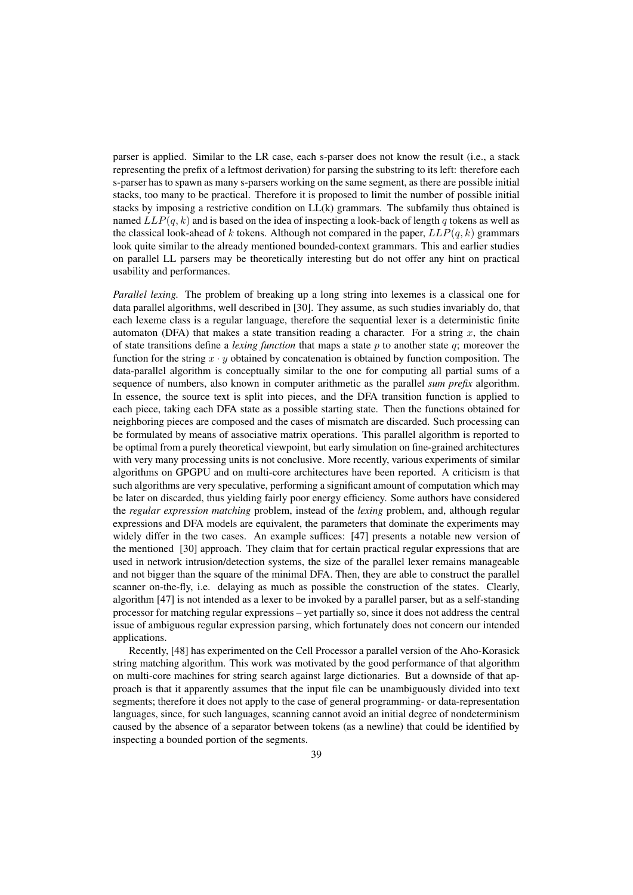parser is applied. Similar to the LR case, each s-parser does not know the result (i.e., a stack representing the prefix of a leftmost derivation) for parsing the substring to its left: therefore each s-parser has to spawn as many s-parsers working on the same segment, as there are possible initial stacks, too many to be practical. Therefore it is proposed to limit the number of possible initial stacks by imposing a restrictive condition on LL(k) grammars. The subfamily thus obtained is named $LLP(q, k)$ and is based on the idea of inspecting a look-back of length $q$ tokens as well as the classical look-ahead of $k$ tokens. Although not compared in the paper, $LLP(q, k)$ grammars look quite similar to the already mentioned bounded-context grammars. This and earlier studies on parallel LL parsers may be theoretically interesting but do not offer any hint on practical usability and performances.

*Parallel lexing.* The problem of breaking up a long string into lexemes is a classical one for data parallel algorithms, well described in [30]. They assume, as such studies invariably do, that each lexeme class is a regular language, therefore the sequential lexer is a deterministic finite automaton (DFA) that makes a state transition reading a character. For a string $x$, the chain of state transitions define a *lexing function* that maps a state $p$ to another state $q$; moreover the function for the string $x \cdot y$ obtained by concatenation is obtained by function composition. The data-parallel algorithm is conceptually similar to the one for computing all partial sums of a sequence of numbers, also known in computer arithmetic as the parallel *sum prefix* algorithm. In essence, the source text is split into pieces, and the DFA transition function is applied to each piece, taking each DFA state as a possible starting state. Then the functions obtained for neighboring pieces are composed and the cases of mismatch are discarded. Such processing can be formulated by means of associative matrix operations. This parallel algorithm is reported to be optimal from a purely theoretical viewpoint, but early simulation on fine-grained architectures with very many processing units is not conclusive. More recently, various experiments of similar algorithms on GPGPU and on multi-core architectures have been reported. A criticism is that such algorithms are very speculative, performing a significant amount of computation which may be later on discarded, thus yielding fairly poor energy efficiency. Some authors have considered the *regular expression matching* problem, instead of the *lexing* problem, and, although regular expressions and DFA models are equivalent, the parameters that dominate the experiments may widely differ in the two cases. An example suffices: [47] presents a notable new version of the mentioned [30] approach. They claim that for certain practical regular expressions that are used in network intrusion/detection systems, the size of the parallel lexer remains manageable and not bigger than the square of the minimal DFA. Then, they are able to construct the parallel scanner on-the-fly, i.e. delaying as much as possible the construction of the states. Clearly, algorithm [47] is not intended as a lexer to be invoked by a parallel parser, but as a self-standing processor for matching regular expressions – yet partially so, since it does not address the central issue of ambiguous regular expression parsing, which fortunately does not concern our intended applications.

Recently, [48] has experimented on the Cell Processor a parallel version of the Aho-Korasick string matching algorithm. This work was motivated by the good performance of that algorithm on multi-core machines for string search against large dictionaries. But a downside of that approach is that it apparently assumes that the input file can be unambiguously divided into text segments; therefore it does not apply to the case of general programming- or data-representation languages, since, for such languages, scanning cannot avoid an initial degree of nondeterminism caused by the absence of a separator between tokens (as a newline) that could be identified by inspecting a bounded portion of the segments.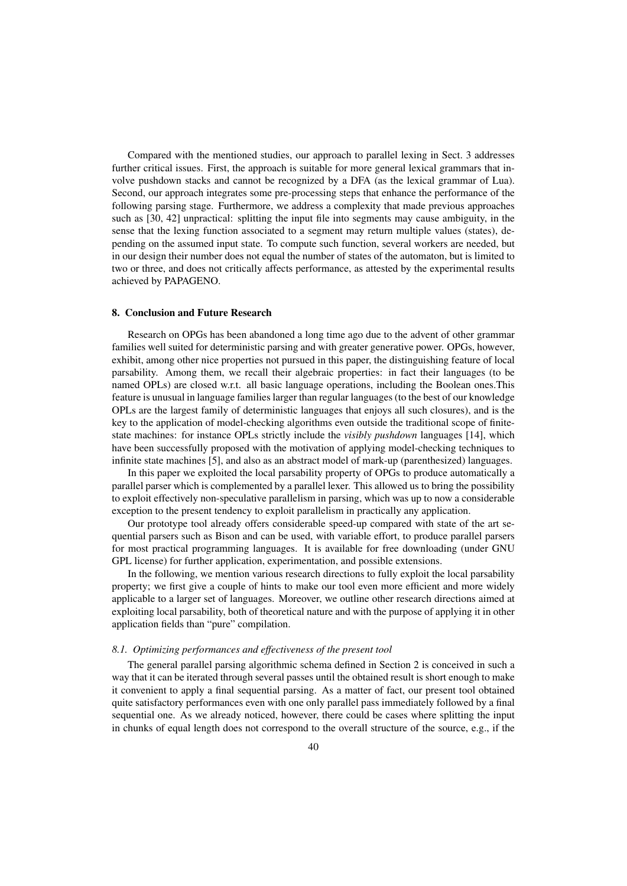Compared with the mentioned studies, our approach to parallel lexing in Sect. 3 addresses further critical issues. First, the approach is suitable for more general lexical grammars that involve pushdown stacks and cannot be recognized by a DFA (as the lexical grammar of Lua). Second, our approach integrates some pre-processing steps that enhance the performance of the following parsing stage. Furthermore, we address a complexity that made previous approaches such as [30, 42] unpractical: splitting the input file into segments may cause ambiguity, in the sense that the lexing function associated to a segment may return multiple values (states), depending on the assumed input state. To compute such function, several workers are needed, but in our design their number does not equal the number of states of the automaton, but is limited to two or three, and does not critically affects performance, as attested by the experimental results achieved by PAPAGENO.

## 8. Conclusion and Future Research

Research on OPGs has been abandoned a long time ago due to the advent of other grammar families well suited for deterministic parsing and with greater generative power. OPGs, however, exhibit, among other nice properties not pursued in this paper, the distinguishing feature of local parsability. Among them, we recall their algebraic properties: in fact their languages (to be named OPLs) are closed w.r.t. all basic language operations, including the Boolean ones.This feature is unusual in language families larger than regular languages (to the best of our knowledge OPLs are the largest family of deterministic languages that enjoys all such closures), and is the key to the application of model-checking algorithms even outside the traditional scope of finite-state machines: for instance OPLs strictly include the *visibly pushdown* languages [14], which have been successfully proposed with the motivation of applying model-checking techniques to infinite state machines [5], and also as an abstract model of mark-up (parenthesized) languages.

In this paper we exploited the local parsability property of OPGs to produce automatically a parallel parser which is complemented by a parallel lexer. This allowed us to bring the possibility to exploit effectively non-speculative parallelism in parsing, which was up to now a considerable exception to the present tendency to exploit parallelism in practically any application.

Our prototype tool already offers considerable speed-up compared with state of the art sequential parsers such as Bison and can be used, with variable effort, to produce parallel parsers for most practical programming languages. It is available for free downloading (under GNU GPL license) for further application, experimentation, and possible extensions.

In the following, we mention various research directions to fully exploit the local parsability property; we first give a couple of hints to make our tool even more efficient and more widely applicable to a larger set of languages. Moreover, we outline other research directions aimed at exploiting local parsability, both of theoretical nature and with the purpose of applying it in other application fields than "pure" compilation.

### *8.1. Optimizing performances and effectiveness of the present tool*

The general parallel parsing algorithmic schema defined in Section 2 is conceived in such a way that it can be iterated through several passes until the obtained result is short enough to make it convenient to apply a final sequential parsing. As a matter of fact, our present tool obtained quite satisfactory performances even with one only parallel pass immediately followed by a final sequential one. As we already noticed, however, there could be cases where splitting the input in chunks of equal length does not correspond to the overall structure of the source, e.g., if the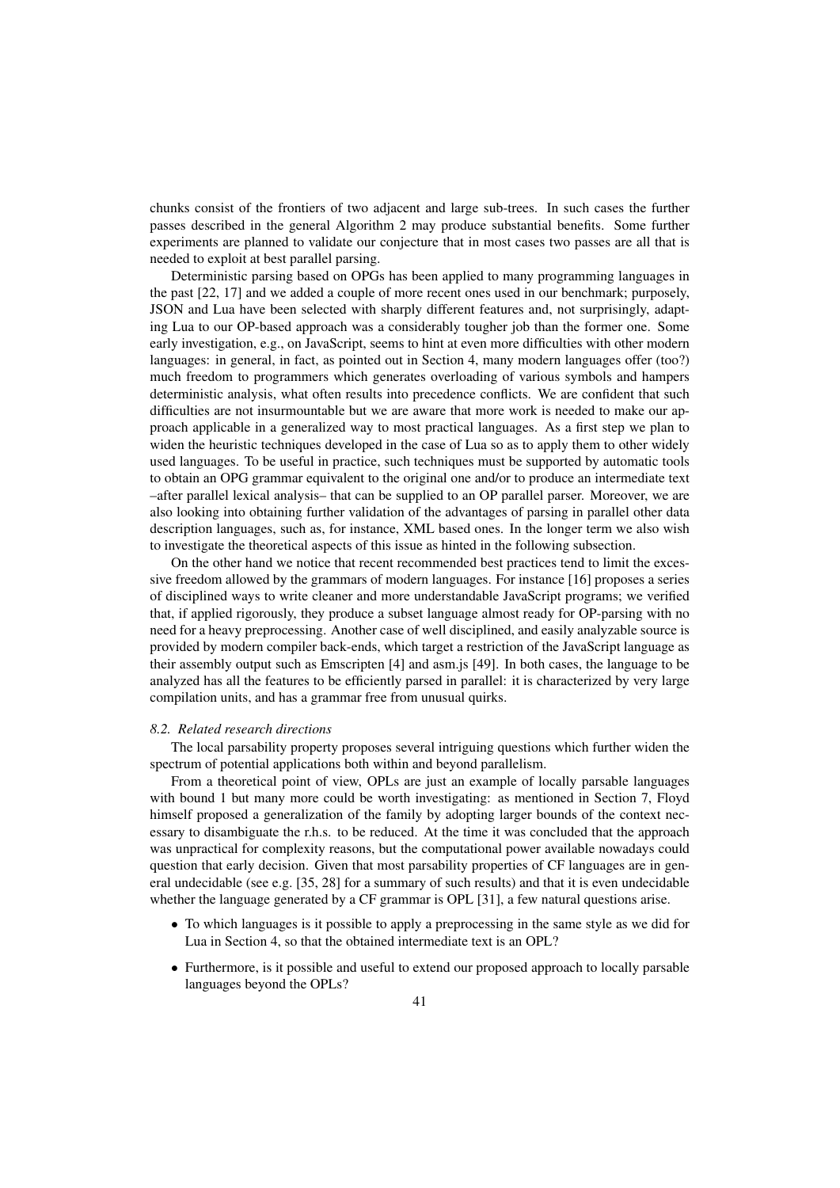chunks consist of the frontiers of two adjacent and large sub-trees. In such cases the further passes described in the general Algorithm 2 may produce substantial benefits. Some further experiments are planned to validate our conjecture that in most cases two passes are all that is needed to exploit at best parallel parsing.

Deterministic parsing based on OPGs has been applied to many programming languages in the past [22, 17] and we added a couple of more recent ones used in our benchmark; purposely, JSON and Lua have been selected with sharply different features and, not surprisingly, adapting Lua to our OP-based approach was a considerably tougher job than the former one. Some early investigation, e.g., on JavaScript, seems to hint at even more difficulties with other modern languages: in general, in fact, as pointed out in Section 4, many modern languages offer (too?) much freedom to programmers which generates overloading of various symbols and hampers deterministic analysis, what often results into precedence conflicts. We are confident that such difficulties are not insurmountable but we are aware that more work is needed to make our approach applicable in a generalized way to most practical languages. As a first step we plan to widen the heuristic techniques developed in the case of Lua so as to apply them to other widely used languages. To be useful in practice, such techniques must be supported by automatic tools to obtain an OPG grammar equivalent to the original one and/or to produce an intermediate text –after parallel lexical analysis– that can be supplied to an OP parallel parser. Moreover, we are also looking into obtaining further validation of the advantages of parsing in parallel other data description languages, such as, for instance, XML based ones. In the longer term we also wish to investigate the theoretical aspects of this issue as hinted in the following subsection.

On the other hand we notice that recent recommended best practices tend to limit the excessive freedom allowed by the grammars of modern languages. For instance [16] proposes a series of disciplined ways to write cleaner and more understandable JavaScript programs; we verified that, if applied rigorously, they produce a subset language almost ready for OP-parsing with no need for a heavy preprocessing. Another case of well disciplined, and easily analyzable source is provided by modern compiler back-ends, which target a restriction of the JavaScript language as their assembly output such as Emscripten [4] and asm.js [49]. In both cases, the language to be analyzed has all the features to be efficiently parsed in parallel: it is characterized by very large compilation units, and has a grammar free from unusual quirks.

### *8.2. Related research directions*

The local parsability property proposes several intriguing questions which further widen the spectrum of potential applications both within and beyond parallelism.

From a theoretical point of view, OPLs are just an example of locally parsable languages with bound 1 but many more could be worth investigating: as mentioned in Section 7, Floyd himself proposed a generalization of the family by adopting larger bounds of the context necessary to disambiguate the r.h.s. to be reduced. At the time it was concluded that the approach was unpractical for complexity reasons, but the computational power available nowadays could question that early decision. Given that most parsability properties of CF languages are in general undecidable (see e.g. [35, 28] for a summary of such results) and that it is even undecidable whether the language generated by a CF grammar is OPL [31], a few natural questions arise.

- To which languages is it possible to apply a preprocessing in the same style as we did for Lua in Section 4, so that the obtained intermediate text is an OPL?
- Furthermore, is it possible and useful to extend our proposed approach to locally parsable languages beyond the OPLs?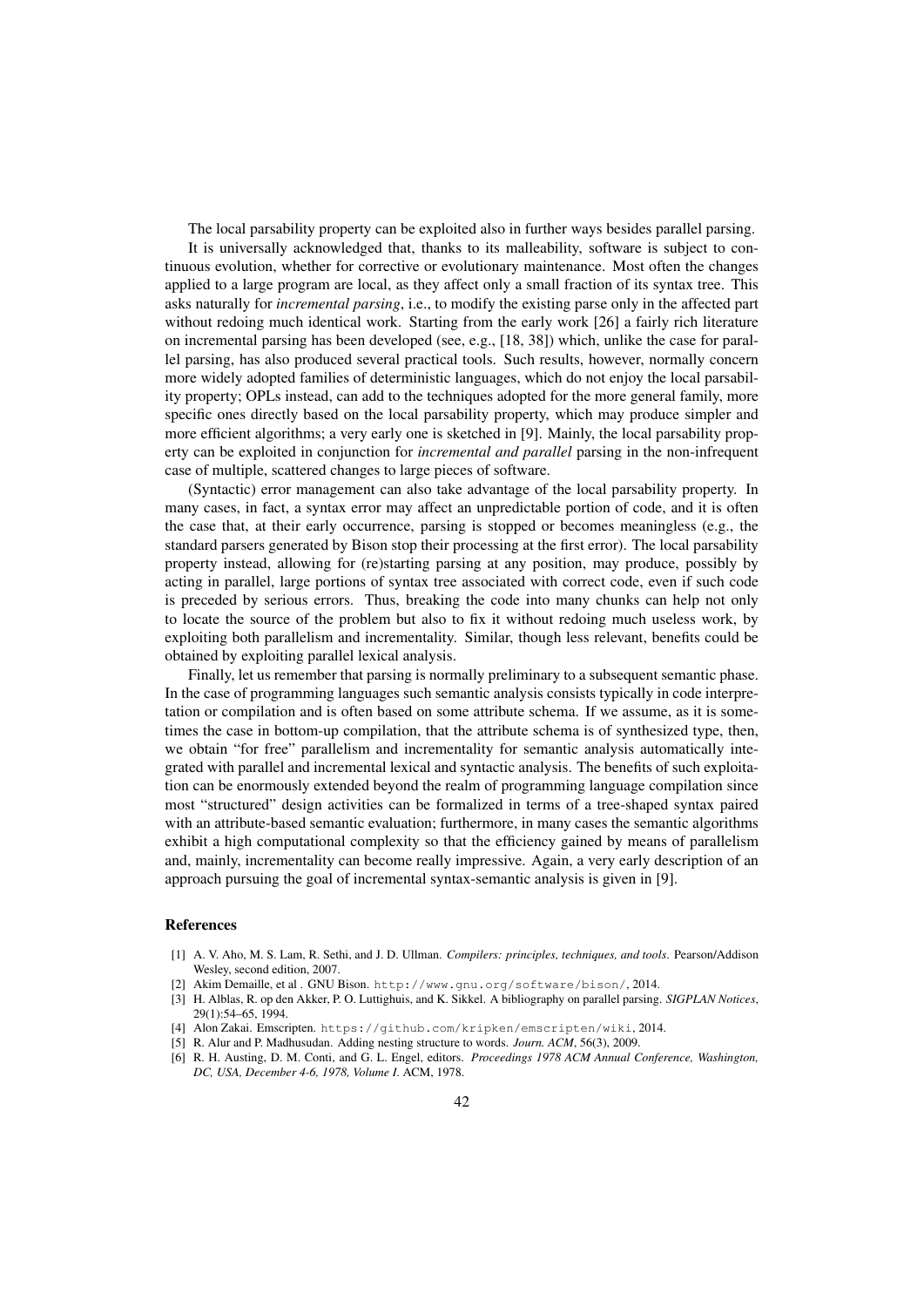The local parsability property can be exploited also in further ways besides parallel parsing.

It is universally acknowledged that, thanks to its malleability, software is subject to continuous evolution, whether for corrective or evolutionary maintenance. Most often the changes applied to a large program are local, as they affect only a small fraction of its syntax tree. This asks naturally for *incremental parsing*, i.e., to modify the existing parse only in the affected part without redoing much identical work. Starting from the early work [26] a fairly rich literature on incremental parsing has been developed (see, e.g., [18, 38]) which, unlike the case for parallel parsing, has also produced several practical tools. Such results, however, normally concern more widely adopted families of deterministic languages, which do not enjoy the local parsability property; OPLs instead, can add to the techniques adopted for the more general family, more specific ones directly based on the local parsability property, which may produce simpler and more efficient algorithms; a very early one is sketched in [9]. Mainly, the local parsability property can be exploited in conjunction for *incremental and parallel* parsing in the non-infrequent case of multiple, scattered changes to large pieces of software.

(Syntactic) error management can also take advantage of the local parsability property. In many cases, in fact, a syntax error may affect an unpredictable portion of code, and it is often the case that, at their early occurrence, parsing is stopped or becomes meaningless (e.g., the standard parsers generated by Bison stop their processing at the first error). The local parsability property instead, allowing for (re)starting parsing at any position, may produce, possibly by acting in parallel, large portions of syntax tree associated with correct code, even if such code is preceded by serious errors. Thus, breaking the code into many chunks can help not only to locate the source of the problem but also to fix it without redoing much useless work, by exploiting both parallelism and incrementality. Similar, though less relevant, benefits could be obtained by exploiting parallel lexical analysis.

Finally, let us remember that parsing is normally preliminary to a subsequent semantic phase. In the case of programming languages such semantic analysis consists typically in code interpretation or compilation and is often based on some attribute schema. If we assume, as it is sometimes the case in bottom-up compilation, that the attribute schema is of synthesized type, then, we obtain "for free" parallelism and incrementality for semantic analysis automatically integrated with parallel and incremental lexical and syntactic analysis. The benefits of such exploitation can be enormously extended beyond the realm of programming language compilation since most "structured" design activities can be formalized in terms of a tree-shaped syntax paired with an attribute-based semantic evaluation; furthermore, in many cases the semantic algorithms exhibit a high computational complexity so that the efficiency gained by means of parallelism and, mainly, incrementality can become really impressive. Again, a very early description of an approach pursuing the goal of incremental syntax-semantic analysis is given in [9].

## References

[1] A. V. Aho, M. S. Lam, R. Sethi, and J. D. Ullman. *Compilers: principles, techniques, and tools*. Pearson/Addison Wesley, second edition, 2007.

[2] Akim Demaille, et al . GNU Bison. `http://www.gnu.org/software/bison/`, 2014.

[3] H. Alblas, R. op den Akker, P. O. Luttighuis, and K. Sikkel. A bibliography on parallel parsing. *SIGPLAN Notices*, 29(1):54–65, 1994.

[4] Alon Zakai. Emscripten. `https://github.com/kripken/emscripten/wiki`, 2014.

[5] R. Alur and P. Madhusudan. Adding nesting structure to words. *Journ. ACM*, 56(3), 2009.

[6] R. H. Austing, D. M. Conti, and G. L. Engel, editors. *Proceedings 1978 ACM Annual Conference, Washington, DC, USA, December 4-6, 1978, Volume I*. ACM, 1978.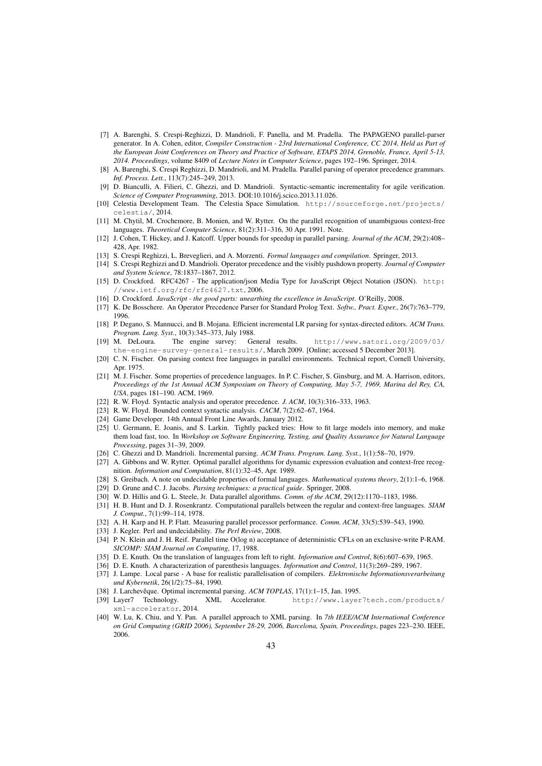[7] A. Barenghi, S. Crespi-Reghizzi, D. Mandrioli, F. Panella, and M. Pradella. The PAPAGENO parallel-parser generator. In A. Cohen, editor, *Compiler Construction - 23rd International Conference, CC 2014, Held as Part of the European Joint Conferences on Theory and Practice of Software, ETAPS 2014, Grenoble, France, April 5-13, 2014. Proceedings*, volume 8409 of *Lecture Notes in Computer Science*, pages 192–196. Springer, 2014.

[8] A. Barenghi, S. Crespi Reghizzi, D. Mandrioli, and M. Pradella. Parallel parsing of operator precedence grammars. *Inf. Process. Lett.*, 113(7):245–249, 2013.

[9] D. Bianculli, A. Filieri, C. Ghezzi, and D. Mandrioli. Syntactic-semantic incrementality for agile verification. *Science of Computer Programming*, 2013. DOI:10.1016/j.scico.2013.11.026.

[10] Celestia Development Team. The Celestia Space Simulation. `http://sourceforge.net/projects/celestia/`, 2014.

[11] M. Chytil, M. Crochemore, B. Monien, and W. Rytter. On the parallel recognition of unambiguous context-free languages. *Theoretical Computer Science*, 81(2):311–316, 30 Apr. 1991. Note.

[12] J. Cohen, T. Hickey, and J. Katcoff. Upper bounds for speedup in parallel parsing. *Journal of the ACM*, 29(2):408–428, Apr. 1982.

[13] S. Crespi Reghizzi, L. Breveglieri, and A. Morzenti. *Formal languages and compilation*. Springer, 2013.

[14] S. Crespi Reghizzi and D. Mandrioli. Operator precedence and the visibly pushdown property. *Journal of Computer and System Science*, 78:1837–1867, 2012.

[15] D. Crockford. RFC4267 - The application/json Media Type for JavaScript Object Notation (JSON). `http://www.ietf.org/rfc/rfc4627.txt`, 2006.

[16] D. Crockford. *JavaScript - the good parts: unearthing the excellence in JavaScript*. O'Reilly, 2008.

[17] K. De Bosschere. An Operator Precedence Parser for Standard Prolog Text. *Softw., Pract. Exper.*, 26(7):763–779, 1996.

[18] P. Degano, S. Mannucci, and B. Mojana. Efficient incremental LR parsing for syntax-directed editors. *ACM Trans. Program. Lang. Syst.*, 10(3):345–373, July 1988.

[19] M. DeLoura. The engine survey: General results. `http://www.satori.org/2009/03/the-engine-survey-general-results/`, March 2009. [Online; accessed 5 December 2013].

[20] C. N. Fischer. On parsing context free languages in parallel environments. Technical report, Cornell University, Apr. 1975.

[21] M. J. Fischer. Some properties of precedence languages. In P. C. Fischer, S. Ginsburg, and M. A. Harrison, editors, *Proceedings of the 1st Annual ACM Symposium on Theory of Computing, May 5-7, 1969, Marina del Rey, CA, USA*, pages 181–190. ACM, 1969.

[22] R. W. Floyd. Syntactic analysis and operator precedence. *J. ACM*, 10(3):316–333, 1963.

[23] R. W. Floyd. Bounded context syntactic analysis. *CACM*, 7(2):62–67, 1964.

[24] Game Developer. 14th Annual Front Line Awards, January 2012.

[25] U. Germann, E. Joanis, and S. Larkin. Tightly packed tries: How to fit large models into memory, and make them load fast, too. In *Workshop on Software Engineering, Testing, and Quality Assurance for Natural Language Processing*, pages 31–39, 2009.

[26] C. Ghezzi and D. Mandrioli. Incremental parsing. *ACM Trans. Program. Lang. Syst.*, 1(1):58–70, 1979.

[27] A. Gibbons and W. Rytter. Optimal parallel algorithms for dynamic expression evaluation and context-free recognition. *Information and Computation*, 81(1):32–45, Apr. 1989.

[28] S. Greibach. A note on undecidable properties of formal languages. *Mathematical systems theory*, 2(1):1–6, 1968.

[29] D. Grune and C. J. Jacobs. *Parsing techniques: a practical guide*. Springer, 2008.

[30] W. D. Hillis and G. L. Steele, Jr. Data parallel algorithms. *Comm. of the ACM*, 29(12):1170–1183, 1986.

[31] H. B. Hunt and D. J. Rosenkrantz. Computational parallels between the regular and context-free languages. *SIAM J. Comput.*, 7(1):99–114, 1978.

[32] A. H. Karp and H. P. Flatt. Measuring parallel processor performance. *Comm. ACM*, 33(5):539–543, 1990.

[33] J. Kegler. Perl and undecidability. *The Perl Review*, 2008.

[34] P. N. Klein and J. H. Reif. Parallel time O(log n) acceptance of deterministic CFLs on an exclusive-write P-RAM. *SICOMP: SIAM Journal on Computing*, 17, 1988.

[35] D. E. Knuth. On the translation of languages from left to right. *Information and Control*, 8(6):607–639, 1965.

[36] D. E. Knuth. A characterization of parenthesis languages. *Information and Control*, 11(3):269–289, 1967.

[37] J. Lampe. Local parse - A base for realistic parallelisation of compilers. *Elektronische Informationsverarbeitung und Kybernetik*, 26(1/2):75–84, 1990.

[38] J. Larchevêque. Optimal incremental parsing. *ACM TOPLAS*, 17(1):1–15, Jan. 1995.

[39] Layer7 Technology. XML Accelerator. `http://www.layer7tech.com/products/xml-accelerator`, 2014.

[40] W. Lu, K. Chiu, and Y. Pan. A parallel approach to XML parsing. In *7th IEEE/ACM International Conference on Grid Computing (GRID 2006), September 28-29, 2006, Barcelona, Spain, Proceedings*, pages 223–230. IEEE, 2006.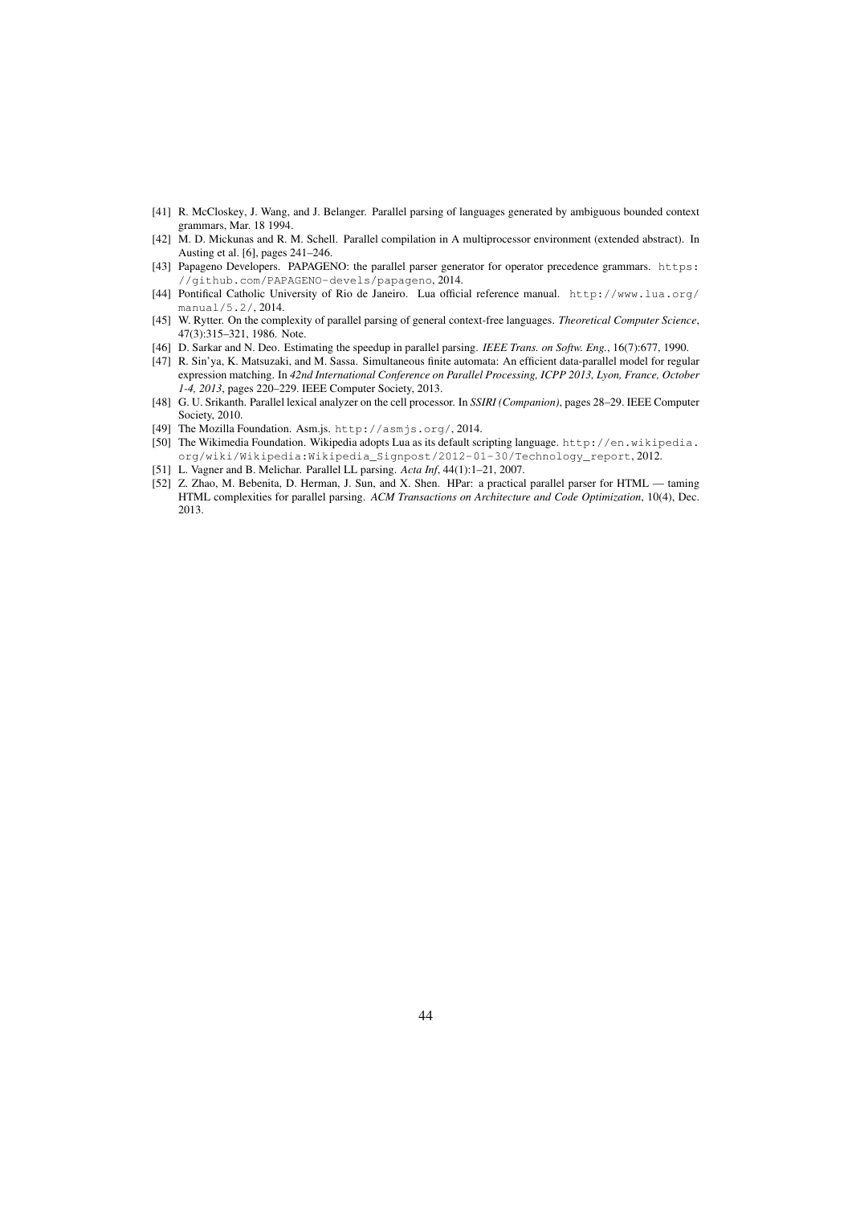[41] R. McCloskey, J. Wang, and J. Belanger. Parallel parsing of languages generated by ambiguous bounded context grammars, Mar. 18 1994.

[42] M. D. Mickunas and R. M. Schell. Parallel compilation in A multiprocessor environment (extended abstract). In Austing et al. [6], pages 241–246.

[43] Papageno Developers. PAPAGENO: the parallel parser generator for operator precedence grammars. `https://github.com/PAPAGENO-devels/papageno`, 2014.

[44] Pontifical Catholic University of Rio de Janeiro. Lua official reference manual. `http://www.lua.org/manual/5.2/`, 2014.

[45] W. Rytter. On the complexity of parallel parsing of general context-free languages. *Theoretical Computer Science*, 47(3):315–321, 1986. Note.

[46] D. Sarkar and N. Deo. Estimating the speedup in parallel parsing. *IEEE Trans. on Softw. Eng.*, 16(7):677, 1990.

[47] R. Sin'ya, K. Matsuzaki, and M. Sassa. Simultaneous finite automata: An efficient data-parallel model for regular expression matching. In *42nd International Conference on Parallel Processing, ICPP 2013, Lyon, France, October 1-4, 2013*, pages 220–229. IEEE Computer Society, 2013.

[48] G. U. Srikanth. Parallel lexical analyzer on the cell processor. In *SSIRI (Companion)*, pages 28–29. IEEE Computer Society, 2010.

[49] The Mozilla Foundation. Asm.js. `http://asmjs.org/`, 2014.

[50] The Wikimedia Foundation. Wikipedia adopts Lua as its default scripting language. `http://en.wikipedia.org/wiki/Wikipedia:Wikipedia_Signpost/2012-01-30/Technology_report`, 2012.

[51] L. Vagner and B. Melichar. Parallel LL parsing. *Acta Inf*, 44(1):1–21, 2007.

[52] Z. Zhao, M. Bebenita, D. Herman, J. Sun, and X. Shen. HPar: a practical parallel parser for HTML — taming HTML complexities for parallel parsing. *ACM Transactions on Architecture and Code Optimization*, 10(4), Dec. 2013.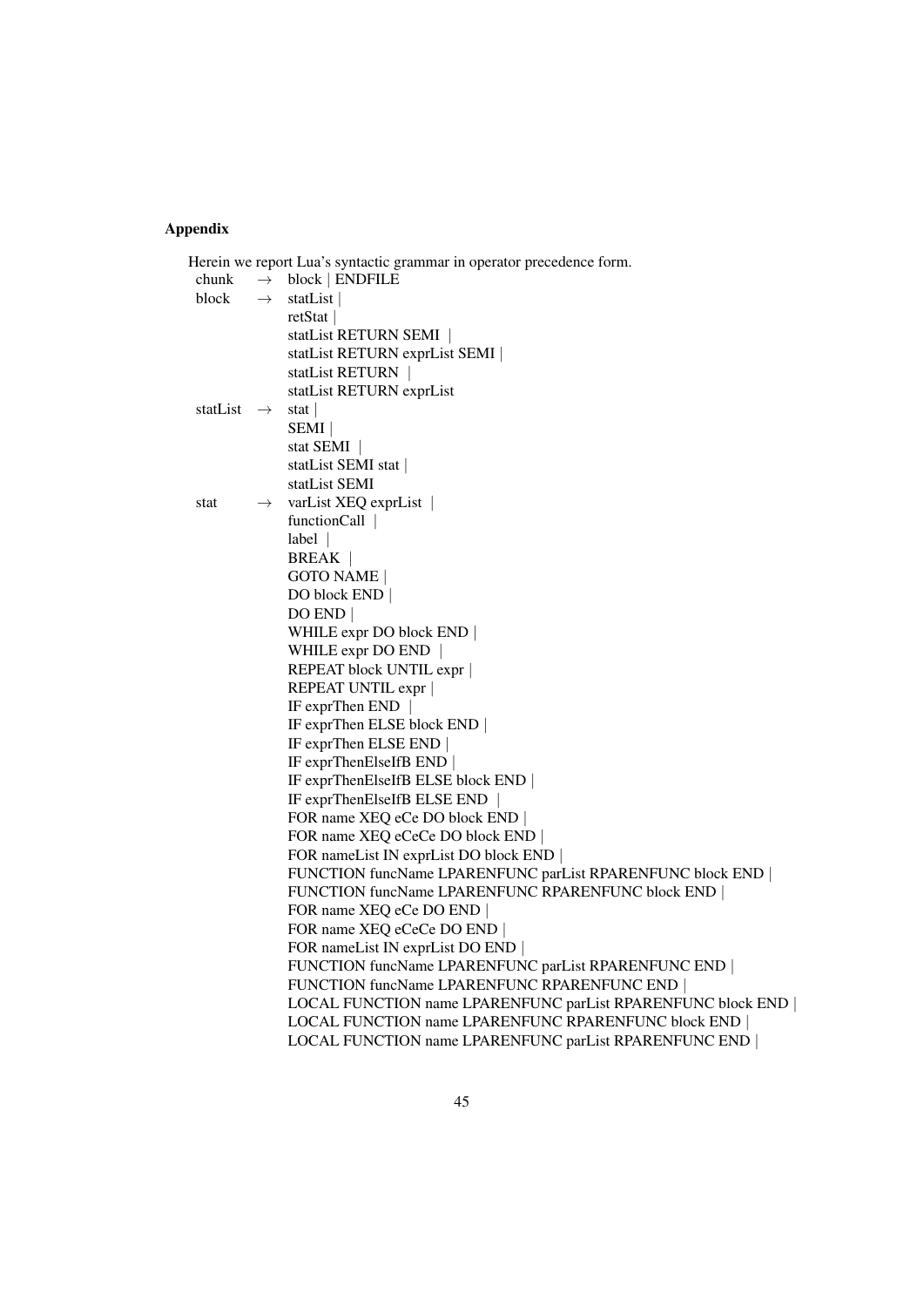### Appendix

Herein we report Lua's syntactic grammar in operator precedence form.

```
chunk    →  block | ENDFILE
block    →  statList |
            retStat |
            statList RETURN SEMI |
            statList RETURN exprList SEMI |
            statList RETURN |
            statList RETURN exprList
statList →  stat |
            SEMI |
            stat SEMI |
            statList SEMI stat |
            statList SEMI
stat     →  varList XEQ exprList |
            functionCall |
            label |
            BREAK |
            GOTO NAME |
            DO block END |
            DO END |
            WHILE expr DO block END |
            WHILE expr DO END |
            REPEAT block UNTIL expr |
            REPEAT UNTIL expr |
            IF exprThen END |
            IF exprThen ELSE block END |
            IF exprThen ELSE END |
            IF exprThenElseIfB END |
            IF exprThenElseIfB ELSE block END |
            IF exprThenElseIfB ELSE END |
            FOR name XEQ eCe DO block END |
            FOR name XEQ eCeCe DO block END |
            FOR nameList IN exprList DO block END |
            FUNCTION funcName LPARENFUNC parList RPARENFUNC block END |
            FUNCTION funcName LPARENFUNC RPARENFUNC block END |
            FOR name XEQ eCe DO END |
            FOR name XEQ eCeCe DO END |
            FOR nameList IN exprList DO END |
            FUNCTION funcName LPARENFUNC parList RPARENFUNC END |
            FUNCTION funcName LPARENFUNC RPARENFUNC END |
            LOCAL FUNCTION name LPARENFUNC parList RPARENFUNC block END |
            LOCAL FUNCTION name LPARENFUNC RPARENFUNC block END |
            LOCAL FUNCTION name LPARENFUNC parList RPARENFUNC END |
```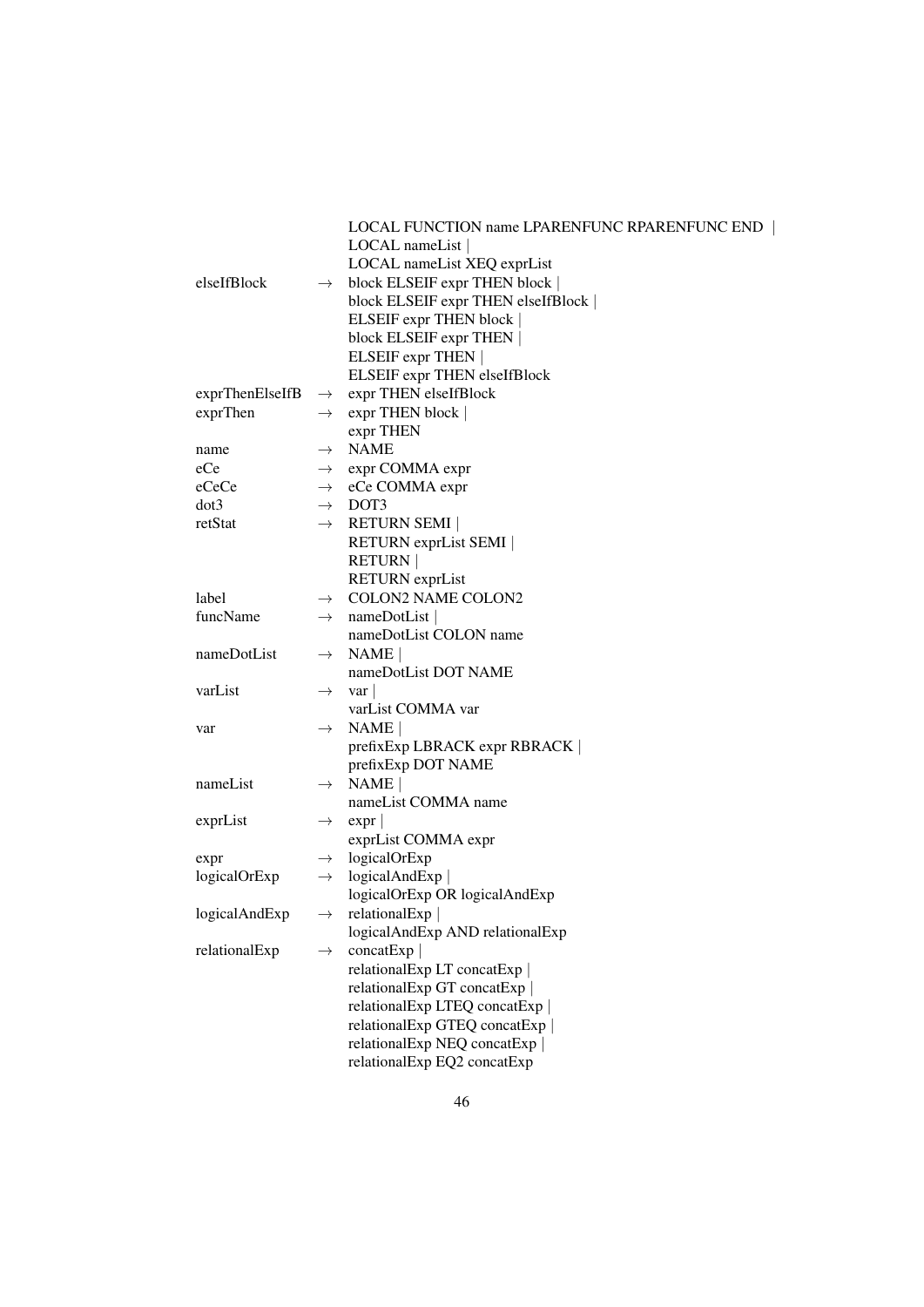```
                 LOCAL FUNCTION name LPARENFUNC RPARENFUNC END |
                 LOCAL nameList |
                 LOCAL nameList XEQ exprList
elseIfBlock    → block ELSEIF expr THEN block |
                 block ELSEIF expr THEN elseIfBlock |
                 ELSEIF expr THEN block |
                 block ELSEIF expr THEN |
                 ELSEIF expr THEN |
                 ELSEIF expr THEN elseIfBlock
exprThenElseIfB → expr THEN elseIfBlock
exprThen       → expr THEN block |
                 expr THEN
name           → NAME
eCe            → expr COMMA expr
eCeCe          → eCe COMMA expr
dot3           → DOT3
retStat        → RETURN SEMI |
                 RETURN exprList SEMI |
                 RETURN |
                 RETURN exprList
label          → COLON2 NAME COLON2
funcName       → nameDotList |
                 nameDotList COLON name
nameDotList    → NAME |
                 nameDotList DOT NAME
varList        → var |
                 varList COMMA var
var            → NAME |
                 prefixExp LBRACK expr RBRACK |
                 prefixExp DOT NAME
nameList       → NAME |
                 nameList COMMA name
exprList       → expr |
                 exprList COMMA expr
expr           → logicalOrExp
logicalOrExp   → logicalAndExp |
                 logicalOrExp OR logicalAndExp
logicalAndExp  → relationalExp |
                 logicalAndExp AND relationalExp
relationalExp  → concatExp |
                 relationalExp LT concatExp |
                 relationalExp GT concatExp |
                 relationalExp LTEQ concatExp |
                 relationalExp GTEQ concatExp |
                 relationalExp NEQ concatExp |
                 relationalExp EQ2 concatExp
```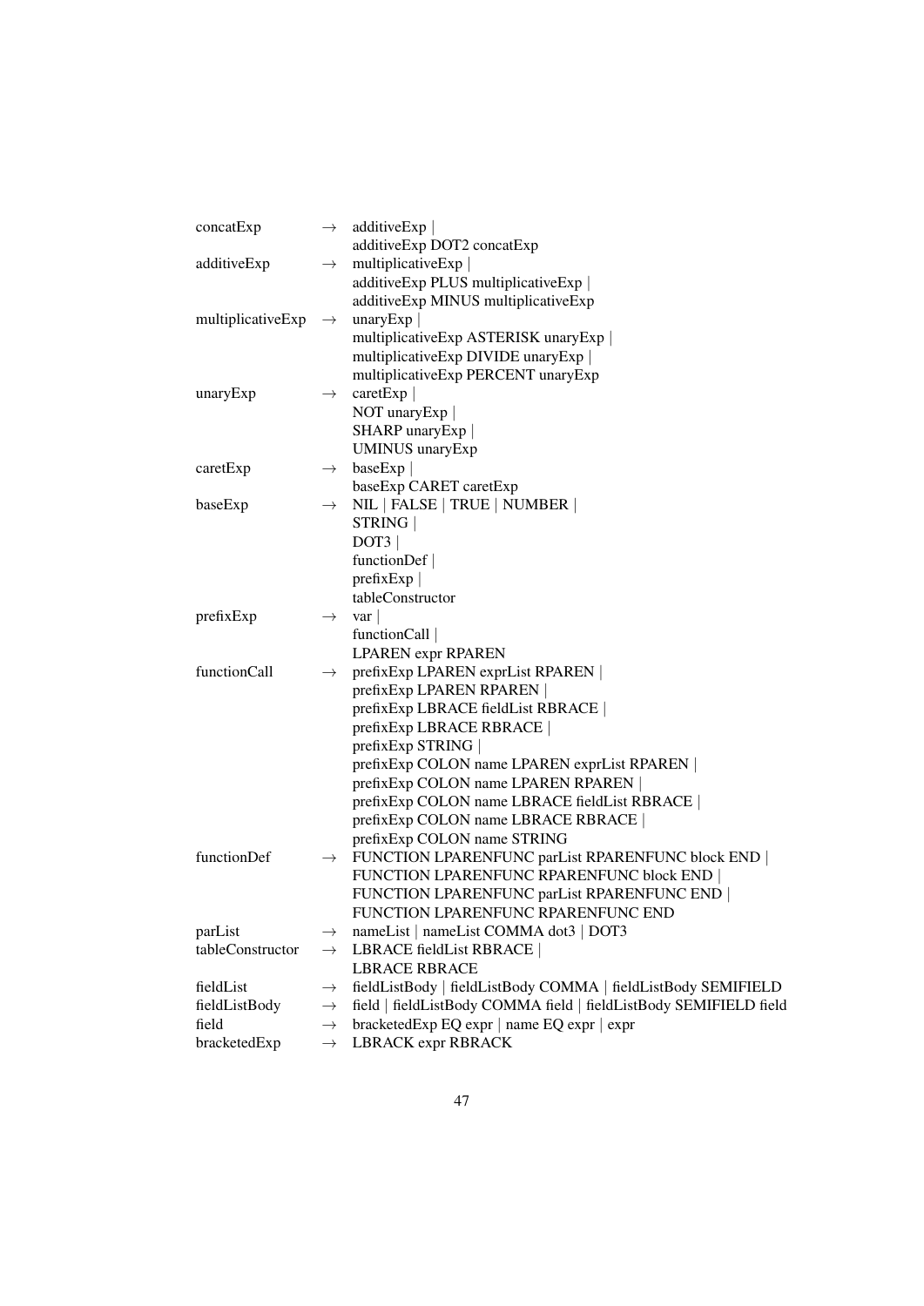| | | |
|---|---|---|
| concatExp | → | additiveExp \| |
| | | additiveExp DOT2 concatExp |
| additiveExp | → | multiplicativeExp \| |
| | | additiveExp PLUS multiplicativeExp \| |
| | | additiveExp MINUS multiplicativeExp |
| multiplicativeExp | → | unaryExp \| |
| | | multiplicativeExp ASTERISK unaryExp \| |
| | | multiplicativeExp DIVIDE unaryExp \| |
| | | multiplicativeExp PERCENT unaryExp |
| unaryExp | → | caretExp \| |
| | | NOT unaryExp \| |
| | | SHARP unaryExp \| |
| | | UMINUS unaryExp |
| caretExp | → | baseExp \| |
| | | baseExp CARET caretExp |
| baseExp | → | NIL \| FALSE \| TRUE \| NUMBER \| |
| | | STRING \| |
| | | DOT3 \| |
| | | functionDef \| |
| | | prefixExp \| |
| | | tableConstructor |
| prefixExp | → | var \| |
| | | functionCall \| |
| | | LPAREN expr RPAREN |
| functionCall | → | prefixExp LPAREN exprList RPAREN \| |
| | | prefixExp LPAREN RPAREN \| |
| | | prefixExp LBRACE fieldList RBRACE \| |
| | | prefixExp LBRACE RBRACE \| |
| | | prefixExp STRING \| |
| | | prefixExp COLON name LPAREN exprList RPAREN \| |
| | | prefixExp COLON name LPAREN RPAREN \| |
| | | prefixExp COLON name LBRACE fieldList RBRACE \| |
| | | prefixExp COLON name LBRACE RBRACE \| |
| | | prefixExp COLON name STRING |
| functionDef | → | FUNCTION LPARENFUNC parList RPARENFUNC block END \| |
| | | FUNCTION LPARENFUNC RPARENFUNC block END \| |
| | | FUNCTION LPARENFUNC parList RPARENFUNC END \| |
| | | FUNCTION LPARENFUNC RPARENFUNC END |
| parList | → | nameList \| nameList COMMA dot3 \| DOT3 |
| tableConstructor | → | LBRACE fieldList RBRACE \| |
| | | LBRACE RBRACE |
| fieldList | → | fieldListBody \| fieldListBody COMMA \| fieldListBody SEMIFIELD |
| fieldListBody | → | field \| fieldListBody COMMA field \| fieldListBody SEMIFIELD field |
| field | → | bracketedExp EQ expr \| name EQ expr \| expr |
| bracketedExp | → | LBRACK expr RBRACK |